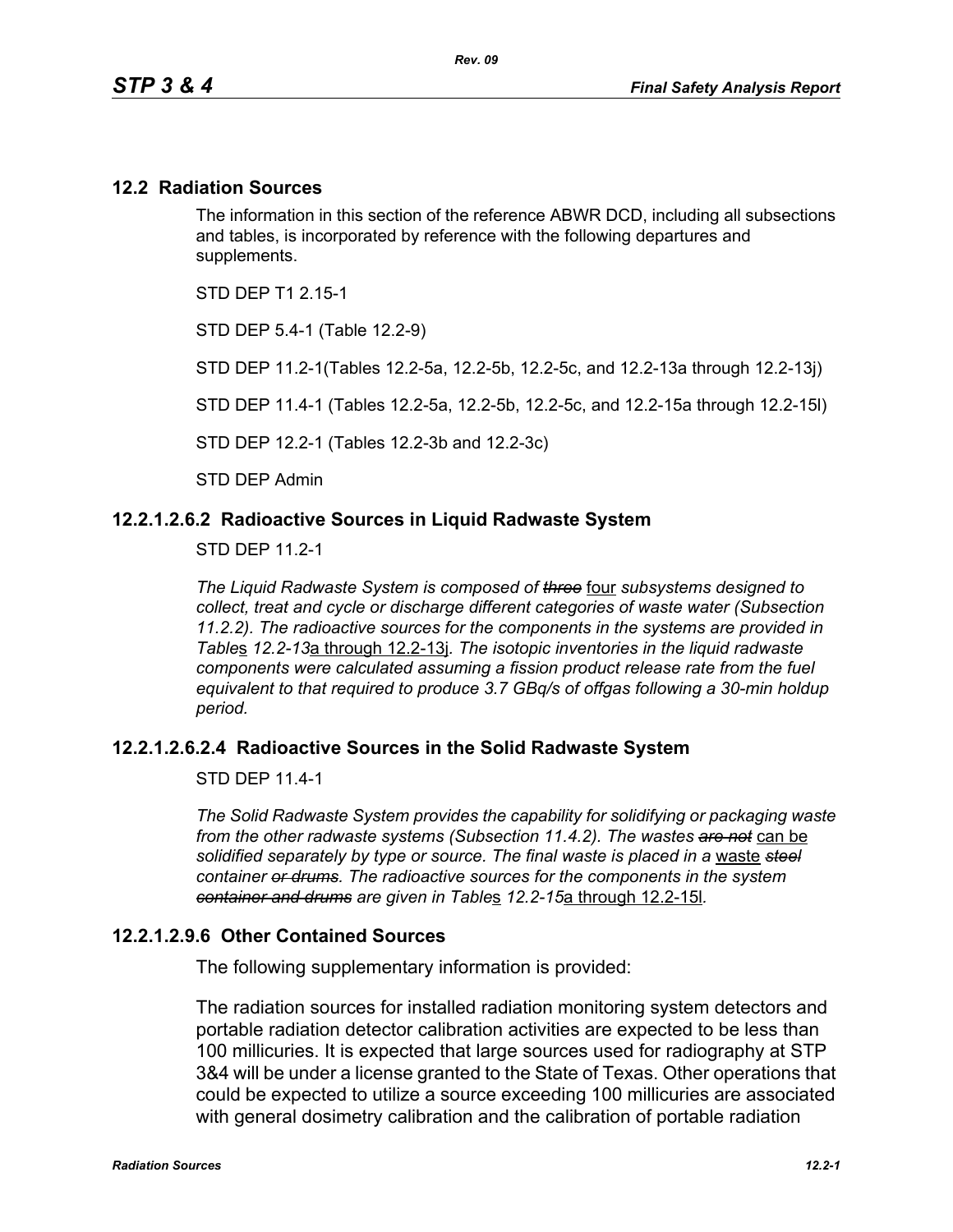## 12.2 Radiation Sources

The information in this section of the reference ABWR DCD, including all subsections and tables, is incorporated by reference with the following departures and supplements.

STD DEP T1 2.15-1

STD DEP 5.4-1 (Table 12.2-9)

STD DEP 11.2-1(Tables 12.2-5a, 12.2-5b, 12.2-5c, and 12.2-13a through 12.2-13j)

STD DEP 11.4-1 (Tables 12.2-5a, 12.2-5b, 12.2-5c, and 12.2-15a through 12.2-15l)

STD DEP 12.2-1 (Tables 12.2-3b and 12.2-3c)

STD DEP Admin

### 12.2.1.2.6.2 Radioactive Sources in Liquid Radwaste System

STD DEP 11.2-1

*The Liquid Radwaste System is composed of ~~three~~* four *subsystems designed to collect, treat and cycle or discharge different categories of waste water (Subsection 11.2.2). The radioactive sources for the components in the systems are provided in Table*s *12.2-13*a through 12.2-13j*. The isotopic inventories in the liquid radwaste components were calculated assuming a fission product release rate from the fuel equivalent to that required to produce 3.7 GBq/s of offgas following a 30-min holdup period.*

### 12.2.1.2.6.2.4 Radioactive Sources in the Solid Radwaste System

STD DEP 11.4-1

*The Solid Radwaste System provides the capability for solidifying or packaging waste from the other radwaste systems (Subsection 11.4.2). The wastes ~~are not~~* can be *solidified separately by type or source. The final waste is placed in a* waste *~~steel~~ container ~~or drums~~. The radioactive sources for the components in the system ~~container and drums~~ are given in Table*s *12.2-15*a through 12.2-15l*.*

### 12.2.1.2.9.6 Other Contained Sources

The following supplementary information is provided:

The radiation sources for installed radiation monitoring system detectors and portable radiation detector calibration activities are expected to be less than 100 millicuries. It is expected that large sources used for radiography at STP 3&4 will be under a license granted to the State of Texas. Other operations that could be expected to utilize a source exceeding 100 millicuries are associated with general dosimetry calibration and the calibration of portable radiation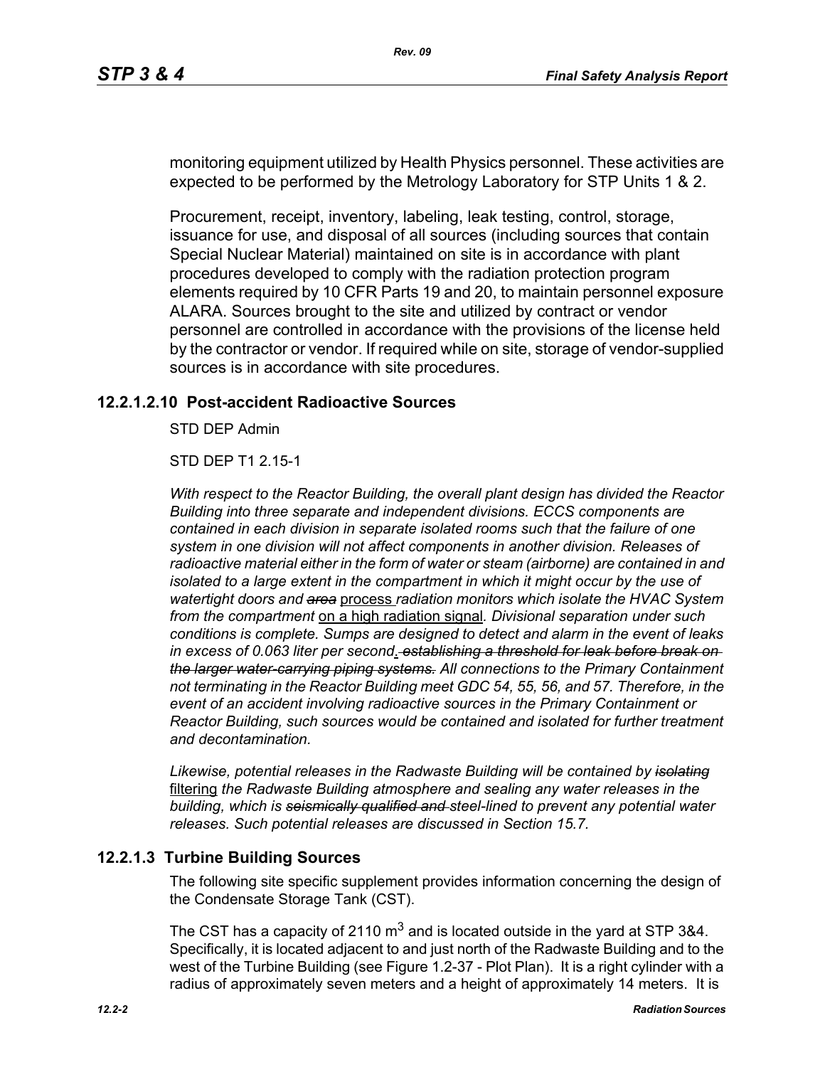monitoring equipment utilized by Health Physics personnel. These activities are expected to be performed by the Metrology Laboratory for STP Units 1 & 2.

Procurement, receipt, inventory, labeling, leak testing, control, storage, issuance for use, and disposal of all sources (including sources that contain Special Nuclear Material) maintained on site is in accordance with plant procedures developed to comply with the radiation protection program elements required by 10 CFR Parts 19 and 20, to maintain personnel exposure ALARA. Sources brought to the site and utilized by contract or vendor personnel are controlled in accordance with the provisions of the license held by the contractor or vendor. If required while on site, storage of vendor-supplied sources is in accordance with site procedures.

### 12.2.1.2.10 Post-accident Radioactive Sources

STD DEP Admin

STD DEP T1 2.15-1

*With respect to the Reactor Building, the overall plant design has divided the Reactor Building into three separate and independent divisions. ECCS components are contained in each division in separate isolated rooms such that the failure of one system in one division will not affect components in another division. Releases of radioactive material either in the form of water or steam (airborne) are contained in and isolated to a large extent in the compartment in which it might occur by the use of watertight doors and ~~area~~* process *radiation monitors which isolate the HVAC System from the compartment* on a high radiation signal*. Divisional separation under such conditions is complete. Sumps are designed to detect and alarm in the event of leaks in excess of 0.063 liter per second*. ~~*establishing a threshold for leak before break on the larger water-carrying piping systems.*~~ *All connections to the Primary Containment not terminating in the Reactor Building meet GDC 54, 55, 56, and 57. Therefore, in the event of an accident involving radioactive sources in the Primary Containment or Reactor Building, such sources would be contained and isolated for further treatment and decontamination.*

*Likewise, potential releases in the Radwaste Building will be contained by ~~isolating~~* filtering *the Radwaste Building atmosphere and sealing any water releases in the building, which is ~~seismically qualified and~~ steel-lined to prevent any potential water releases. Such potential releases are discussed in Section 15.7.*

## 12.2.1.3 Turbine Building Sources

The following site specific supplement provides information concerning the design of the Condensate Storage Tank (CST).

The CST has a capacity of 2110 $m^3$ and is located outside in the yard at STP 3&4. Specifically, it is located adjacent to and just north of the Radwaste Building and to the west of the Turbine Building (see Figure 1.2-37 - Plot Plan). It is a right cylinder with a radius of approximately seven meters and a height of approximately 14 meters. It is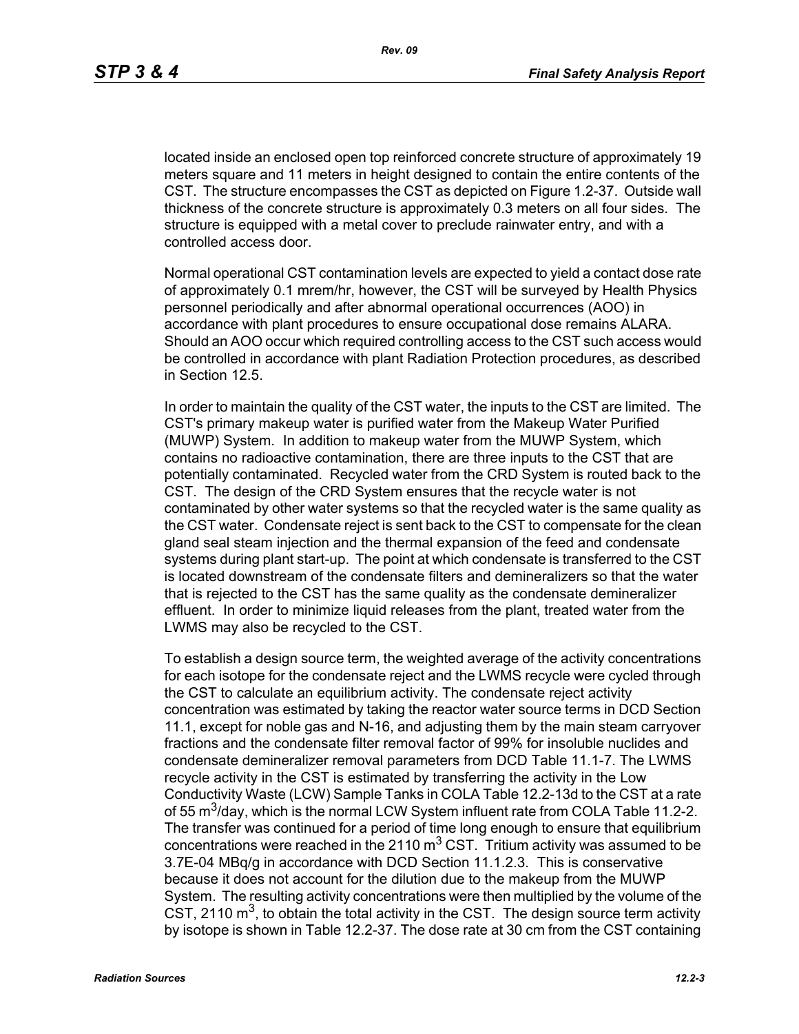located inside an enclosed open top reinforced concrete structure of approximately 19 meters square and 11 meters in height designed to contain the entire contents of the CST. The structure encompasses the CST as depicted on Figure 1.2-37. Outside wall thickness of the concrete structure is approximately 0.3 meters on all four sides. The structure is equipped with a metal cover to preclude rainwater entry, and with a controlled access door.

Normal operational CST contamination levels are expected to yield a contact dose rate of approximately 0.1 mrem/hr, however, the CST will be surveyed by Health Physics personnel periodically and after abnormal operational occurrences (AOO) in accordance with plant procedures to ensure occupational dose remains ALARA. Should an AOO occur which required controlling access to the CST such access would be controlled in accordance with plant Radiation Protection procedures, as described in Section 12.5.

In order to maintain the quality of the CST water, the inputs to the CST are limited. The CST's primary makeup water is purified water from the Makeup Water Purified (MUWP) System. In addition to makeup water from the MUWP System, which contains no radioactive contamination, there are three inputs to the CST that are potentially contaminated. Recycled water from the CRD System is routed back to the CST. The design of the CRD System ensures that the recycle water is not contaminated by other water systems so that the recycled water is the same quality as the CST water. Condensate reject is sent back to the CST to compensate for the clean gland seal steam injection and the thermal expansion of the feed and condensate systems during plant start-up. The point at which condensate is transferred to the CST is located downstream of the condensate filters and demineralizers so that the water that is rejected to the CST has the same quality as the condensate demineralizer effluent. In order to minimize liquid releases from the plant, treated water from the LWMS may also be recycled to the CST.

To establish a design source term, the weighted average of the activity concentrations for each isotope for the condensate reject and the LWMS recycle were cycled through the CST to calculate an equilibrium activity. The condensate reject activity concentration was estimated by taking the reactor water source terms in DCD Section 11.1, except for noble gas and N-16, and adjusting them by the main steam carryover fractions and the condensate filter removal factor of 99% for insoluble nuclides and condensate demineralizer removal parameters from DCD Table 11.1-7. The LWMS recycle activity in the CST is estimated by transferring the activity in the Low Conductivity Waste (LCW) Sample Tanks in COLA Table 12.2-13d to the CST at a rate of 55 $m^3$/day, which is the normal LCW System influent rate from COLA Table 11.2-2. The transfer was continued for a period of time long enough to ensure that equilibrium concentrations were reached in the 2110 $m^3$ CST. Tritium activity was assumed to be 3.7E-04 MBq/g in accordance with DCD Section 11.1.2.3. This is conservative because it does not account for the dilution due to the makeup from the MUWP System. The resulting activity concentrations were then multiplied by the volume of the CST, 2110 $m^3$, to obtain the total activity in the CST. The design source term activity by isotope is shown in Table 12.2-37. The dose rate at 30 cm from the CST containing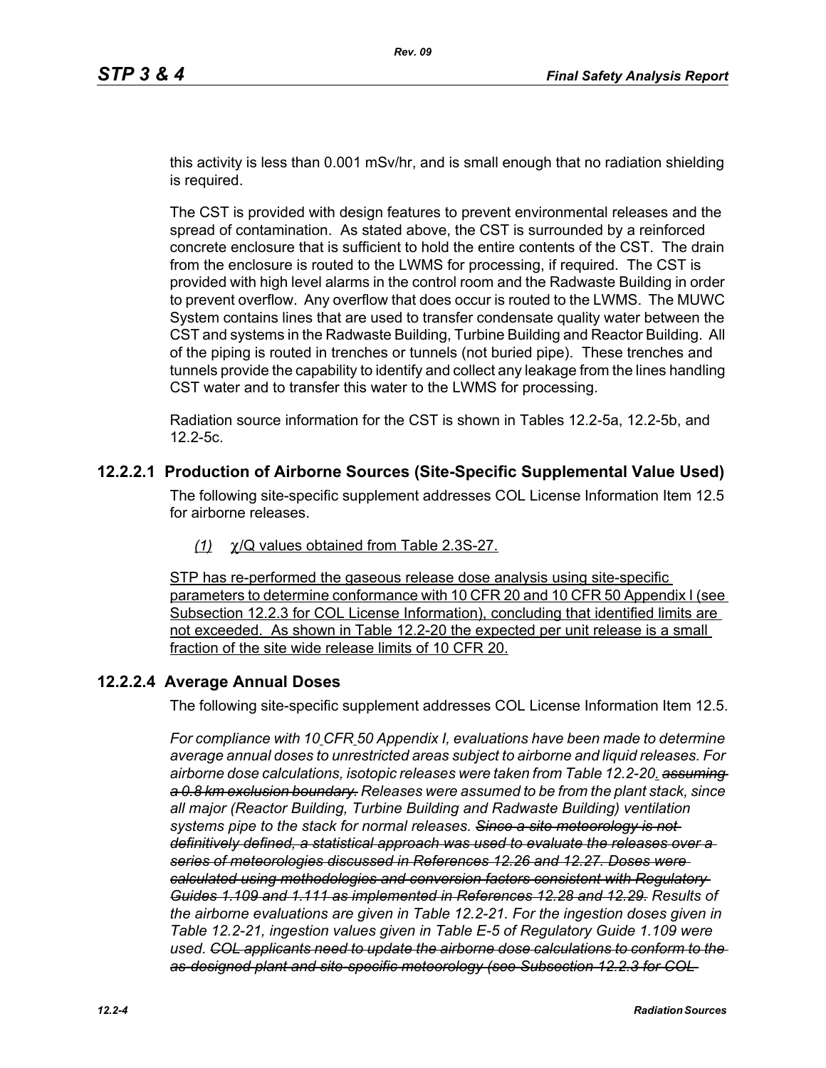this activity is less than 0.001 mSv/hr, and is small enough that no radiation shielding is required.

The CST is provided with design features to prevent environmental releases and the spread of contamination. As stated above, the CST is surrounded by a reinforced concrete enclosure that is sufficient to hold the entire contents of the CST. The drain from the enclosure is routed to the LWMS for processing, if required. The CST is provided with high level alarms in the control room and the Radwaste Building in order to prevent overflow. Any overflow that does occur is routed to the LWMS. The MUWC System contains lines that are used to transfer condensate quality water between the CST and systems in the Radwaste Building, Turbine Building and Reactor Building. All of the piping is routed in trenches or tunnels (not buried pipe). These trenches and tunnels provide the capability to identify and collect any leakage from the lines handling CST water and to transfer this water to the LWMS for processing.

Radiation source information for the CST is shown in Tables 12.2-5a, 12.2-5b, and 12.2-5c.

## 12.2.2.1 Production of Airborne Sources (Site-Specific Supplemental Value Used)

The following site-specific supplement addresses COL License Information Item 12.5 for airborne releases.

*(1)* $\chi$/Q values obtained from Table 2.3S-27.

STP has re-performed the gaseous release dose analysis using site-specific parameters to determine conformance with 10 CFR 20 and 10 CFR 50 Appendix I (see Subsection 12.2.3 for COL License Information), concluding that identified limits are not exceeded. As shown in Table 12.2-20 the expected per unit release is a small fraction of the site wide release limits of 10 CFR 20.

## 12.2.2.4 Average Annual Doses

The following site-specific supplement addresses COL License Information Item 12.5.

*For compliance with 10 CFR 50 Appendix I, evaluations have been made to determine average annual doses to unrestricted areas subject to airborne and liquid releases. For airborne dose calculations, isotopic releases were taken from Table 12.2-20. ~~assuming a 0.8 km exclusion boundary.~~ Releases were assumed to be from the plant stack, since all major (Reactor Building, Turbine Building and Radwaste Building) ventilation systems pipe to the stack for normal releases. ~~Since a site meteorology is not definitively defined, a statistical approach was used to evaluate the releases over a series of meteorologies discussed in References 12.26 and 12.27. Doses were calculated using methodologies and conversion factors consistent with Regulatory Guides 1.109 and 1.111 as implemented in References 12.28 and 12.29.~~ Results of the airborne evaluations are given in Table 12.2-21. For the ingestion doses given in Table 12.2-21, ingestion values given in Table E-5 of Regulatory Guide 1.109 were used. ~~COL applicants need to update the airborne dose calculations to conform to the as-designed plant and site-specific meteorology (see Subsection 12.2.3 for COL~~*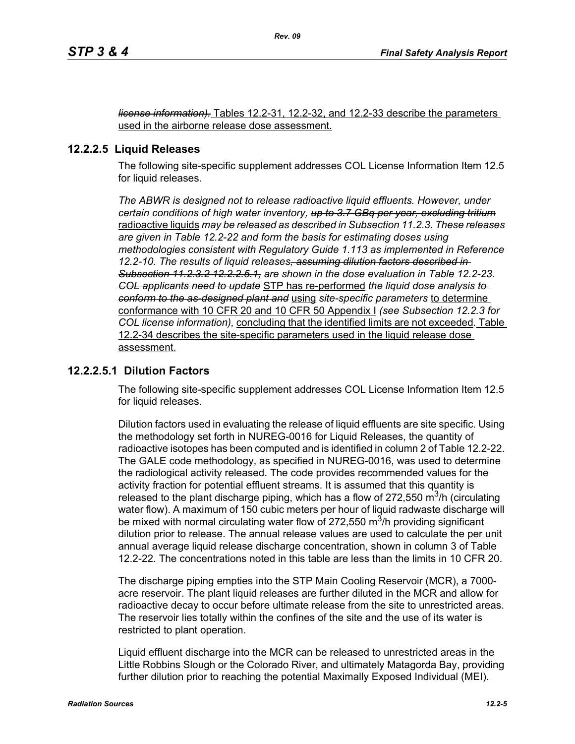~~*license information).*~~ Tables 12.2-31, 12.2-32, and 12.2-33 describe the parameters used in the airborne release dose assessment.

### 12.2.2.5 Liquid Releases

The following site-specific supplement addresses COL License Information Item 12.5 for liquid releases.

*The ABWR is designed not to release radioactive liquid effluents. However, under certain conditions of high water inventory,* ~~*up to 3.7 GBq per year, excluding tritium*~~ radioactive liquids *may be released as described in Subsection 11.2.3. These releases are given in Table 12.2-22 and form the basis for estimating doses using methodologies consistent with Regulatory Guide 1.113 as implemented in Reference 12.2-10. The results of liquid releases*~~*, assuming dilution factors described in Subsection 11.2.3.2 12.2.2.5.1,*~~ *are shown in the dose evaluation in Table 12.2-23.* ~~*COL applicants need to update*~~ STP has re-performed *the liquid dose analysis* ~~*to conform to the as-designed plant and*~~ using *site-specific parameters* to determine conformance with 10 CFR 20 and 10 CFR 50 Appendix I *(see Subsection 12.2.3 for COL license information),* concluding that the identified limits are not exceeded*.* Table 12.2-34 describes the site-specific parameters used in the liquid release dose assessment.

### 12.2.2.5.1 Dilution Factors

The following site-specific supplement addresses COL License Information Item 12.5 for liquid releases.

Dilution factors used in evaluating the release of liquid effluents are site specific. Using the methodology set forth in NUREG-0016 for Liquid Releases, the quantity of radioactive isotopes has been computed and is identified in column 2 of Table 12.2-22. The GALE code methodology, as specified in NUREG-0016, was used to determine the radiological activity released. The code provides recommended values for the activity fraction for potential effluent streams. It is assumed that this quantity is released to the plant discharge piping, which has a flow of 272,550 $m^3$/h (circulating water flow). A maximum of 150 cubic meters per hour of liquid radwaste discharge will be mixed with normal circulating water flow of 272,550 $m^3$/h providing significant dilution prior to release. The annual release values are used to calculate the per unit annual average liquid release discharge concentration, shown in column 3 of Table 12.2-22. The concentrations noted in this table are less than the limits in 10 CFR 20.

The discharge piping empties into the STP Main Cooling Reservoir (MCR), a 7000-acre reservoir. The plant liquid releases are further diluted in the MCR and allow for radioactive decay to occur before ultimate release from the site to unrestricted areas. The reservoir lies totally within the confines of the site and the use of its water is restricted to plant operation.

Liquid effluent discharge into the MCR can be released to unrestricted areas in the Little Robbins Slough or the Colorado River, and ultimately Matagorda Bay, providing further dilution prior to reaching the potential Maximally Exposed Individual (MEI).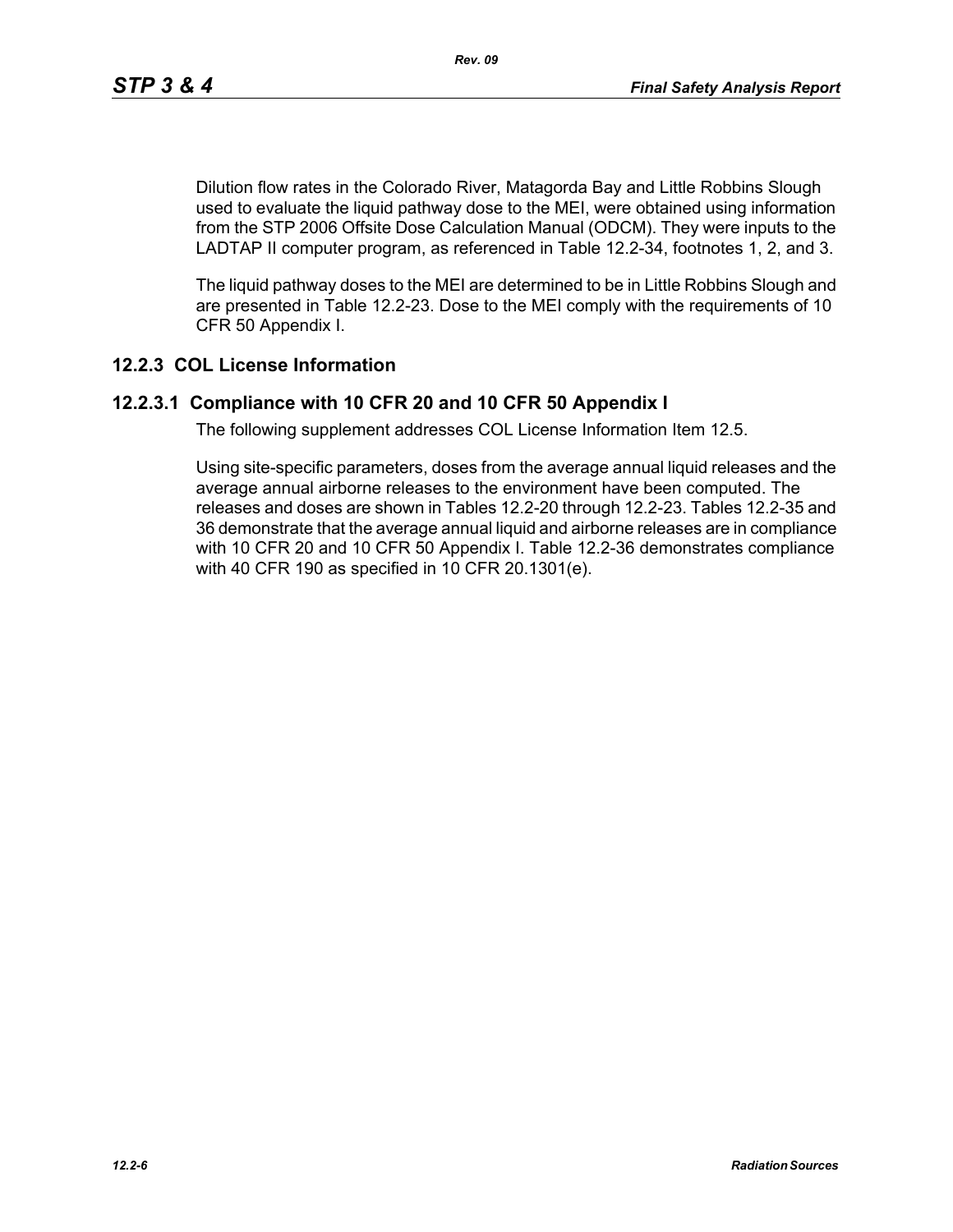Dilution flow rates in the Colorado River, Matagorda Bay and Little Robbins Slough used to evaluate the liquid pathway dose to the MEI, were obtained using information from the STP 2006 Offsite Dose Calculation Manual (ODCM). They were inputs to the LADTAP II computer program, as referenced in Table 12.2-34, footnotes 1, 2, and 3.

The liquid pathway doses to the MEI are determined to be in Little Robbins Slough and are presented in Table 12.2-23. Dose to the MEI comply with the requirements of 10 CFR 50 Appendix I.

## 12.2.3 COL License Information

### 12.2.3.1 Compliance with 10 CFR 20 and 10 CFR 50 Appendix I

The following supplement addresses COL License Information Item 12.5.

Using site-specific parameters, doses from the average annual liquid releases and the average annual airborne releases to the environment have been computed. The releases and doses are shown in Tables 12.2-20 through 12.2-23. Tables 12.2-35 and 36 demonstrate that the average annual liquid and airborne releases are in compliance with 10 CFR 20 and 10 CFR 50 Appendix I. Table 12.2-36 demonstrates compliance with 40 CFR 190 as specified in 10 CFR 20.1301(e).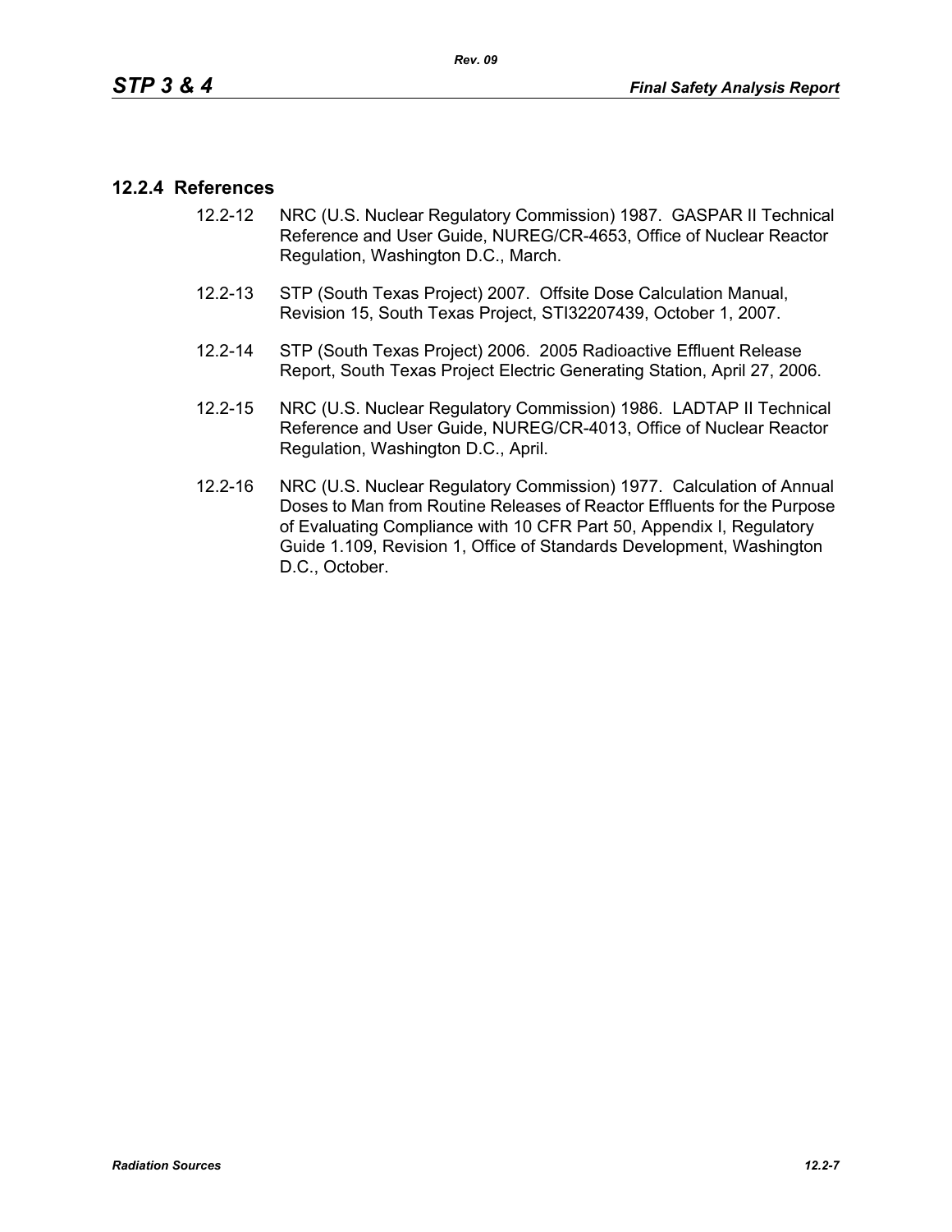### 12.2.4 References

12.2-12 NRC (U.S. Nuclear Regulatory Commission) 1987. GASPAR II Technical Reference and User Guide, NUREG/CR-4653, Office of Nuclear Reactor Regulation, Washington D.C., March.

12.2-13 STP (South Texas Project) 2007. Offsite Dose Calculation Manual, Revision 15, South Texas Project, STI32207439, October 1, 2007.

12.2-14 STP (South Texas Project) 2006. 2005 Radioactive Effluent Release Report, South Texas Project Electric Generating Station, April 27, 2006.

12.2-15 NRC (U.S. Nuclear Regulatory Commission) 1986. LADTAP II Technical Reference and User Guide, NUREG/CR-4013, Office of Nuclear Reactor Regulation, Washington D.C., April.

12.2-16 NRC (U.S. Nuclear Regulatory Commission) 1977. Calculation of Annual Doses to Man from Routine Releases of Reactor Effluents for the Purpose of Evaluating Compliance with 10 CFR Part 50, Appendix I, Regulatory Guide 1.109, Revision 1, Office of Standards Development, Washington D.C., October.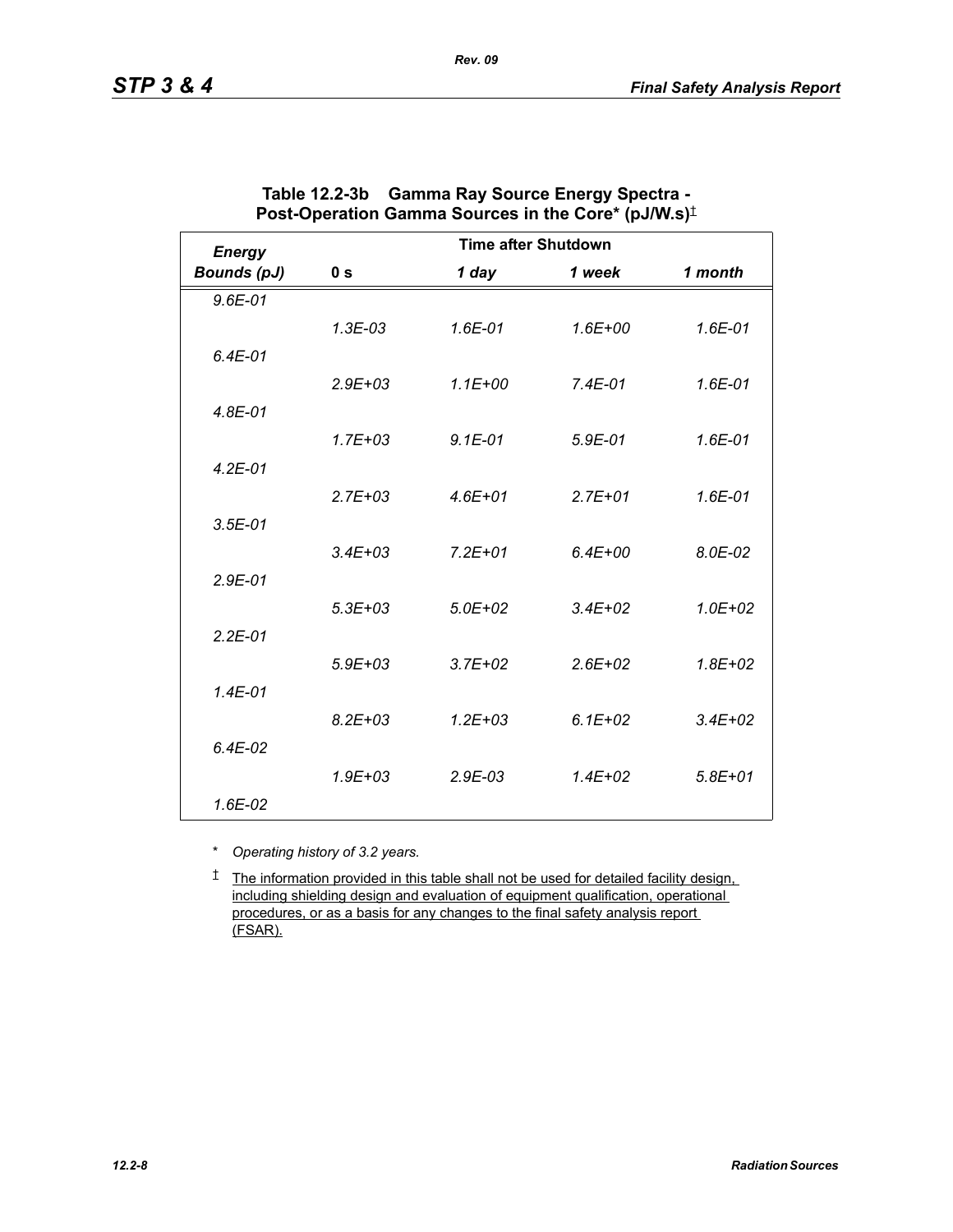**Table 12.2-3b Gamma Ray Source Energy Spectra - Post-Operation Gamma Sources in the Core* (pJ/W.s)‡**

| *Energy Bounds (pJ)* | **Time after Shutdown** | | | |
|---|---|---|---|---|
| | **0 s** | ***1 day*** | ***1 week*** | ***1 month*** |
| *9.6E-01* | | | | |
| | *1.3E-03* | *1.6E-01* | *1.6E+00* | *1.6E-01* |
| *6.4E-01* | | | | |
| | *2.9E+03* | *1.1E+00* | *7.4E-01* | *1.6E-01* |
| *4.8E-01* | | | | |
| | *1.7E+03* | *9.1E-01* | *5.9E-01* | *1.6E-01* |
| *4.2E-01* | | | | |
| | *2.7E+03* | *4.6E+01* | *2.7E+01* | *1.6E-01* |
| *3.5E-01* | | | | |
| | *3.4E+03* | *7.2E+01* | *6.4E+00* | *8.0E-02* |
| *2.9E-01* | | | | |
| | *5.3E+03* | *5.0E+02* | *3.4E+02* | *1.0E+02* |
| *2.2E-01* | | | | |
| | *5.9E+03* | *3.7E+02* | *2.6E+02* | *1.8E+02* |
| *1.4E-01* | | | | |
| | *8.2E+03* | *1.2E+03* | *6.1E+02* | *3.4E+02* |
| *6.4E-02* | | | | |
| | *1.9E+03* | *2.9E-03* | *1.4E+02* | *5.8E+01* |
| *1.6E-02* | | | | |

\* *Operating history of 3.2 years.*

‡ The information provided in this table shall not be used for detailed facility design, including shielding design and evaluation of equipment qualification, operational procedures, or as a basis for any changes to the final safety analysis report (FSAR).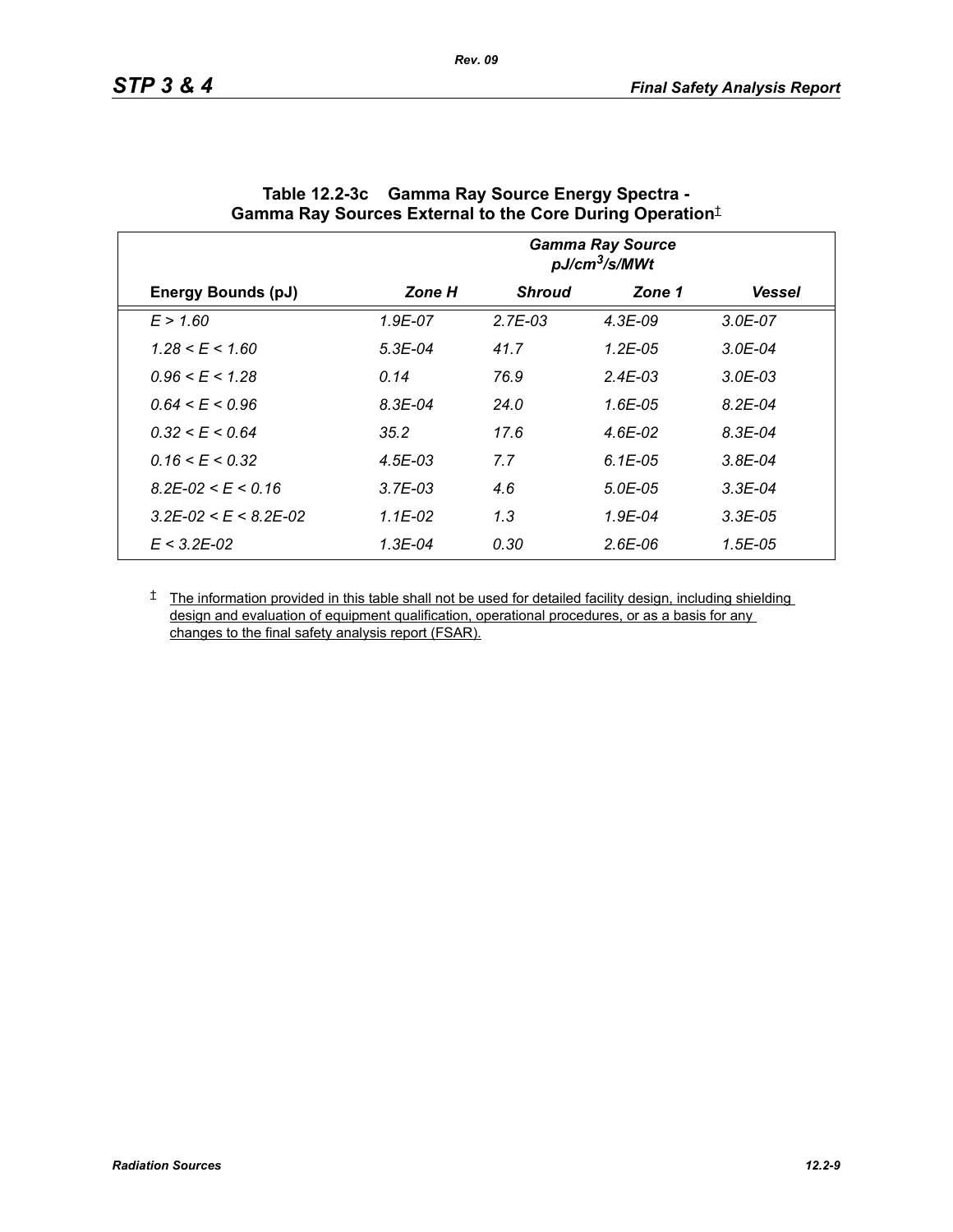## Table 12.2-3c Gamma Ray Source Energy Spectra - Gamma Ray Sources External to the Core During Operation‡

| | Gamma Ray Source $pJ/cm^3/s/MWt$ | | | |
|---|---|---|---|---|
| **Energy Bounds (pJ)** | ***Zone H*** | ***Shroud*** | ***Zone 1*** | ***Vessel*** |
| *E > 1.60* | *1.9E-07* | *2.7E-03* | *4.3E-09* | *3.0E-07* |
| *1.28 < E < 1.60* | *5.3E-04* | *41.7* | *1.2E-05* | *3.0E-04* |
| *0.96 < E < 1.28* | *0.14* | *76.9* | *2.4E-03* | *3.0E-03* |
| *0.64 < E < 0.96* | *8.3E-04* | *24.0* | *1.6E-05* | *8.2E-04* |
| *0.32 < E < 0.64* | *35.2* | *17.6* | *4.6E-02* | *8.3E-04* |
| *0.16 < E < 0.32* | *4.5E-03* | *7.7* | *6.1E-05* | *3.8E-04* |
| *8.2E-02 < E < 0.16* | *3.7E-03* | *4.6* | *5.0E-05* | *3.3E-04* |
| *3.2E-02 < E < 8.2E-02* | *1.1E-02* | *1.3* | *1.9E-04* | *3.3E-05* |
| *E < 3.2E-02* | *1.3E-04* | *0.30* | *2.6E-06* | *1.5E-05* |

‡ The information provided in this table shall not be used for detailed facility design, including shielding design and evaluation of equipment qualification, operational procedures, or as a basis for any changes to the final safety analysis report (FSAR).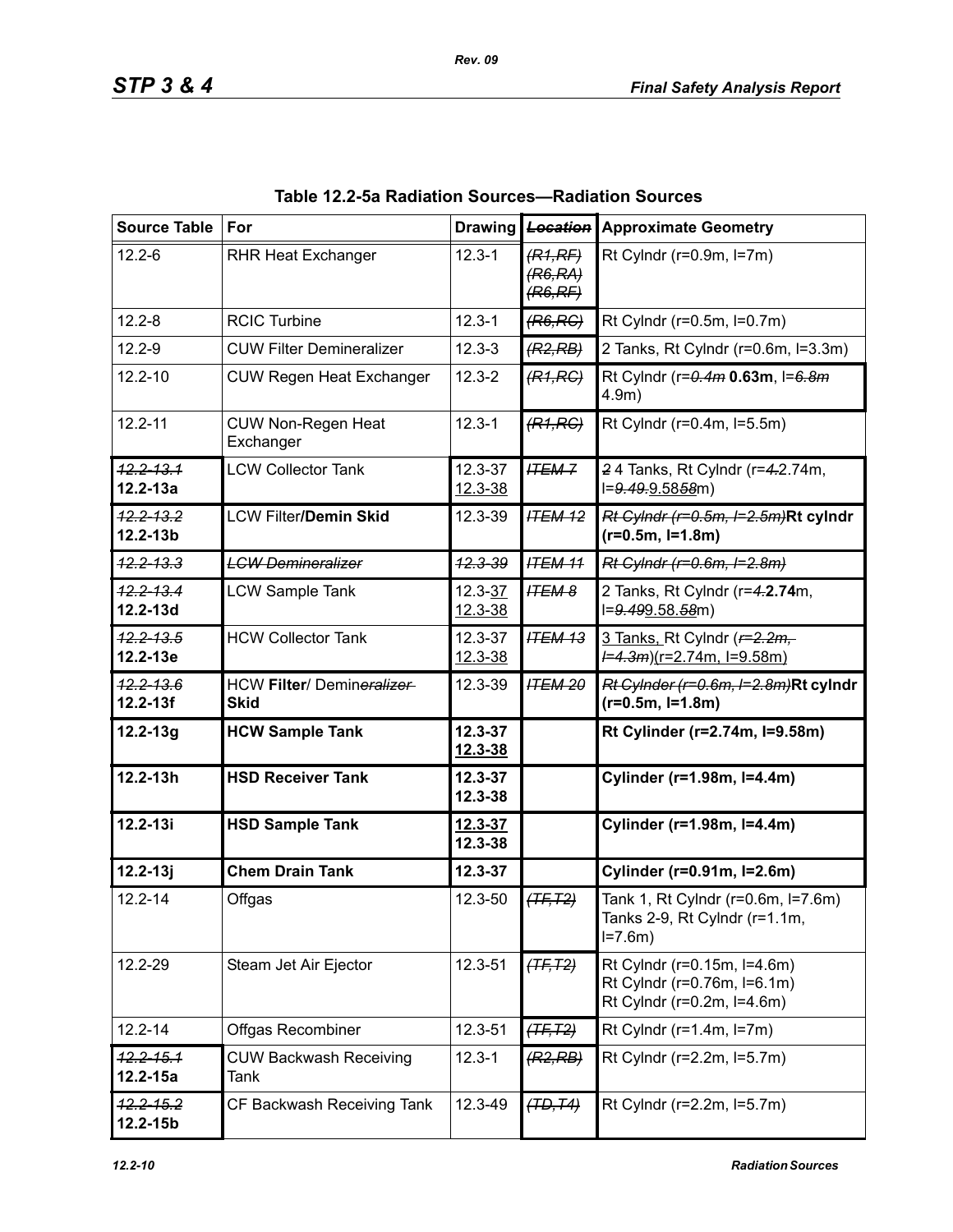**Table 12.2-5a Radiation Sources—Radiation Sources**

| Source Table | For | Drawing | ~~*Location*~~ | Approximate Geometry |
|---|---|---|---|---|
| 12.2-6 | RHR Heat Exchanger | 12.3-1 | ~~*(R1,RF)*~~ ~~*(R6,RA)*~~ ~~*(R6,RF)*~~ | Rt Cylndr (r=0.9m, l=7m) |
| 12.2-8 | RCIC Turbine | 12.3-1 | ~~*(R6,RC)*~~ | Rt Cylndr (r=0.5m, l=0.7m) |
| 12.2-9 | CUW Filter Demineralizer | 12.3-3 | ~~*(R2,RB)*~~ | 2 Tanks, Rt Cylndr (r=0.6m, l=3.3m) |
| 12.2-10 | CUW Regen Heat Exchanger | 12.3-2 | ~~*(R1,RC)*~~ | Rt Cylndr (r=~~*0.4m*~~ **0.63m**, l=~~*6.8m*~~ 4.9m) |
| 12.2-11 | CUW Non-Regen Heat Exchanger | 12.3-1 | ~~*(R1,RC)*~~ | Rt Cylndr (r=0.4m, l=5.5m) |
| ~~*12.2-13.1*~~ **12.2-13a** | LCW Collector Tank | 12.3-37 12.3-38 | ~~*ITEM 7*~~ | ~~*2*~~ 4 Tanks, Rt Cylndr (r=~~*4.*~~2.74m, l=~~*9.49.*~~9.58~~*58*~~m) |
| ~~*12.2-13.2*~~ **12.2-13b** | LCW Filter**/Demin Skid** | 12.3-39 | ~~*ITEM 12*~~ | ~~*Rt Cylndr (r=0.5m, l=2.5m)*~~ **Rt cylndr (r=0.5m, l=1.8m)** |
| ~~*12.2-13.3*~~ | ~~*LCW Demineralizer*~~ | ~~*12.3-39*~~ | ~~*ITEM 11*~~ | ~~*Rt Cylndr (r=0.6m, l=2.8m)*~~ |
| ~~*12.2-13.4*~~ **12.2-13d** | LCW Sample Tank | 12.3-37 12.3-38 | ~~*ITEM 8*~~ | 2 Tanks, Rt Cylndr (r=~~*4.*~~**2.74**m, l=~~*9.49*~~9.58.~~*58*~~m) |
| ~~*12.2-13.5*~~ **12.2-13e** | HCW Collector Tank | 12.3-37 12.3-38 | ~~*ITEM 13*~~ | 3 Tanks, Rt Cylndr (~~*r=2.2m, l=4.3m*~~)(r=2.74m, l=9.58m) |
| ~~*12.2-13.6*~~ **12.2-13f** | HCW **Filter**/ Demin~~*eralizer*~~ **Skid** | 12.3-39 | ~~*ITEM 20*~~ | ~~*Rt Cylnder (r=0.6m, l=2.8m)*~~ **Rt cylndr (r=0.5m, l=1.8m)** |
| **12.2-13g** | **HCW Sample Tank** | **12.3-37 12.3-38** | | **Rt Cylinder (r=2.74m, l=9.58m)** |
| **12.2-13h** | **HSD Receiver Tank** | **12.3-37 12.3-38** | | **Cylinder (r=1.98m, l=4.4m)** |
| **12.2-13i** | **HSD Sample Tank** | **12.3-37 12.3-38** | | **Cylinder (r=1.98m, l=4.4m)** |
| **12.2-13j** | **Chem Drain Tank** | **12.3-37** | | **Cylinder (r=0.91m, l=2.6m)** |
| 12.2-14 | Offgas | 12.3-50 | ~~*(TF,T2)*~~ | Tank 1, Rt Cylndr (r=0.6m, l=7.6m) Tanks 2-9, Rt Cylndr (r=1.1m, l=7.6m) |
| 12.2-29 | Steam Jet Air Ejector | 12.3-51 | ~~*(TF,T2)*~~ | Rt Cylndr (r=0.15m, l=4.6m) Rt Cylndr (r=0.76m, l=6.1m) Rt Cylndr (r=0.2m, l=4.6m) |
| 12.2-14 | Offgas Recombiner | 12.3-51 | ~~*(TF,T2)*~~ | Rt Cylndr (r=1.4m, l=7m) |
| ~~*12.2-15.1*~~ **12.2-15a** | CUW Backwash Receiving Tank | 12.3-1 | ~~*(R2,RB)*~~ | Rt Cylndr (r=2.2m, l=5.7m) |
| ~~*12.2-15.2*~~ **12.2-15b** | CF Backwash Receiving Tank | 12.3-49 | ~~*(TD,T4)*~~ | Rt Cylndr (r=2.2m, l=5.7m) |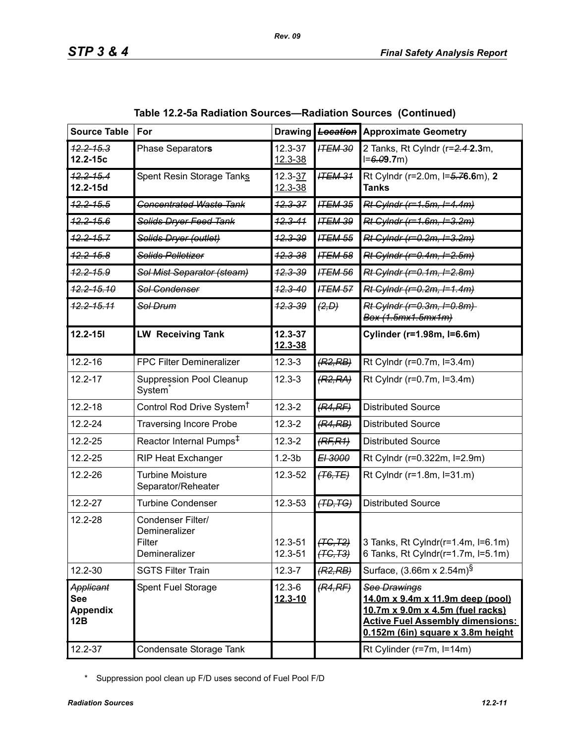**Table 12.2-5a Radiation Sources—Radiation Sources (Continued)**

| Source Table | For | Drawing | ~~Location~~ | Approximate Geometry |
|---|---|---|---|---|
| ~~12.2-15.3~~ **12.2-15c** | Phase Separator**s** | 12.3-37 12.3-38 | ~~ITEM 30~~ | 2 Tanks, Rt Cylndr (r=~~2.4~~ **2.3**m, l=~~6.0~~**9.7**m) |
| ~~12.2-15.4~~ **12.2-15d** | Spent Resin Storage Tanks | 12.3-37 12.3-38 | ~~ITEM 31~~ | Rt Cylndr (r=2.0m, l=~~5.7~~**6.6**m), **2 Tanks** |
| ~~12.2-15.5~~ | ~~Concentrated Waste Tank~~ | ~~12.3-37~~ | ~~ITEM 35~~ | ~~Rt Cylndr (r=1.5m, l=4.4m)~~ |
| ~~12.2-15.6~~ | ~~Solids Dryer Feed Tank~~ | ~~12.3-41~~ | ~~ITEM 39~~ | ~~Rt Cylndr (r=1.6m, l=3.2m)~~ |
| ~~12.2-15.7~~ | ~~Solids Dryer (outlet)~~ | ~~12.3-39~~ | ~~ITEM 55~~ | ~~Rt Cylndr (r=0.2m, l=3.2m)~~ |
| ~~12.2-15.8~~ | ~~Solids Pelletizer~~ | ~~12.3-38~~ | ~~ITEM 58~~ | ~~Rt Cylndr (r=0.4m, l=2.5m)~~ |
| ~~12.2-15.9~~ | ~~Sol Mist Separator (steam)~~ | ~~12.3-39~~ | ~~ITEM 56~~ | ~~Rt Cylndr (r=0.1m, l=2.8m)~~ |
| ~~12.2-15.10~~ | ~~Sol Condenser~~ | ~~12.3-40~~ | ~~ITEM 57~~ | ~~Rt Cylndr (r=0.2m, l=1.4m)~~ |
| ~~12.2-15.11~~ | ~~Sol Drum~~ | ~~12.3-39~~ | ~~(2,D)~~ | ~~Rt Cylndr (r=0.3m, l=0.8m) Box (1.5mx1.5mx1m)~~ |
| **12.2-15l** | **LW Receiving Tank** | **12.3-37 12.3-38** | | **Cylinder (r=1.98m, l=6.6m)** |
| 12.2-16 | FPC Filter Demineralizer | 12.3-3 | ~~(R2,RB)~~ | Rt Cylndr (r=0.7m, l=3.4m) |
| 12.2-17 | Suppression Pool Cleanup System* | 12.3-3 | ~~(R2,RA)~~ | Rt Cylndr (r=0.7m, l=3.4m) |
| 12.2-18 | Control Rod Drive System† | 12.3-2 | ~~(R4,RF)~~ | Distributed Source |
| 12.2-24 | Traversing Incore Probe | 12.3-2 | ~~(R4,RB)~~ | Distributed Source |
| 12.2-25 | Reactor Internal Pumps‡ | 12.3-2 | ~~(RF,R1)~~ | Distributed Source |
| 12.2-25 | RIP Heat Exchanger | 1.2-3b | ~~El 3000~~ | Rt Cylndr (r=0.322m, l=2.9m) |
| 12.2-26 | Turbine Moisture Separator/Reheater | 12.3-52 | ~~(T6,TE)~~ | Rt Cylndr (r=1.8m, l=31.m) |
| 12.2-27 | Turbine Condenser | 12.3-53 | ~~(TD,TG)~~ | Distributed Source |
| 12.2-28 | Condenser Filter/ Demineralizer Filter Demineralizer | 12.3-51 12.3-51 | ~~(TC,T2)~~ ~~(TC,T3)~~ | 3 Tanks, Rt Cylndr(r=1.4m, l=6.1m) 6 Tanks, Rt Cylndr(r=1.7m, l=5.1m) |
| 12.2-30 | SGTS Filter Train | 12.3-7 | ~~(R2,RB)~~ | Surface, (3.66m x 2.54m)§ |
| ~~Applicant~~ **See Appendix 12B** | Spent Fuel Storage | 12.3-6 12.3-10 | ~~(R4,RF)~~ | ~~See Drawings~~ **14.0m x 9.4m x 11.9m deep (pool) 10.7m x 9.0m x 4.5m (fuel racks) Active Fuel Assembly dimensions: 0.152m (6in) square x 3.8m height** |
| 12.2-37 | Condensate Storage Tank | | | Rt Cylinder (r=7m, l=14m) |

\* Suppression pool clean up F/D uses second of Fuel Pool F/D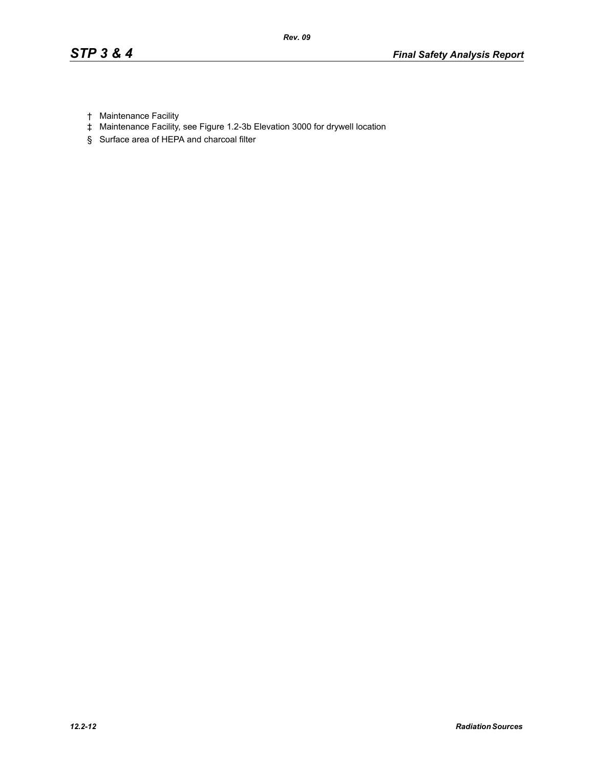† Maintenance Facility

‡ Maintenance Facility, see Figure 1.2-3b Elevation 3000 for drywell location

§ Surface area of HEPA and charcoal filter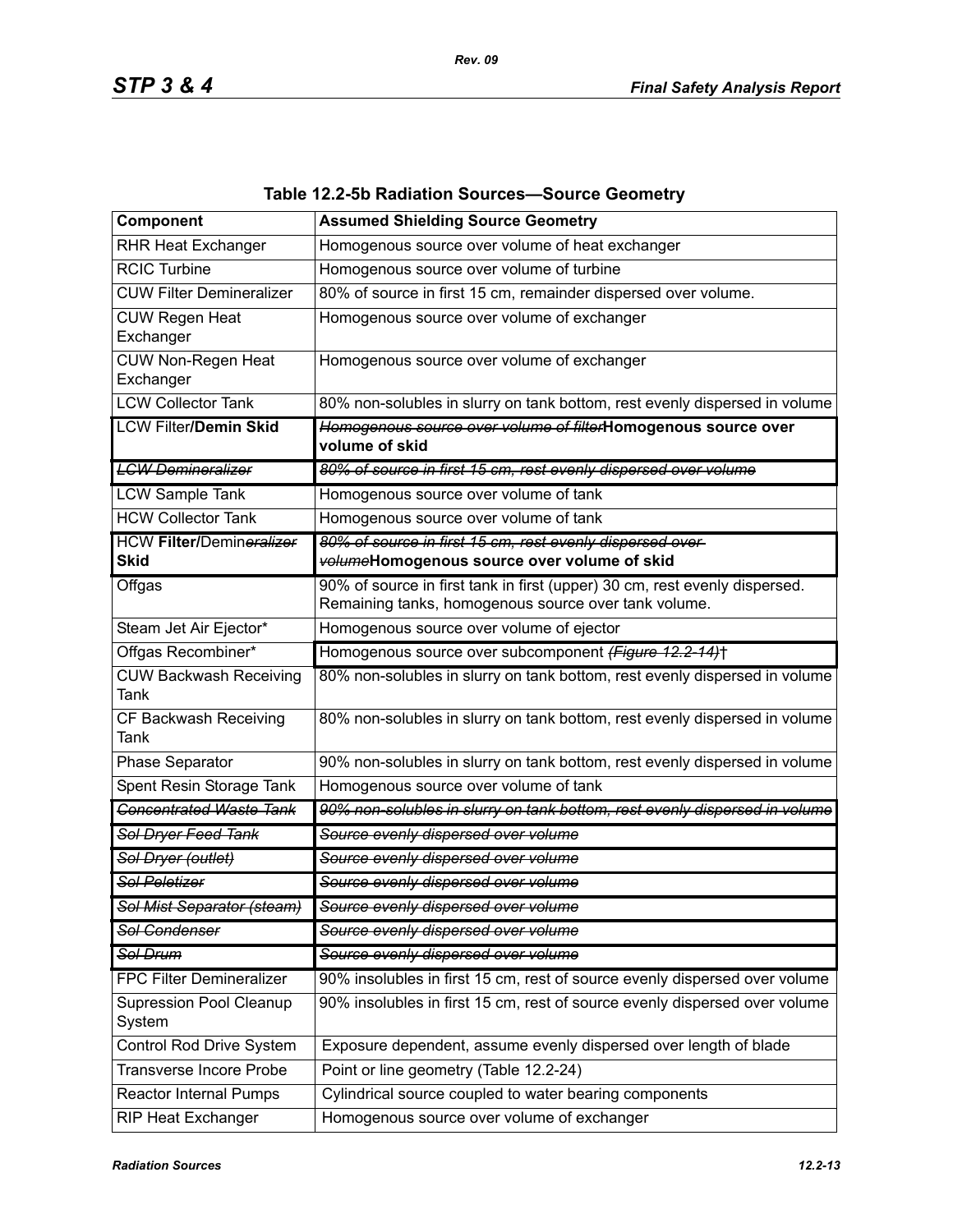**Table 12.2-5b Radiation Sources—Source Geometry**

| Component | Assumed Shielding Source Geometry |
|---|---|
| RHR Heat Exchanger | Homogenous source over volume of heat exchanger |
| RCIC Turbine | Homogenous source over volume of turbine |
| CUW Filter Demineralizer | 80% of source in first 15 cm, remainder dispersed over volume. |
| CUW Regen Heat Exchanger | Homogenous source over volume of exchanger |
| CUW Non-Regen Heat Exchanger | Homogenous source over volume of exchanger |
| LCW Collector Tank | 80% non-solubles in slurry on tank bottom, rest evenly dispersed in volume |
| LCW Filter**/Demin Skid** | ~~*Homogenous source over volume of filter*~~**Homogenous source over volume of skid** |
| ~~*LCW Demineralizer*~~ | ~~*80% of source in first 15 cm, rest evenly dispersed over volume*~~ |
| LCW Sample Tank | Homogenous source over volume of tank |
| HCW Collector Tank | Homogenous source over volume of tank |
| HCW **Filter/**Demin~~*eralizer*~~ **Skid** | ~~*80% of source in first 15 cm, rest evenly dispersed over volume*~~**Homogenous source over volume of skid** |
| Offgas | 90% of source in first tank in first (upper) 30 cm, rest evenly dispersed. Remaining tanks, homogenous source over tank volume. |
| Steam Jet Air Ejector* | Homogenous source over volume of ejector |
| Offgas Recombiner* | Homogenous source over subcomponent ~~*(Figure 12.2-14)*~~† |
| CUW Backwash Receiving Tank | 80% non-solubles in slurry on tank bottom, rest evenly dispersed in volume |
| CF Backwash Receiving Tank | 80% non-solubles in slurry on tank bottom, rest evenly dispersed in volume |
| Phase Separator | 90% non-solubles in slurry on tank bottom, rest evenly dispersed in volume |
| Spent Resin Storage Tank | Homogenous source over volume of tank |
| ~~*Concentrated Waste Tank*~~ | ~~*90% non-solubles in slurry on tank bottom, rest evenly dispersed in volume*~~ |
| ~~*Sol Dryer Feed Tank*~~ | ~~*Source evenly dispersed over volume*~~ |
| ~~*Sol Dryer (outlet)*~~ | ~~*Source evenly dispersed over volume*~~ |
| ~~*Sol Peletizer*~~ | ~~*Source evenly dispersed over volume*~~ |
| ~~*Sol Mist Separator (steam)*~~ | ~~*Source evenly dispersed over volume*~~ |
| ~~*Sol Condenser*~~ | ~~*Source evenly dispersed over volume*~~ |
| ~~*Sol Drum*~~ | ~~*Source evenly dispersed over volume*~~ |
| FPC Filter Demineralizer | 90% insolubles in first 15 cm, rest of source evenly dispersed over volume |
| Supression Pool Cleanup System | 90% insolubles in first 15 cm, rest of source evenly dispersed over volume |
| Control Rod Drive System | Exposure dependent, assume evenly dispersed over length of blade |
| Transverse Incore Probe | Point or line geometry (Table 12.2-24) |
| Reactor Internal Pumps | Cylindrical source coupled to water bearing components |
| RIP Heat Exchanger | Homogenous source over volume of exchanger |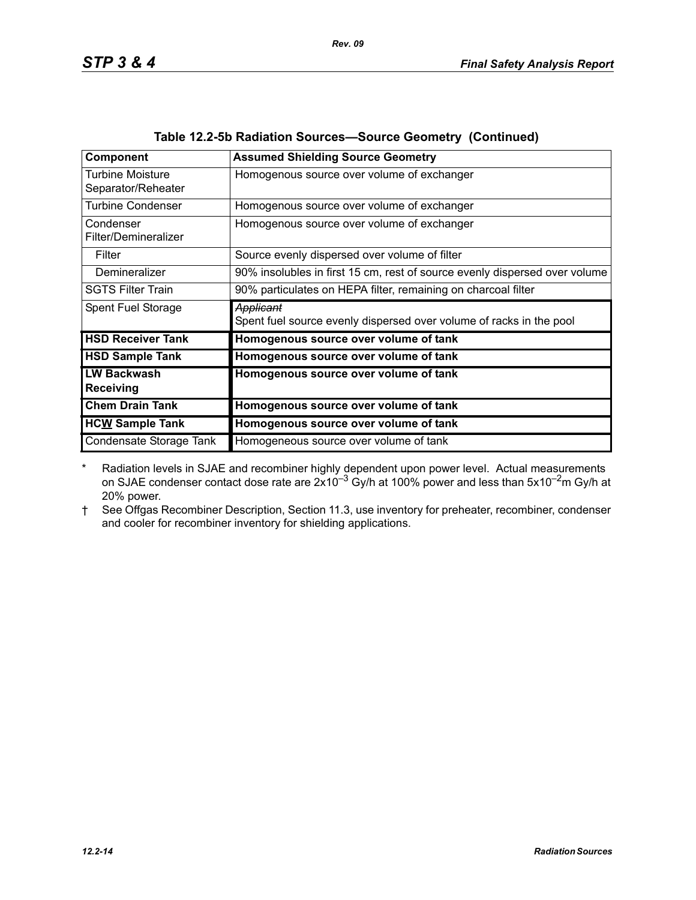### Table 12.2-5b Radiation Sources—Source Geometry (Continued)

| Component | Assumed Shielding Source Geometry |
|---|---|
| Turbine Moisture Separator/Reheater | Homogenous source over volume of exchanger |
| Turbine Condenser | Homogenous source over volume of exchanger |
| Condenser Filter/Demineralizer | Homogenous source over volume of exchanger |
| Filter | Source evenly dispersed over volume of filter |
| Demineralizer | 90% insolubles in first 15 cm, rest of source evenly dispersed over volume |
| SGTS Filter Train | 90% particulates on HEPA filter, remaining on charcoal filter |
| Spent Fuel Storage | ~~Applicant~~ Spent fuel source evenly dispersed over volume of racks in the pool |
| **HSD Receiver Tank** | **Homogenous source over volume of tank** |
| **HSD Sample Tank** | **Homogenous source over volume of tank** |
| **LW Backwash Receiving** | **Homogenous source over volume of tank** |
| **Chem Drain Tank** | **Homogenous source over volume of tank** |
| **HCW Sample Tank** | **Homogenous source over volume of tank** |
| Condensate Storage Tank | Homogeneous source over volume of tank |

\* Radiation levels in SJAE and recombiner highly dependent upon power level. Actual measurements on SJAE condenser contact dose rate are $2x10^{-3}$ Gy/h at 100% power and less than $5x10^{-2}$m Gy/h at 20% power.

† See Offgas Recombiner Description, Section 11.3, use inventory for preheater, recombiner, condenser and cooler for recombiner inventory for shielding applications.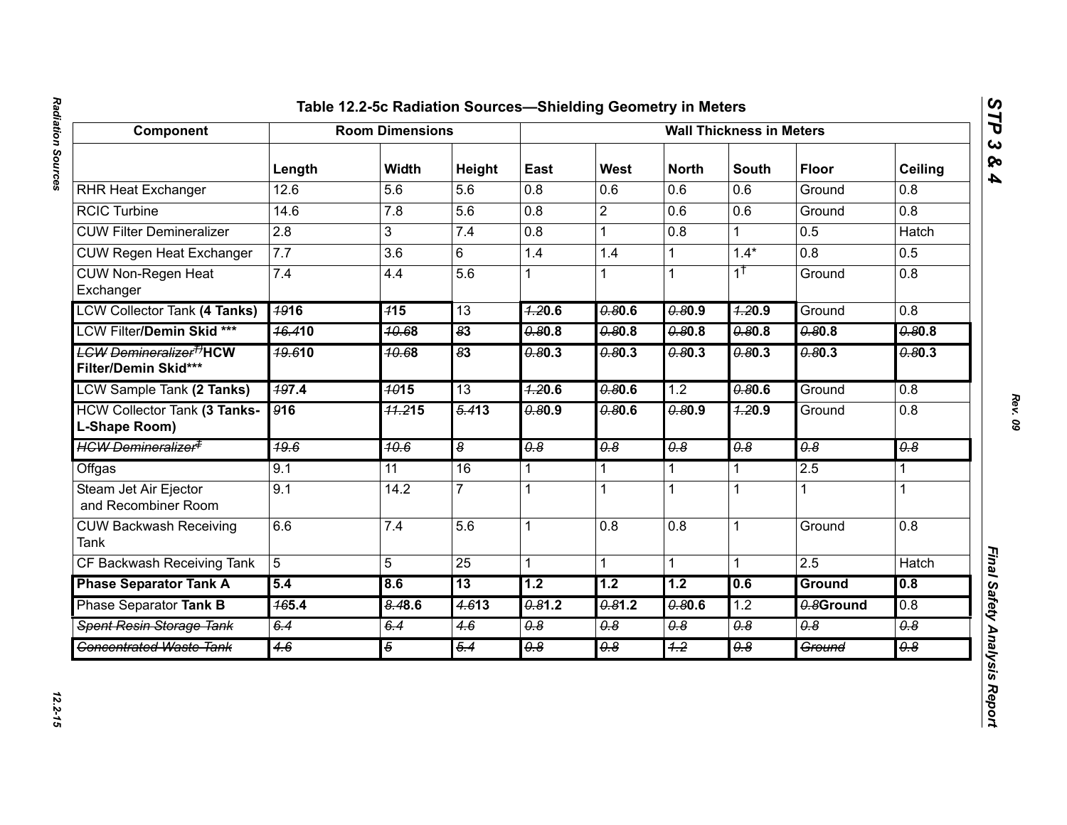# Table 12.2-5c Radiation Sources—Shielding Geometry in Meters

| Component | Room Dimensions | | | Wall Thickness in Meters | | | | | |
|---|---|---|---|---|---|---|---|---|---|
| | Length | Width | Height | East | West | North | South | Floor | Ceiling |
| RHR Heat Exchanger | 12.6 | 5.6 | 5.6 | 0.8 | 0.6 | 0.6 | 0.6 | Ground | 0.8 |
| RCIC Turbine | 14.6 | 7.8 | 5.6 | 0.8 | 2 | 0.6 | 0.6 | Ground | 0.8 |
| CUW Filter Demineralizer | 2.8 | 3 | 7.4 | 0.8 | 1 | 0.8 | 1 | 0.5 | Hatch |
| CUW Regen Heat Exchanger | 7.7 | 3.6 | 6 | 1.4 | 1.4 | 1 | 1.4* | 0.8 | 0.5 |
| CUW Non-Regen Heat Exchanger | 7.4 | 4.4 | 5.6 | 1 | 1 | 1 | 1[†] | Ground | 0.8 |
| LCW Collector Tank **(4 Tanks)** | ~~19~~**16** | ~~1~~**15** | 13 | ~~1.2~~**0.6** | ~~0.8~~**0.6** | ~~0.8~~**0.9** | ~~1.2~~**0.9** | Ground | 0.8 |
| LCW Filter**/Demin Skid \*\*\*** | ~~16.4~~**10** | ~~10.6~~**8** | ~~8~~**3** | ~~0.8~~**0.8** | ~~0.8~~**0.8** | ~~0.8~~**0.8** | ~~0.8~~**0.8** | ~~0.8~~**0.8** | ~~0.8~~**0.8** |
| ~~LCW Demineralizer[‡]~~**HCW Filter/Demin Skid\*\*\*** | ~~19.6~~**10** | ~~10.6~~**8** | ~~8~~**3** | ~~0.8~~**0.3** | ~~0.8~~**0.3** | ~~0.8~~**0.3** | ~~0.8~~**0.3** | ~~0.8~~**0.3** | ~~0.8~~**0.3** |
| LCW Sample Tank **(2 Tanks)** | ~~19~~**7.4** | ~~10~~**15** | 13 | ~~1.2~~**0.6** | ~~0.8~~**0.6** | 1.2 | ~~0.8~~**0.6** | Ground | 0.8 |
| HCW Collector Tank **(3 Tanks-L-Shape Room)** | ~~9~~**16** | ~~11.2~~**15** | ~~5.4~~**13** | ~~0.8~~**0.9** | ~~0.8~~**0.6** | ~~0.8~~**0.9** | ~~1.2~~**0.9** | Ground | 0.8 |
| ~~HCW Demineralizer[‡]~~ | ~~19.6~~ | ~~10.6~~ | ~~8~~ | ~~0.8~~ | ~~0.8~~ | ~~0.8~~ | ~~0.8~~ | ~~0.8~~ | ~~0.8~~ |
| Offgas | 9.1 | 11 | 16 | 1 | 1 | 1 | 1 | 2.5 | 1 |
| Steam Jet Air Ejector and Recombiner Room | 9.1 | 14.2 | 7 | 1 | 1 | 1 | 1 | 1 | 1 |
| CUW Backwash Receiving Tank | 6.6 | 7.4 | 5.6 | 1 | 0.8 | 0.8 | 1 | Ground | 0.8 |
| CF Backwash Receiving Tank | 5 | 5 | 25 | 1 | 1 | 1 | 1 | 2.5 | Hatch |
| **Phase Separator Tank A** | **5.4** | **8.6** | **13** | **1.2** | **1.2** | **1.2** | **0.6** | **Ground** | **0.8** |
| Phase Separator **Tank B** | ~~16~~**5.4** | ~~8.4~~**8.6** | ~~4.6~~**13** | ~~0.8~~**1.2** | ~~0.8~~**1.2** | ~~0.8~~**0.6** | 1.2 | ~~0.8~~**Ground** | 0.8 |
| ~~Spent Resin Storage Tank~~ | ~~6.4~~ | ~~6.4~~ | ~~4.6~~ | ~~0.8~~ | ~~0.8~~ | ~~0.8~~ | ~~0.8~~ | ~~0.8~~ | ~~0.8~~ |
| ~~Concentrated Waste Tank~~ | ~~4.6~~ | ~~5~~ | ~~5.4~~ | ~~0.8~~ | ~~0.8~~ | ~~1.2~~ | ~~0.8~~ | ~~Ground~~ | ~~0.8~~ |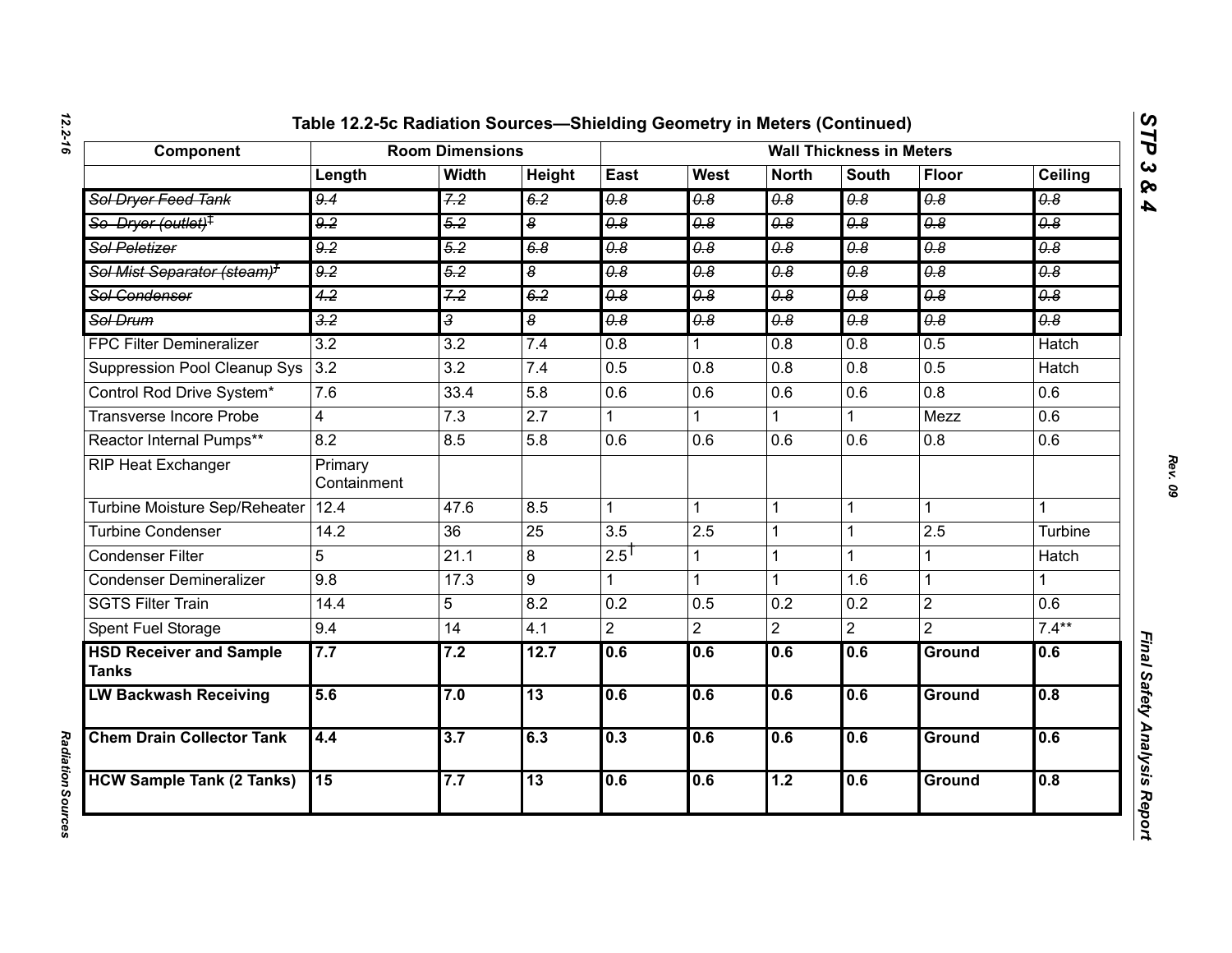**Table 12.2-5c Radiation Sources—Shielding Geometry in Meters (Continued)**

| Component | Room Dimensions | | | Wall Thickness in Meters | | | | | |
|---|---|---|---|---|---|---|---|---|---|
| | Length | Width | Height | East | West | North | South | Floor | Ceiling |
| ~~Sol Dryer Feed Tank~~ | ~~9.4~~ | ~~7.2~~ | ~~6.2~~ | ~~0.8~~ | ~~0.8~~ | ~~0.8~~ | ~~0.8~~ | ~~0.8~~ | ~~0.8~~ |
| ~~So Dryer (outlet)‡~~ | ~~9.2~~ | ~~5.2~~ | ~~8~~ | ~~0.8~~ | ~~0.8~~ | ~~0.8~~ | ~~0.8~~ | ~~0.8~~ | ~~0.8~~ |
| ~~Sol Peletizer~~ | ~~9.2~~ | ~~5.2~~ | ~~6.8~~ | ~~0.8~~ | ~~0.8~~ | ~~0.8~~ | ~~0.8~~ | ~~0.8~~ | ~~0.8~~ |
| ~~Sol Mist Separator (steam)‡~~ | ~~9.2~~ | ~~5.2~~ | ~~8~~ | ~~0.8~~ | ~~0.8~~ | ~~0.8~~ | ~~0.8~~ | ~~0.8~~ | ~~0.8~~ |
| ~~Sol Condenser~~ | ~~4.2~~ | ~~7.2~~ | ~~6.2~~ | ~~0.8~~ | ~~0.8~~ | ~~0.8~~ | ~~0.8~~ | ~~0.8~~ | ~~0.8~~ |
| ~~Sol Drum~~ | ~~3.2~~ | ~~3~~ | ~~8~~ | ~~0.8~~ | ~~0.8~~ | ~~0.8~~ | ~~0.8~~ | ~~0.8~~ | ~~0.8~~ |
| FPC Filter Demineralizer | 3.2 | 3.2 | 7.4 | 0.8 | 1 | 0.8 | 0.8 | 0.5 | Hatch |
| Suppression Pool Cleanup Sys | 3.2 | 3.2 | 7.4 | 0.5 | 0.8 | 0.8 | 0.8 | 0.5 | Hatch |
| Control Rod Drive System* | 7.6 | 33.4 | 5.8 | 0.6 | 0.6 | 0.6 | 0.6 | 0.8 | 0.6 |
| Transverse Incore Probe | 4 | 7.3 | 2.7 | 1 | 1 | 1 | 1 | Mezz | 0.6 |
| Reactor Internal Pumps** | 8.2 | 8.5 | 5.8 | 0.6 | 0.6 | 0.6 | 0.6 | 0.8 | 0.6 |
| RIP Heat Exchanger | Primary Containment | | | | | | | | |
| Turbine Moisture Sep/Reheater | 12.4 | 47.6 | 8.5 | 1 | 1 | 1 | 1 | 1 | 1 |
| Turbine Condenser | 14.2 | 36 | 25 | 3.5 | 2.5 | 1 | 1 | 2.5 | Turbine |
| Condenser Filter | 5 | 21.1 | 8 | 2.5† | 1 | 1 | 1 | 1 | Hatch |
| Condenser Demineralizer | 9.8 | 17.3 | 9 | 1 | 1 | 1 | 1.6 | 1 | 1 |
| SGTS Filter Train | 14.4 | 5 | 8.2 | 0.2 | 0.5 | 0.2 | 0.2 | 2 | 0.6 |
| Spent Fuel Storage | 9.4 | 14 | 4.1 | 2 | 2 | 2 | 2 | 2 | 7.4** |
| **HSD Receiver and Sample Tanks** | **7.7** | **7.2** | **12.7** | **0.6** | **0.6** | **0.6** | **0.6** | **Ground** | **0.6** |
| **LW Backwash Receiving** | **5.6** | **7.0** | **13** | **0.6** | **0.6** | **0.6** | **0.6** | **Ground** | **0.8** |
| **Chem Drain Collector Tank** | **4.4** | **3.7** | **6.3** | **0.3** | **0.6** | **0.6** | **0.6** | **Ground** | **0.6** |
| **HCW Sample Tank (2 Tanks)** | **15** | **7.7** | **13** | **0.6** | **0.6** | **1.2** | **0.6** | **Ground** | **0.8** |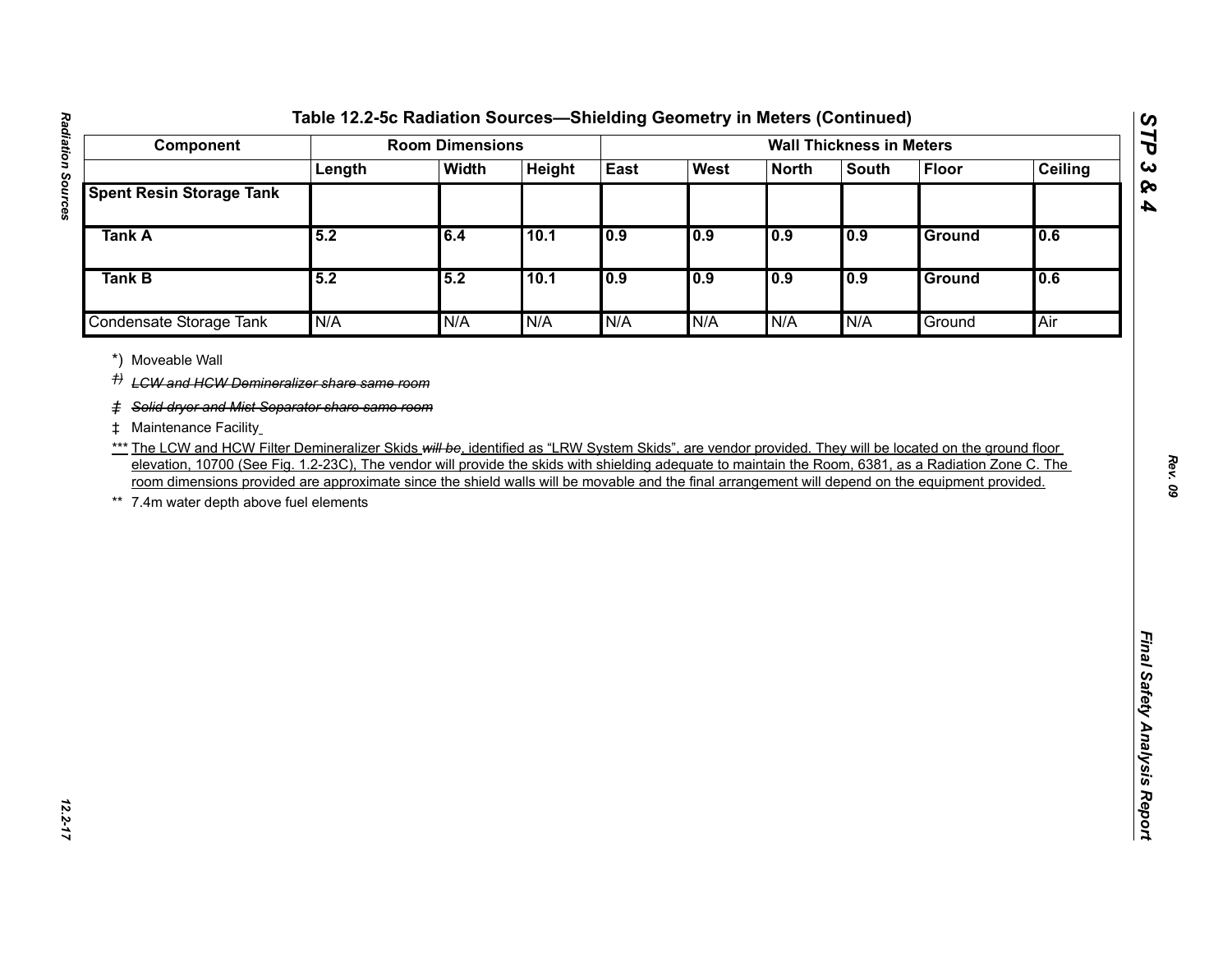## Table 12.2-5c Radiation Sources—Shielding Geometry in Meters (Continued)

| Component | Room Dimensions | | | Wall Thickness in Meters | | | | | |
|---|---|---|---|---|---|---|---|---|---|
| | Length | Width | Height | East | West | North | South | Floor | Ceiling |
| **Spent Resin Storage Tank** | | | | | | | | | |
| **Tank A** | **5.2** | **6.4** | **10.1** | **0.9** | **0.9** | **0.9** | **0.9** | **Ground** | **0.6** |
| **Tank B** | **5.2** | **5.2** | **10.1** | **0.9** | **0.9** | **0.9** | **0.9** | **Ground** | **0.6** |
| Condensate Storage Tank | N/A | N/A | N/A | N/A | N/A | N/A | N/A | Ground | Air |

*) Moveable Wall

~~†) LCW and HCW Demineralizer share same room~~

~~‡ Solid dryer and Mist Separator share same room~~

‡ Maintenance Facility

*** The LCW and HCW Filter Demineralizer Skids ~~will be~~, identified as "LRW System Skids", are vendor provided. They will be located on the ground floor elevation, 10700 (See Fig. 1.2-23C), The vendor will provide the skids with shielding adequate to maintain the Room, 6381, as a Radiation Zone C. The room dimensions provided are approximate since the shield walls will be movable and the final arrangement will depend on the equipment provided.

** 7.4m water depth above fuel elements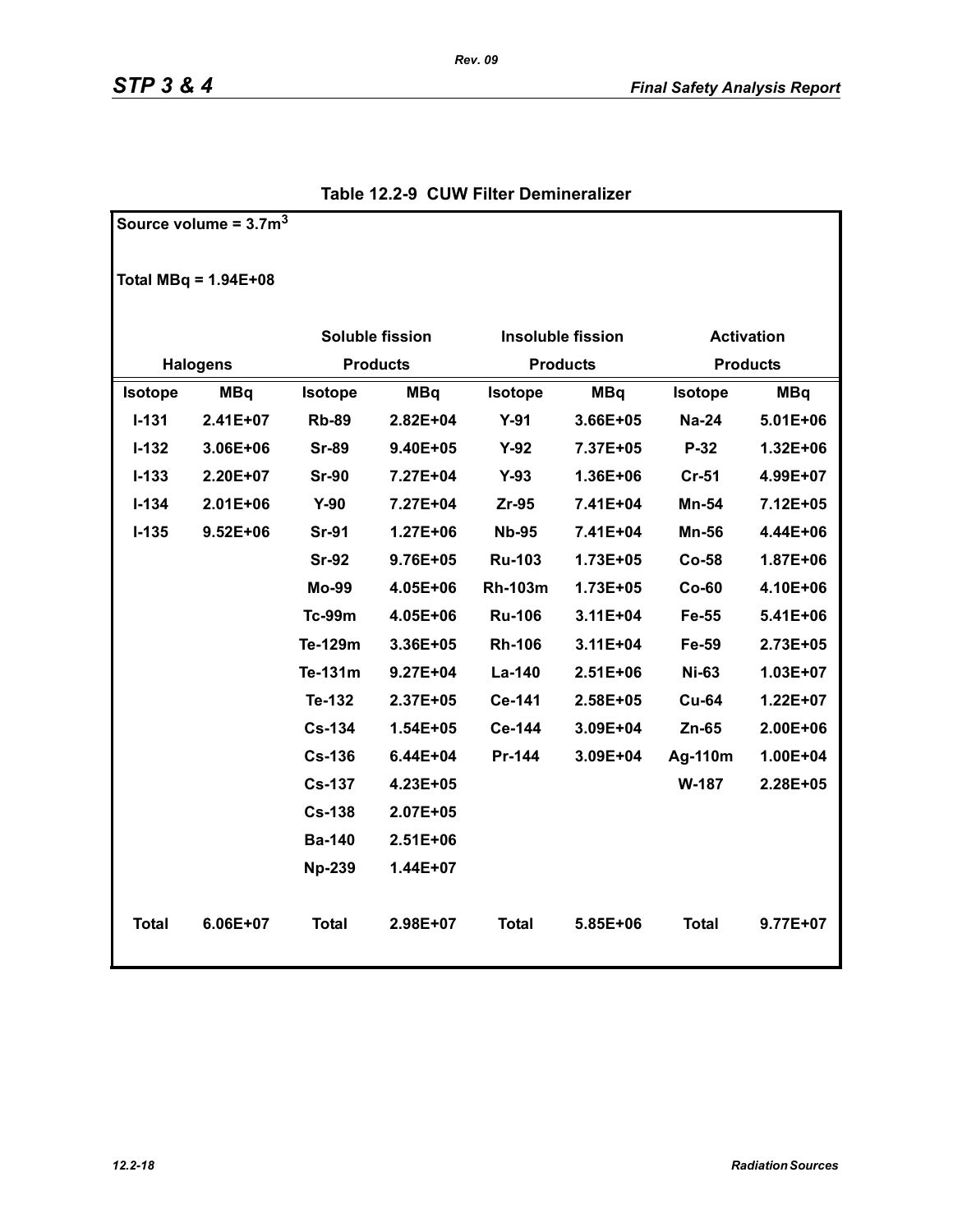**Table 12.2-9 CUW Filter Demineralizer**

Source volume = 3.7m$^3$

Total MBq = 1.94E+08

| Halogens | | Soluble fission Products | | Insoluble fission Products | | Activation Products | |
|---|---|---|---|---|---|---|---|
| Isotope | MBq | Isotope | MBq | Isotope | MBq | Isotope | MBq |
| I-131 | 2.41E+07 | Rb-89 | 2.82E+04 | Y-91 | 3.66E+05 | Na-24 | 5.01E+06 |
| I-132 | 3.06E+06 | Sr-89 | 9.40E+05 | Y-92 | 7.37E+05 | P-32 | 1.32E+06 |
| I-133 | 2.20E+07 | Sr-90 | 7.27E+04 | Y-93 | 1.36E+06 | Cr-51 | 4.99E+07 |
| I-134 | 2.01E+06 | Y-90 | 7.27E+04 | Zr-95 | 7.41E+04 | Mn-54 | 7.12E+05 |
| I-135 | 9.52E+06 | Sr-91 | 1.27E+06 | Nb-95 | 7.41E+04 | Mn-56 | 4.44E+06 |
| | | Sr-92 | 9.76E+05 | Ru-103 | 1.73E+05 | Co-58 | 1.87E+06 |
| | | Mo-99 | 4.05E+06 | Rh-103m | 1.73E+05 | Co-60 | 4.10E+06 |
| | | Tc-99m | 4.05E+06 | Ru-106 | 3.11E+04 | Fe-55 | 5.41E+06 |
| | | Te-129m | 3.36E+05 | Rh-106 | 3.11E+04 | Fe-59 | 2.73E+05 |
| | | Te-131m | 9.27E+04 | La-140 | 2.51E+06 | Ni-63 | 1.03E+07 |
| | | Te-132 | 2.37E+05 | Ce-141 | 2.58E+05 | Cu-64 | 1.22E+07 |
| | | Cs-134 | 1.54E+05 | Ce-144 | 3.09E+04 | Zn-65 | 2.00E+06 |
| | | Cs-136 | 6.44E+04 | Pr-144 | 3.09E+04 | Ag-110m | 1.00E+04 |
| | | Cs-137 | 4.23E+05 | | | W-187 | 2.28E+05 |
| | | Cs-138 | 2.07E+05 | | | | |
| | | Ba-140 | 2.51E+06 | | | | |
| | | Np-239 | 1.44E+07 | | | | |
| Total | 6.06E+07 | Total | 2.98E+07 | Total | 5.85E+06 | Total | 9.77E+07 |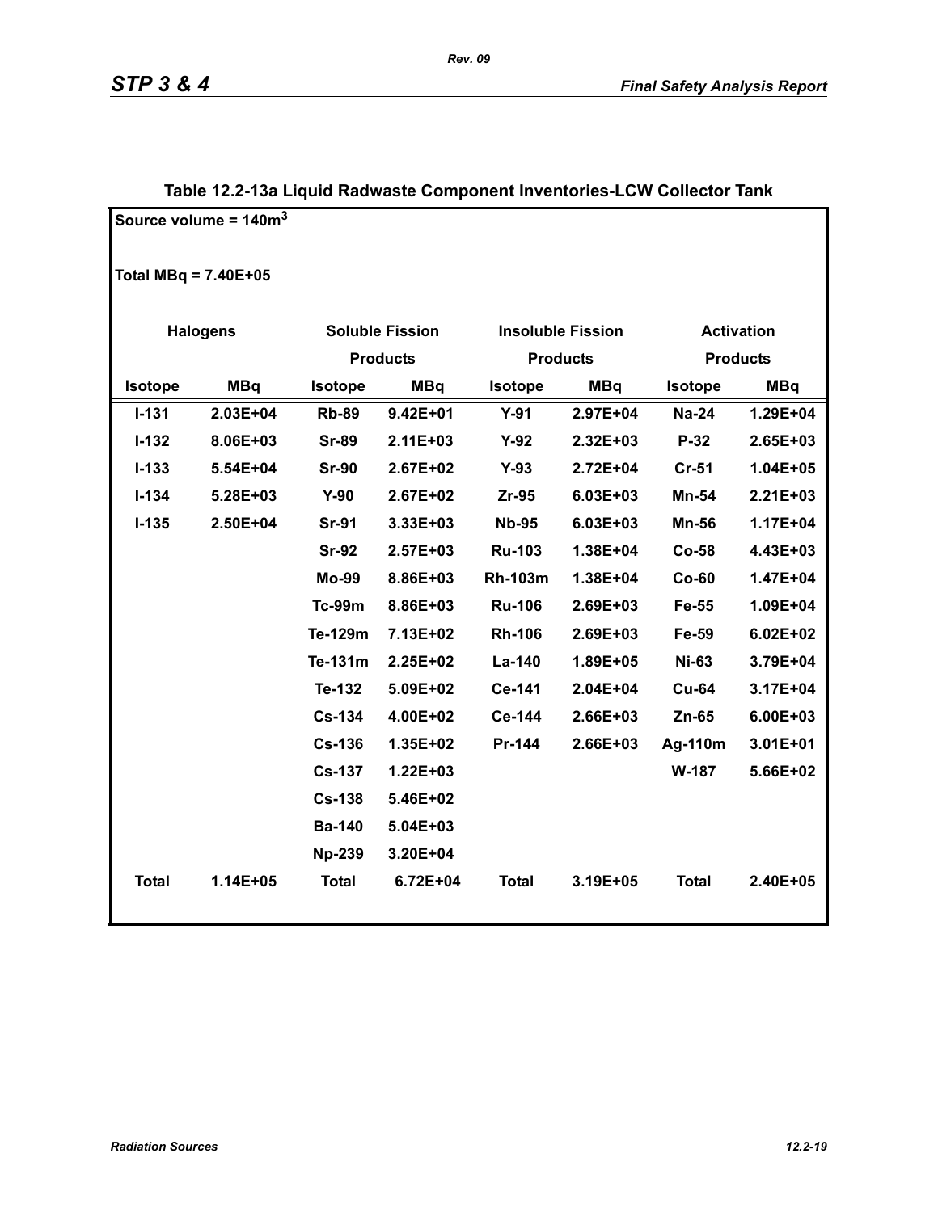# Table 12.2-13a Liquid Radwaste Component Inventories-LCW Collector Tank

Source volume = $140 m^3$

Total MBq = 7.40E+05

| Halogens | | Soluble Fission Products | | Insoluble Fission Products | | Activation Products | |
|---|---|---|---|---|---|---|---|
| **Isotope** | **MBq** | **Isotope** | **MBq** | **Isotope** | **MBq** | **Isotope** | **MBq** |
| I-131 | 2.03E+04 | Rb-89 | 9.42E+01 | Y-91 | 2.97E+04 | Na-24 | 1.29E+04 |
| I-132 | 8.06E+03 | Sr-89 | 2.11E+03 | Y-92 | 2.32E+03 | P-32 | 2.65E+03 |
| I-133 | 5.54E+04 | Sr-90 | 2.67E+02 | Y-93 | 2.72E+04 | Cr-51 | 1.04E+05 |
| I-134 | 5.28E+03 | Y-90 | 2.67E+02 | Zr-95 | 6.03E+03 | Mn-54 | 2.21E+03 |
| I-135 | 2.50E+04 | Sr-91 | 3.33E+03 | Nb-95 | 6.03E+03 | Mn-56 | 1.17E+04 |
| | | Sr-92 | 2.57E+03 | Ru-103 | 1.38E+04 | Co-58 | 4.43E+03 |
| | | Mo-99 | 8.86E+03 | Rh-103m | 1.38E+04 | Co-60 | 1.47E+04 |
| | | Tc-99m | 8.86E+03 | Ru-106 | 2.69E+03 | Fe-55 | 1.09E+04 |
| | | Te-129m | 7.13E+02 | Rh-106 | 2.69E+03 | Fe-59 | 6.02E+02 |
| | | Te-131m | 2.25E+02 | La-140 | 1.89E+05 | Ni-63 | 3.79E+04 |
| | | Te-132 | 5.09E+02 | Ce-141 | 2.04E+04 | Cu-64 | 3.17E+04 |
| | | Cs-134 | 4.00E+02 | Ce-144 | 2.66E+03 | Zn-65 | 6.00E+03 |
| | | Cs-136 | 1.35E+02 | Pr-144 | 2.66E+03 | Ag-110m | 3.01E+01 |
| | | Cs-137 | 1.22E+03 | | | W-187 | 5.66E+02 |
| | | Cs-138 | 5.46E+02 | | | | |
| | | Ba-140 | 5.04E+03 | | | | |
| | | Np-239 | 3.20E+04 | | | | |
| **Total** | 1.14E+05 | **Total** | 6.72E+04 | **Total** | 3.19E+05 | **Total** | 2.40E+05 |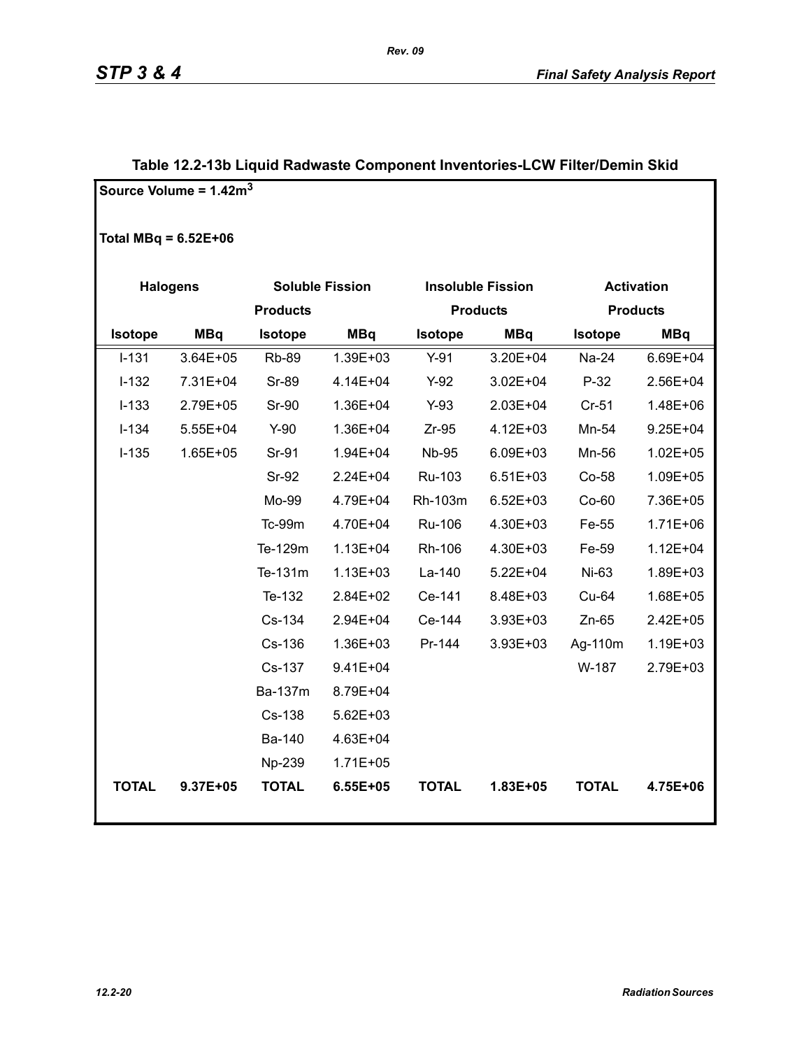## Table 12.2-13b Liquid Radwaste Component Inventories-LCW Filter/Demin Skid

Source Volume = $1.42m^3$

Total MBq = 6.52E+06

| Halogens | | Soluble Fission Products | | Insoluble Fission Products | | Activation Products | |
|---|---|---|---|---|---|---|---|
| **Isotope** | **MBq** | **Isotope** | **MBq** | **Isotope** | **MBq** | **Isotope** | **MBq** |
| I-131 | 3.64E+05 | Rb-89 | 1.39E+03 | Y-91 | 3.20E+04 | Na-24 | 6.69E+04 |
| I-132 | 7.31E+04 | Sr-89 | 4.14E+04 | Y-92 | 3.02E+04 | P-32 | 2.56E+04 |
| I-133 | 2.79E+05 | Sr-90 | 1.36E+04 | Y-93 | 2.03E+04 | Cr-51 | 1.48E+06 |
| I-134 | 5.55E+04 | Y-90 | 1.36E+04 | Zr-95 | 4.12E+03 | Mn-54 | 9.25E+04 |
| I-135 | 1.65E+05 | Sr-91 | 1.94E+04 | Nb-95 | 6.09E+03 | Mn-56 | 1.02E+05 |
| | | Sr-92 | 2.24E+04 | Ru-103 | 6.51E+03 | Co-58 | 1.09E+05 |
| | | Mo-99 | 4.79E+04 | Rh-103m | 6.52E+03 | Co-60 | 7.36E+05 |
| | | Tc-99m | 4.70E+04 | Ru-106 | 4.30E+03 | Fe-55 | 1.71E+06 |
| | | Te-129m | 1.13E+04 | Rh-106 | 4.30E+03 | Fe-59 | 1.12E+04 |
| | | Te-131m | 1.13E+03 | La-140 | 5.22E+04 | Ni-63 | 1.89E+03 |
| | | Te-132 | 2.84E+02 | Ce-141 | 8.48E+03 | Cu-64 | 1.68E+05 |
| | | Cs-134 | 2.94E+04 | Ce-144 | 3.93E+03 | Zn-65 | 2.42E+05 |
| | | Cs-136 | 1.36E+03 | Pr-144 | 3.93E+03 | Ag-110m | 1.19E+03 |
| | | Cs-137 | 9.41E+04 | | | W-187 | 2.79E+03 |
| | | Ba-137m | 8.79E+04 | | | | |
| | | Cs-138 | 5.62E+03 | | | | |
| | | Ba-140 | 4.63E+04 | | | | |
| | | Np-239 | 1.71E+05 | | | | |
| **TOTAL** | **9.37E+05** | **TOTAL** | **6.55E+05** | **TOTAL** | **1.83E+05** | **TOTAL** | **4.75E+06** |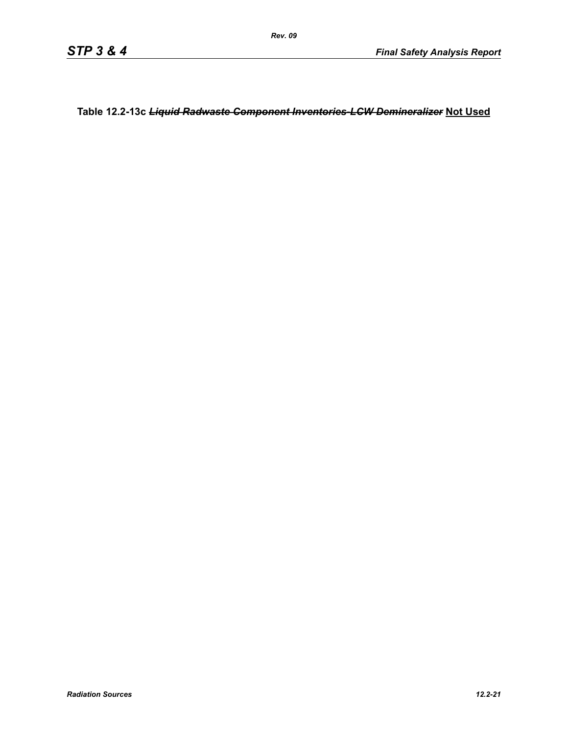**Table 12.2-13c ~~*Liquid Radwaste Component Inventories-LCW Demineralizer*~~ Not Used**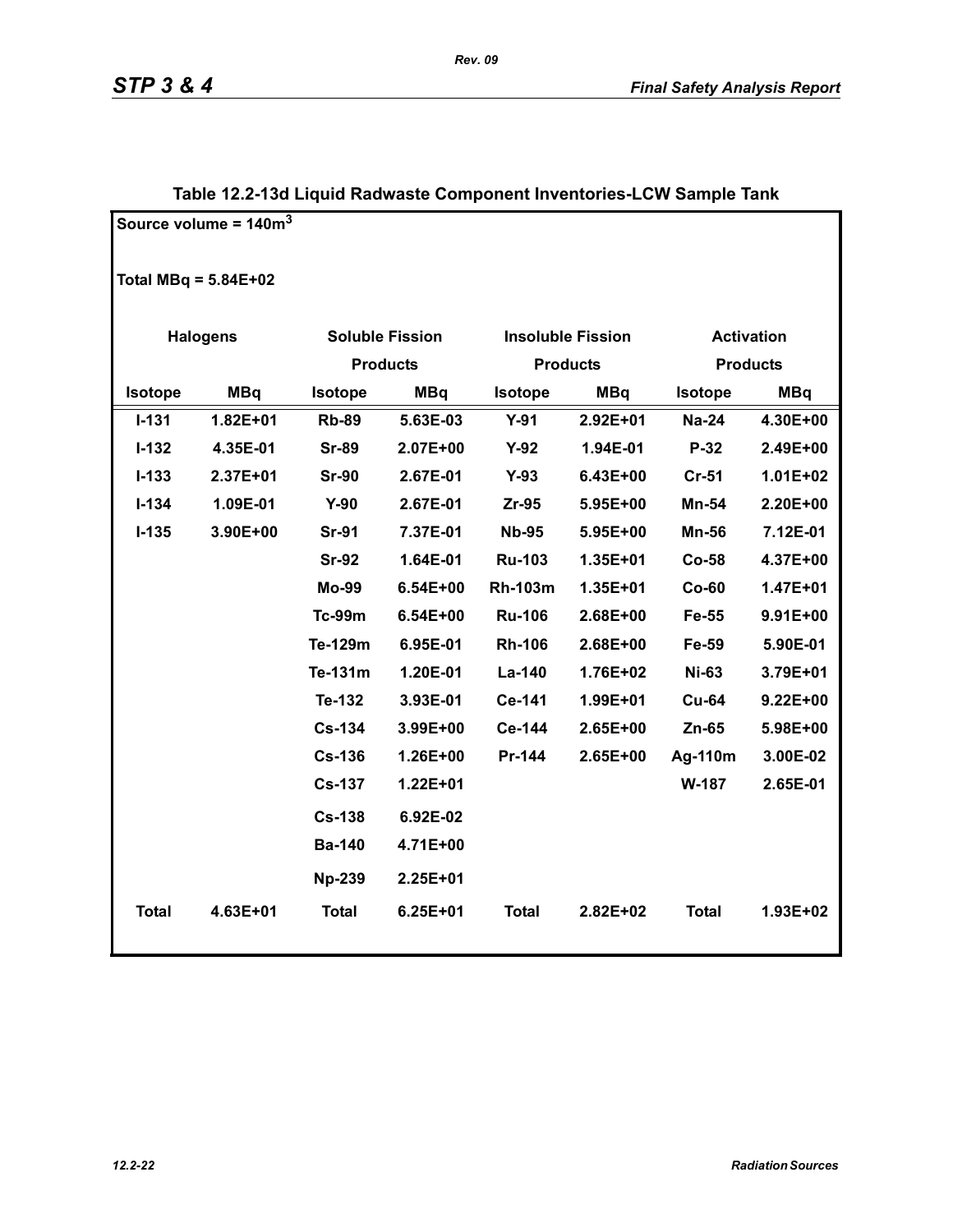## Table 12.2-13d Liquid Radwaste Component Inventories-LCW Sample Tank

Source volume = 140m$^3$

Total MBq = 5.84E+02

| Halogens | | Soluble Fission Products | | Insoluble Fission Products | | Activation Products | |
|---|---|---|---|---|---|---|---|
| **Isotope** | **MBq** | **Isotope** | **MBq** | **Isotope** | **MBq** | **Isotope** | **MBq** |
| I-131 | 1.82E+01 | Rb-89 | 5.63E-03 | Y-91 | 2.92E+01 | Na-24 | 4.30E+00 |
| I-132 | 4.35E-01 | Sr-89 | 2.07E+00 | Y-92 | 1.94E-01 | P-32 | 2.49E+00 |
| I-133 | 2.37E+01 | Sr-90 | 2.67E-01 | Y-93 | 6.43E+00 | Cr-51 | 1.01E+02 |
| I-134 | 1.09E-01 | Y-90 | 2.67E-01 | Zr-95 | 5.95E+00 | Mn-54 | 2.20E+00 |
| I-135 | 3.90E+00 | Sr-91 | 7.37E-01 | Nb-95 | 5.95E+00 | Mn-56 | 7.12E-01 |
| | | Sr-92 | 1.64E-01 | Ru-103 | 1.35E+01 | Co-58 | 4.37E+00 |
| | | Mo-99 | 6.54E+00 | Rh-103m | 1.35E+01 | Co-60 | 1.47E+01 |
| | | Tc-99m | 6.54E+00 | Ru-106 | 2.68E+00 | Fe-55 | 9.91E+00 |
| | | Te-129m | 6.95E-01 | Rh-106 | 2.68E+00 | Fe-59 | 5.90E-01 |
| | | Te-131m | 1.20E-01 | La-140 | 1.76E+02 | Ni-63 | 3.79E+01 |
| | | Te-132 | 3.93E-01 | Ce-141 | 1.99E+01 | Cu-64 | 9.22E+00 |
| | | Cs-134 | 3.99E+00 | Ce-144 | 2.65E+00 | Zn-65 | 5.98E+00 |
| | | Cs-136 | 1.26E+00 | Pr-144 | 2.65E+00 | Ag-110m | 3.00E-02 |
| | | Cs-137 | 1.22E+01 | | | W-187 | 2.65E-01 |
| | | Cs-138 | 6.92E-02 | | | | |
| | | Ba-140 | 4.71E+00 | | | | |
| | | Np-239 | 2.25E+01 | | | | |
| **Total** | **4.63E+01** | **Total** | **6.25E+01** | **Total** | **2.82E+02** | **Total** | **1.93E+02** |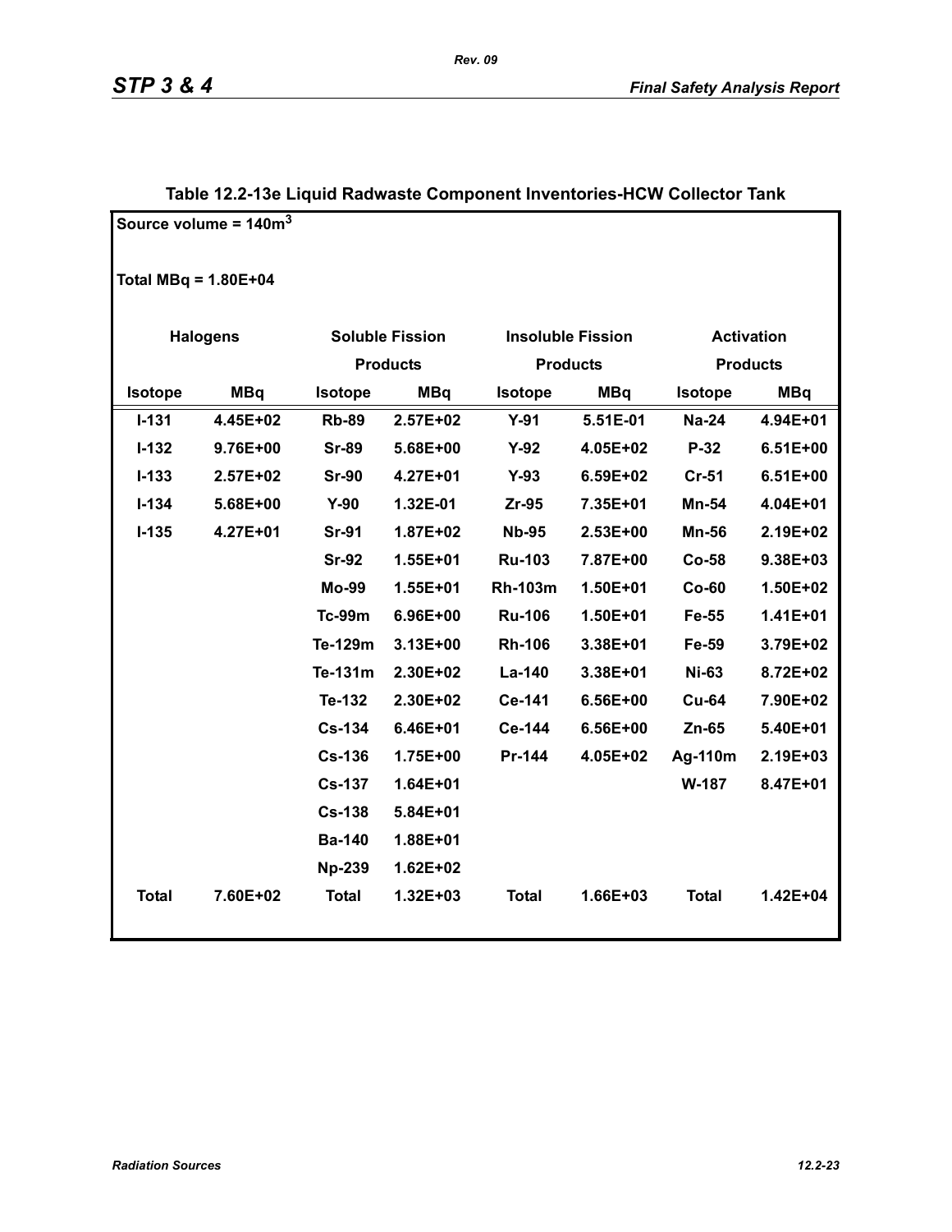### Table 12.2-13e Liquid Radwaste Component Inventories-HCW Collector Tank

Source volume = 140m$^3$

Total MBq = 1.80E+04

| Halogens | | Soluble Fission Products | | Insoluble Fission Products | | Activation Products | |
|---|---|---|---|---|---|---|---|
| Isotope | MBq | Isotope | MBq | Isotope | MBq | Isotope | MBq |
| I-131 | 4.45E+02 | Rb-89 | 2.57E+02 | Y-91 | 5.51E-01 | Na-24 | 4.94E+01 |
| I-132 | 9.76E+00 | Sr-89 | 5.68E+00 | Y-92 | 4.05E+02 | P-32 | 6.51E+00 |
| I-133 | 2.57E+02 | Sr-90 | 4.27E+01 | Y-93 | 6.59E+02 | Cr-51 | 6.51E+00 |
| I-134 | 5.68E+00 | Y-90 | 1.32E-01 | Zr-95 | 7.35E+01 | Mn-54 | 4.04E+01 |
| I-135 | 4.27E+01 | Sr-91 | 1.87E+02 | Nb-95 | 2.53E+00 | Mn-56 | 2.19E+02 |
| | | Sr-92 | 1.55E+01 | Ru-103 | 7.87E+00 | Co-58 | 9.38E+03 |
| | | Mo-99 | 1.55E+01 | Rh-103m | 1.50E+01 | Co-60 | 1.50E+02 |
| | | Tc-99m | 6.96E+00 | Ru-106 | 1.50E+01 | Fe-55 | 1.41E+01 |
| | | Te-129m | 3.13E+00 | Rh-106 | 3.38E+01 | Fe-59 | 3.79E+02 |
| | | Te-131m | 2.30E+02 | La-140 | 3.38E+01 | Ni-63 | 8.72E+02 |
| | | Te-132 | 2.30E+02 | Ce-141 | 6.56E+00 | Cu-64 | 7.90E+02 |
| | | Cs-134 | 6.46E+01 | Ce-144 | 6.56E+00 | Zn-65 | 5.40E+01 |
| | | Cs-136 | 1.75E+00 | Pr-144 | 4.05E+02 | Ag-110m | 2.19E+03 |
| | | Cs-137 | 1.64E+01 | | | W-187 | 8.47E+01 |
| | | Cs-138 | 5.84E+01 | | | | |
| | | Ba-140 | 1.88E+01 | | | | |
| | | Np-239 | 1.62E+02 | | | | |
| Total | 7.60E+02 | Total | 1.32E+03 | Total | 1.66E+03 | Total | 1.42E+04 |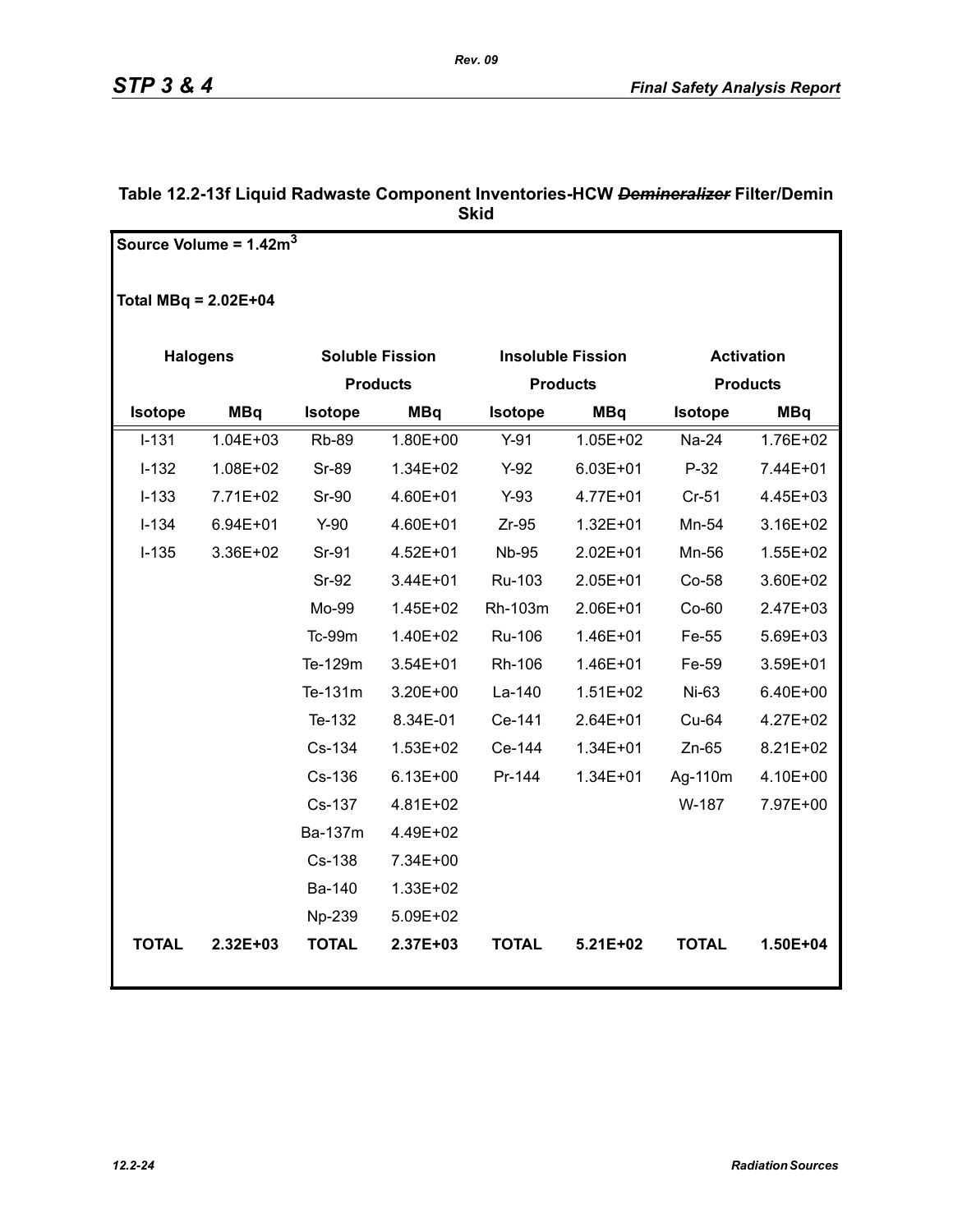### Table 12.2-13f Liquid Radwaste Component Inventories-HCW ~~Demineralizer~~ Filter/Demin Skid

Source Volume = 1.42m$^3$

Total MBq = 2.02E+04

| Halogens | | Soluble Fission Products | | Insoluble Fission Products | | Activation Products | |
|---|---|---|---|---|---|---|---|
| **Isotope** | **MBq** | **Isotope** | **MBq** | **Isotope** | **MBq** | **Isotope** | **MBq** |
| I-131 | 1.04E+03 | Rb-89 | 1.80E+00 | Y-91 | 1.05E+02 | Na-24 | 1.76E+02 |
| I-132 | 1.08E+02 | Sr-89 | 1.34E+02 | Y-92 | 6.03E+01 | P-32 | 7.44E+01 |
| I-133 | 7.71E+02 | Sr-90 | 4.60E+01 | Y-93 | 4.77E+01 | Cr-51 | 4.45E+03 |
| I-134 | 6.94E+01 | Y-90 | 4.60E+01 | Zr-95 | 1.32E+01 | Mn-54 | 3.16E+02 |
| I-135 | 3.36E+02 | Sr-91 | 4.52E+01 | Nb-95 | 2.02E+01 | Mn-56 | 1.55E+02 |
| | | Sr-92 | 3.44E+01 | Ru-103 | 2.05E+01 | Co-58 | 3.60E+02 |
| | | Mo-99 | 1.45E+02 | Rh-103m | 2.06E+01 | Co-60 | 2.47E+03 |
| | | Tc-99m | 1.40E+02 | Ru-106 | 1.46E+01 | Fe-55 | 5.69E+03 |
| | | Te-129m | 3.54E+01 | Rh-106 | 1.46E+01 | Fe-59 | 3.59E+01 |
| | | Te-131m | 3.20E+00 | La-140 | 1.51E+02 | Ni-63 | 6.40E+00 |
| | | Te-132 | 8.34E-01 | Ce-141 | 2.64E+01 | Cu-64 | 4.27E+02 |
| | | Cs-134 | 1.53E+02 | Ce-144 | 1.34E+01 | Zn-65 | 8.21E+02 |
| | | Cs-136 | 6.13E+00 | Pr-144 | 1.34E+01 | Ag-110m | 4.10E+00 |
| | | Cs-137 | 4.81E+02 | | | W-187 | 7.97E+00 |
| | | Ba-137m | 4.49E+02 | | | | |
| | | Cs-138 | 7.34E+00 | | | | |
| | | Ba-140 | 1.33E+02 | | | | |
| | | Np-239 | 5.09E+02 | | | | |
| **TOTAL** | **2.32E+03** | **TOTAL** | **2.37E+03** | **TOTAL** | **5.21E+02** | **TOTAL** | **1.50E+04** |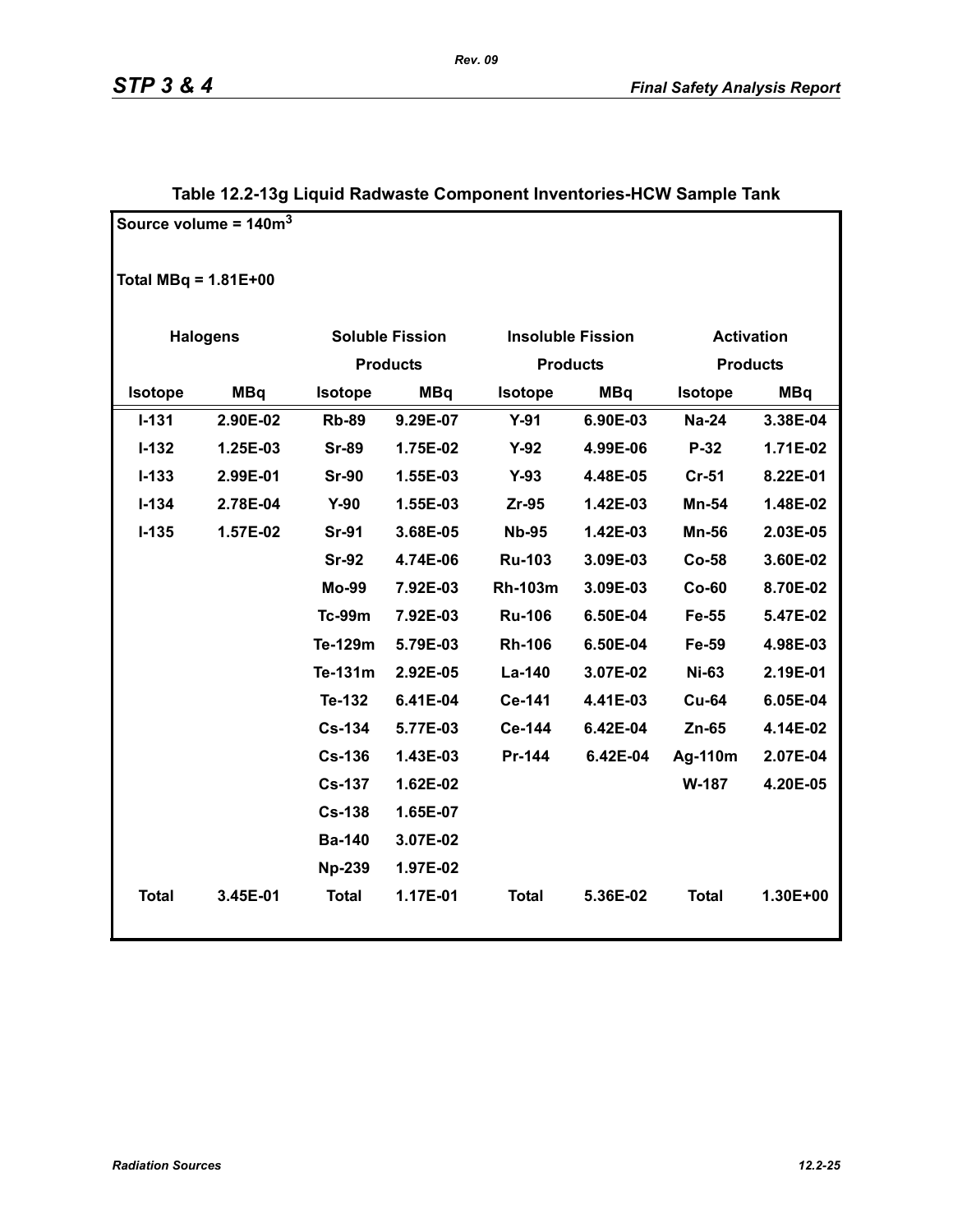# Table 12.2-13g Liquid Radwaste Component Inventories-HCW Sample Tank

Source volume = 140m$^3$

Total MBq = 1.81E+00

| Halogens | | Soluble Fission Products | | Insoluble Fission Products | | Activation Products | |
|---|---|---|---|---|---|---|---|
| **Isotope** | **MBq** | **Isotope** | **MBq** | **Isotope** | **MBq** | **Isotope** | **MBq** |
| I-131 | 2.90E-02 | Rb-89 | 9.29E-07 | Y-91 | 6.90E-03 | Na-24 | 3.38E-04 |
| I-132 | 1.25E-03 | Sr-89 | 1.75E-02 | Y-92 | 4.99E-06 | P-32 | 1.71E-02 |
| I-133 | 2.99E-01 | Sr-90 | 1.55E-03 | Y-93 | 4.48E-05 | Cr-51 | 8.22E-01 |
| I-134 | 2.78E-04 | Y-90 | 1.55E-03 | Zr-95 | 1.42E-03 | Mn-54 | 1.48E-02 |
| I-135 | 1.57E-02 | Sr-91 | 3.68E-05 | Nb-95 | 1.42E-03 | Mn-56 | 2.03E-05 |
| | | Sr-92 | 4.74E-06 | Ru-103 | 3.09E-03 | Co-58 | 3.60E-02 |
| | | Mo-99 | 7.92E-03 | Rh-103m | 3.09E-03 | Co-60 | 8.70E-02 |
| | | Tc-99m | 7.92E-03 | Ru-106 | 6.50E-04 | Fe-55 | 5.47E-02 |
| | | Te-129m | 5.79E-03 | Rh-106 | 6.50E-04 | Fe-59 | 4.98E-03 |
| | | Te-131m | 2.92E-05 | La-140 | 3.07E-02 | Ni-63 | 2.19E-01 |
| | | Te-132 | 6.41E-04 | Ce-141 | 4.41E-03 | Cu-64 | 6.05E-04 |
| | | Cs-134 | 5.77E-03 | Ce-144 | 6.42E-04 | Zn-65 | 4.14E-02 |
| | | Cs-136 | 1.43E-03 | Pr-144 | 6.42E-04 | Ag-110m | 2.07E-04 |
| | | Cs-137 | 1.62E-02 | | | W-187 | 4.20E-05 |
| | | Cs-138 | 1.65E-07 | | | | |
| | | Ba-140 | 3.07E-02 | | | | |
| | | Np-239 | 1.97E-02 | | | | |
| **Total** | 3.45E-01 | **Total** | 1.17E-01 | **Total** | 5.36E-02 | **Total** | 1.30E+00 |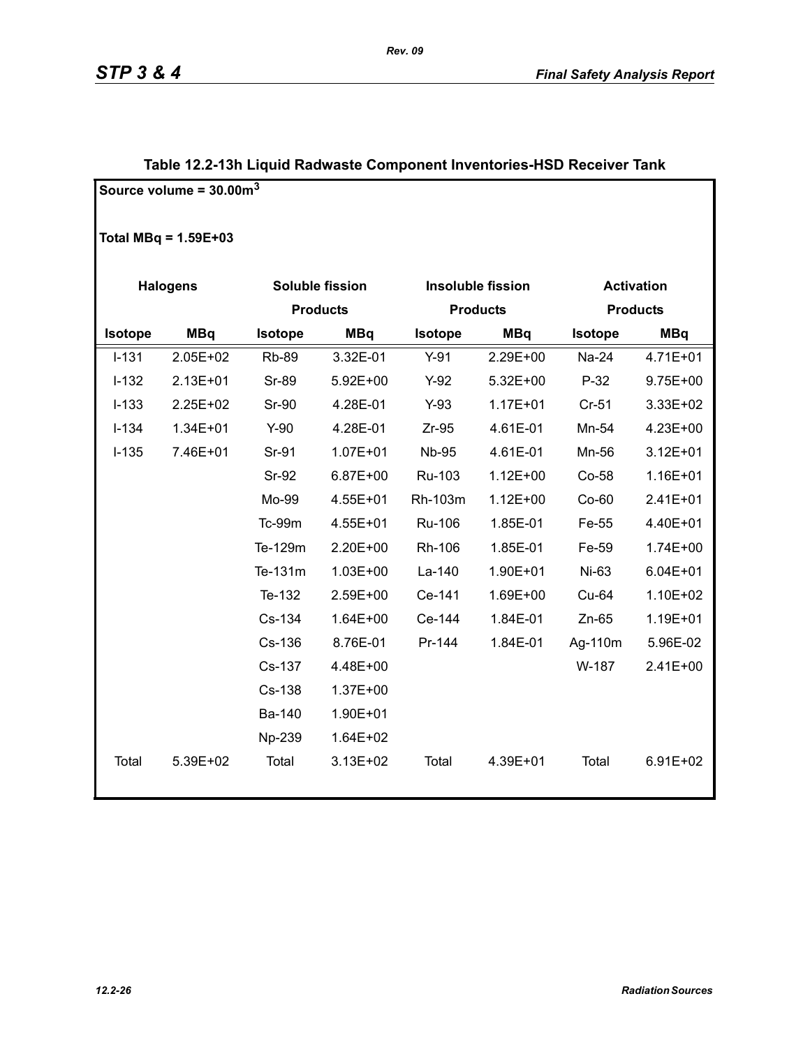**Table 12.2-13h Liquid Radwaste Component Inventories-HSD Receiver Tank**

Source volume = 30.00m$^3$

Total MBq = 1.59E+03

| Halogens | | Soluble fission Products | | Insoluble fission Products | | Activation Products | |
|---|---|---|---|---|---|---|---|
| Isotope | MBq | Isotope | MBq | Isotope | MBq | Isotope | MBq |
| I-131 | 2.05E+02 | Rb-89 | 3.32E-01 | Y-91 | 2.29E+00 | Na-24 | 4.71E+01 |
| I-132 | 2.13E+01 | Sr-89 | 5.92E+00 | Y-92 | 5.32E+00 | P-32 | 9.75E+00 |
| I-133 | 2.25E+02 | Sr-90 | 4.28E-01 | Y-93 | 1.17E+01 | Cr-51 | 3.33E+02 |
| I-134 | 1.34E+01 | Y-90 | 4.28E-01 | Zr-95 | 4.61E-01 | Mn-54 | 4.23E+00 |
| I-135 | 7.46E+01 | Sr-91 | 1.07E+01 | Nb-95 | 4.61E-01 | Mn-56 | 3.12E+01 |
| | | Sr-92 | 6.87E+00 | Ru-103 | 1.12E+00 | Co-58 | 1.16E+01 |
| | | Mo-99 | 4.55E+01 | Rh-103m | 1.12E+00 | Co-60 | 2.41E+01 |
| | | Tc-99m | 4.55E+01 | Ru-106 | 1.85E-01 | Fe-55 | 4.40E+01 |
| | | Te-129m | 2.20E+00 | Rh-106 | 1.85E-01 | Fe-59 | 1.74E+00 |
| | | Te-131m | 1.03E+00 | La-140 | 1.90E+01 | Ni-63 | 6.04E+01 |
| | | Te-132 | 2.59E+00 | Ce-141 | 1.69E+00 | Cu-64 | 1.10E+02 |
| | | Cs-134 | 1.64E+00 | Ce-144 | 1.84E-01 | Zn-65 | 1.19E+01 |
| | | Cs-136 | 8.76E-01 | Pr-144 | 1.84E-01 | Ag-110m | 5.96E-02 |
| | | Cs-137 | 4.48E+00 | | | W-187 | 2.41E+00 |
| | | Cs-138 | 1.37E+00 | | | | |
| | | Ba-140 | 1.90E+01 | | | | |
| | | Np-239 | 1.64E+02 | | | | |
| Total | 5.39E+02 | Total | 3.13E+02 | Total | 4.39E+01 | Total | 6.91E+02 |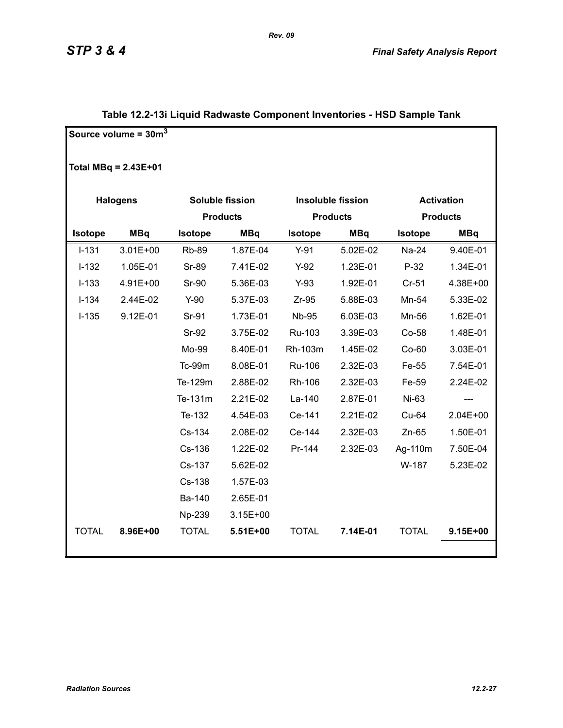## Table 12.2-13i Liquid Radwaste Component Inventories - HSD Sample Tank

Source volume = 30m$^3$

Total MBq = 2.43E+01

| Halogens | | Soluble fission Products | | Insoluble fission Products | | Activation Products | |
|---|---|---|---|---|---|---|---|
| Isotope | MBq | Isotope | MBq | Isotope | MBq | Isotope | MBq |
| I-131 | 3.01E+00 | Rb-89 | 1.87E-04 | Y-91 | 5.02E-02 | Na-24 | 9.40E-01 |
| I-132 | 1.05E-01 | Sr-89 | 7.41E-02 | Y-92 | 1.23E-01 | P-32 | 1.34E-01 |
| I-133 | 4.91E+00 | Sr-90 | 5.36E-03 | Y-93 | 1.92E-01 | Cr-51 | 4.38E+00 |
| I-134 | 2.44E-02 | Y-90 | 5.37E-03 | Zr-95 | 5.88E-03 | Mn-54 | 5.33E-02 |
| I-135 | 9.12E-01 | Sr-91 | 1.73E-01 | Nb-95 | 6.03E-03 | Mn-56 | 1.62E-01 |
| | | Sr-92 | 3.75E-02 | Ru-103 | 3.39E-03 | Co-58 | 1.48E-01 |
| | | Mo-99 | 8.40E-01 | Rh-103m | 1.45E-02 | Co-60 | 3.03E-01 |
| | | Tc-99m | 8.08E-01 | Ru-106 | 2.32E-03 | Fe-55 | 7.54E-01 |
| | | Te-129m | 2.88E-02 | Rh-106 | 2.32E-03 | Fe-59 | 2.24E-02 |
| | | Te-131m | 2.21E-02 | La-140 | 2.87E-01 | Ni-63 | --- |
| | | Te-132 | 4.54E-03 | Ce-141 | 2.21E-02 | Cu-64 | 2.04E+00 |
| | | Cs-134 | 2.08E-02 | Ce-144 | 2.32E-03 | Zn-65 | 1.50E-01 |
| | | Cs-136 | 1.22E-02 | Pr-144 | 2.32E-03 | Ag-110m | 7.50E-04 |
| | | Cs-137 | 5.62E-02 | | | W-187 | 5.23E-02 |
| | | Cs-138 | 1.57E-03 | | | | |
| | | Ba-140 | 2.65E-01 | | | | |
| | | Np-239 | 3.15E+00 | | | | |
| TOTAL | **8.96E+00** | TOTAL | **5.51E+00** | TOTAL | **7.14E-01** | TOTAL | **9.15E+00** |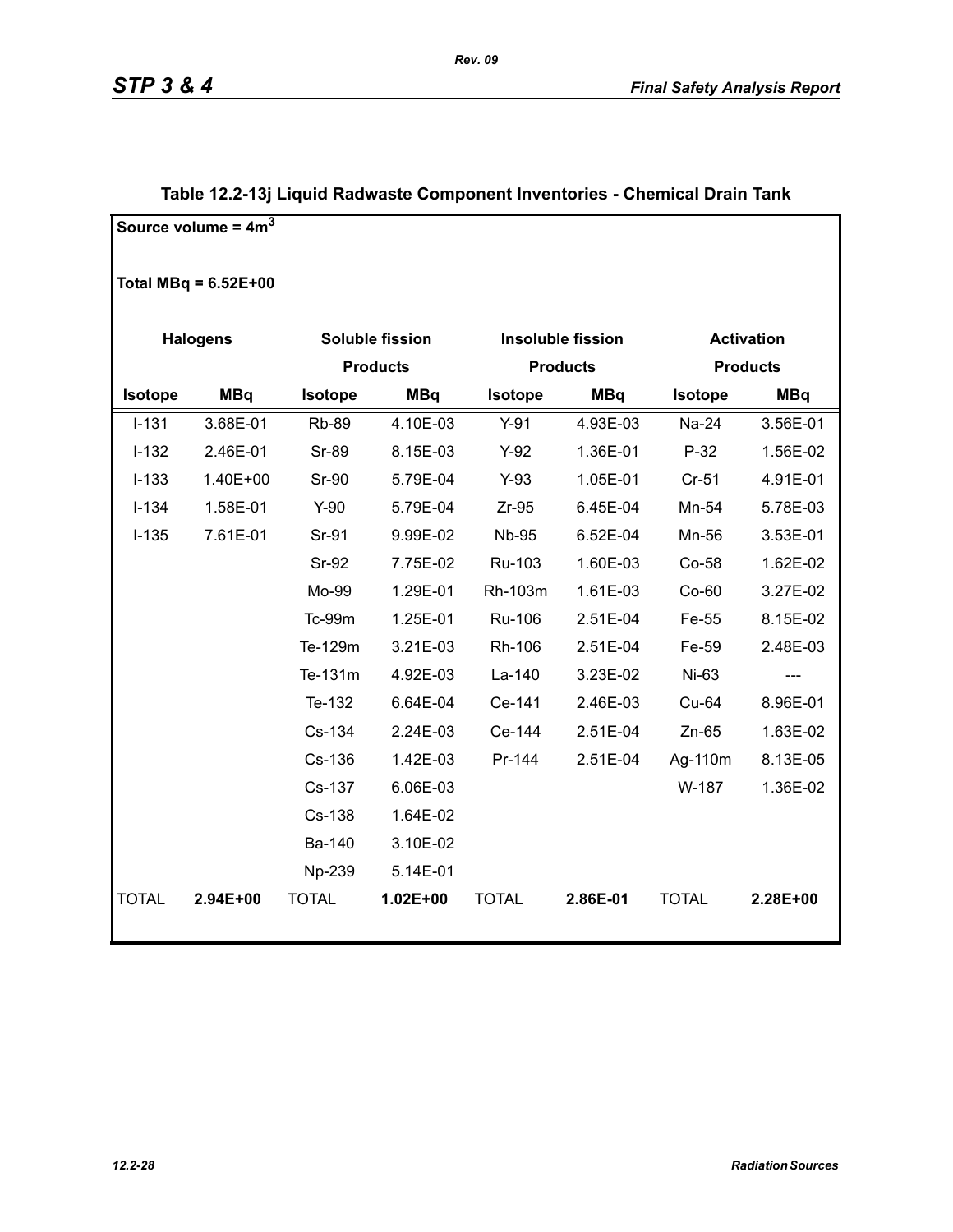## Table 12.2-13j Liquid Radwaste Component Inventories - Chemical Drain Tank

Source volume = $4m^3$

Total MBq = 6.52E+00

| Halogens | | Soluble fission Products | | Insoluble fission Products | | Activation Products | |
|---|---|---|---|---|---|---|---|
| Isotope | MBq | Isotope | MBq | Isotope | MBq | Isotope | MBq |
| I-131 | 3.68E-01 | Rb-89 | 4.10E-03 | Y-91 | 4.93E-03 | Na-24 | 3.56E-01 |
| I-132 | 2.46E-01 | Sr-89 | 8.15E-03 | Y-92 | 1.36E-01 | P-32 | 1.56E-02 |
| I-133 | 1.40E+00 | Sr-90 | 5.79E-04 | Y-93 | 1.05E-01 | Cr-51 | 4.91E-01 |
| I-134 | 1.58E-01 | Y-90 | 5.79E-04 | Zr-95 | 6.45E-04 | Mn-54 | 5.78E-03 |
| I-135 | 7.61E-01 | Sr-91 | 9.99E-02 | Nb-95 | 6.52E-04 | Mn-56 | 3.53E-01 |
| | | Sr-92 | 7.75E-02 | Ru-103 | 1.60E-03 | Co-58 | 1.62E-02 |
| | | Mo-99 | 1.29E-01 | Rh-103m | 1.61E-03 | Co-60 | 3.27E-02 |
| | | Tc-99m | 1.25E-01 | Ru-106 | 2.51E-04 | Fe-55 | 8.15E-02 |
| | | Te-129m | 3.21E-03 | Rh-106 | 2.51E-04 | Fe-59 | 2.48E-03 |
| | | Te-131m | 4.92E-03 | La-140 | 3.23E-02 | Ni-63 | --- |
| | | Te-132 | 6.64E-04 | Ce-141 | 2.46E-03 | Cu-64 | 8.96E-01 |
| | | Cs-134 | 2.24E-03 | Ce-144 | 2.51E-04 | Zn-65 | 1.63E-02 |
| | | Cs-136 | 1.42E-03 | Pr-144 | 2.51E-04 | Ag-110m | 8.13E-05 |
| | | Cs-137 | 6.06E-03 | | | W-187 | 1.36E-02 |
| | | Cs-138 | 1.64E-02 | | | | |
| | | Ba-140 | 3.10E-02 | | | | |
| | | Np-239 | 5.14E-01 | | | | |
| TOTAL | **2.94E+00** | TOTAL | **1.02E+00** | TOTAL | **2.86E-01** | TOTAL | **2.28E+00** |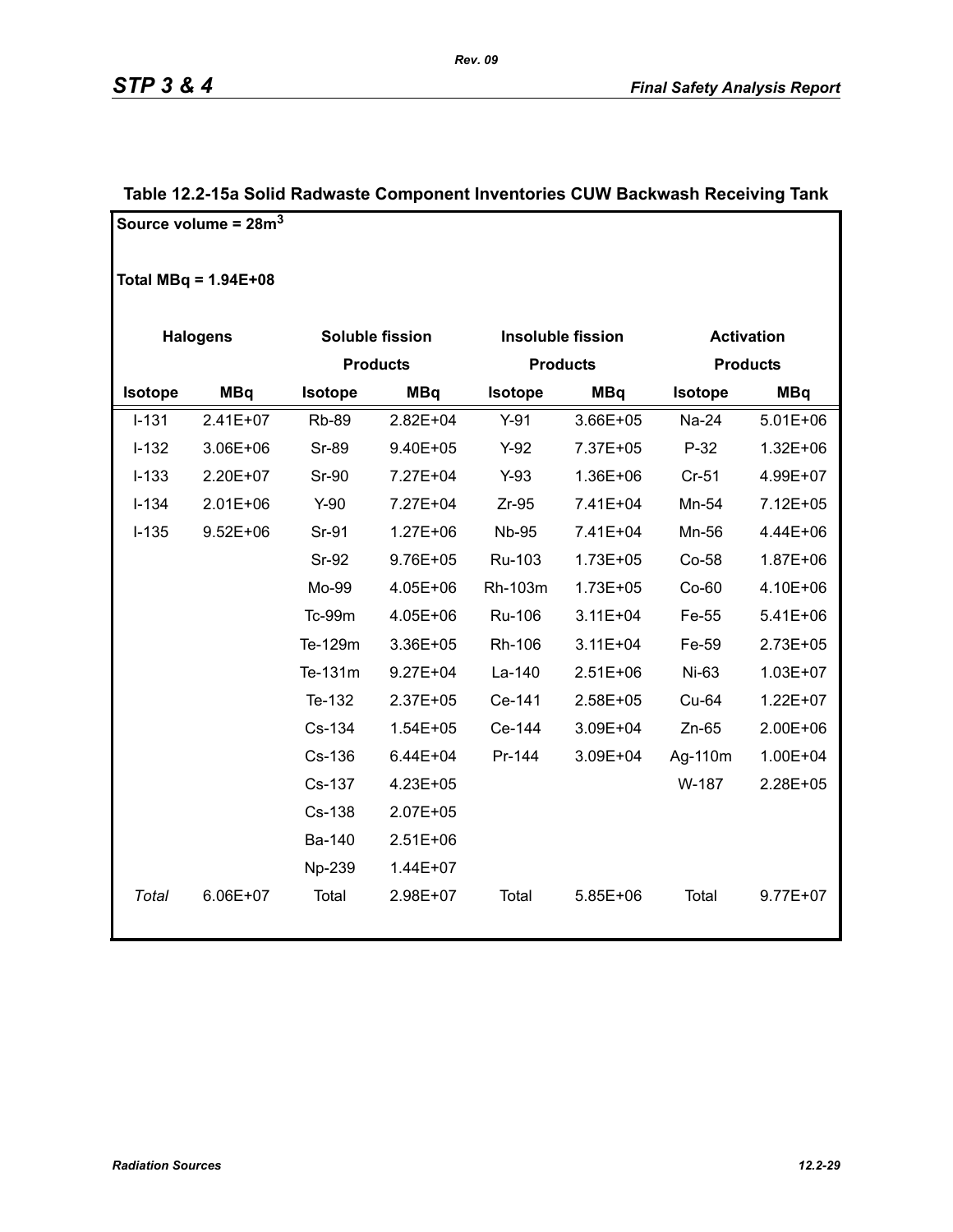**Table 12.2-15a Solid Radwaste Component Inventories CUW Backwash Receiving Tank**

**Source volume = 28m$^3$**

**Total MBq = 1.94E+08**

| Halogens | | Soluble fission Products | | Insoluble fission Products | | Activation Products | |
|---|---|---|---|---|---|---|---|
| **Isotope** | **MBq** | **Isotope** | **MBq** | **Isotope** | **MBq** | **Isotope** | **MBq** |
| I-131 | 2.41E+07 | Rb-89 | 2.82E+04 | Y-91 | 3.66E+05 | Na-24 | 5.01E+06 |
| I-132 | 3.06E+06 | Sr-89 | 9.40E+05 | Y-92 | 7.37E+05 | P-32 | 1.32E+06 |
| I-133 | 2.20E+07 | Sr-90 | 7.27E+04 | Y-93 | 1.36E+06 | Cr-51 | 4.99E+07 |
| I-134 | 2.01E+06 | Y-90 | 7.27E+04 | Zr-95 | 7.41E+04 | Mn-54 | 7.12E+05 |
| I-135 | 9.52E+06 | Sr-91 | 1.27E+06 | Nb-95 | 7.41E+04 | Mn-56 | 4.44E+06 |
| | | Sr-92 | 9.76E+05 | Ru-103 | 1.73E+05 | Co-58 | 1.87E+06 |
| | | Mo-99 | 4.05E+06 | Rh-103m | 1.73E+05 | Co-60 | 4.10E+06 |
| | | Tc-99m | 4.05E+06 | Ru-106 | 3.11E+04 | Fe-55 | 5.41E+06 |
| | | Te-129m | 3.36E+05 | Rh-106 | 3.11E+04 | Fe-59 | 2.73E+05 |
| | | Te-131m | 9.27E+04 | La-140 | 2.51E+06 | Ni-63 | 1.03E+07 |
| | | Te-132 | 2.37E+05 | Ce-141 | 2.58E+05 | Cu-64 | 1.22E+07 |
| | | Cs-134 | 1.54E+05 | Ce-144 | 3.09E+04 | Zn-65 | 2.00E+06 |
| | | Cs-136 | 6.44E+04 | Pr-144 | 3.09E+04 | Ag-110m | 1.00E+04 |
| | | Cs-137 | 4.23E+05 | | | W-187 | 2.28E+05 |
| | | Cs-138 | 2.07E+05 | | | | |
| | | Ba-140 | 2.51E+06 | | | | |
| | | Np-239 | 1.44E+07 | | | | |
| *Total* | 6.06E+07 | Total | 2.98E+07 | Total | 5.85E+06 | Total | 9.77E+07 |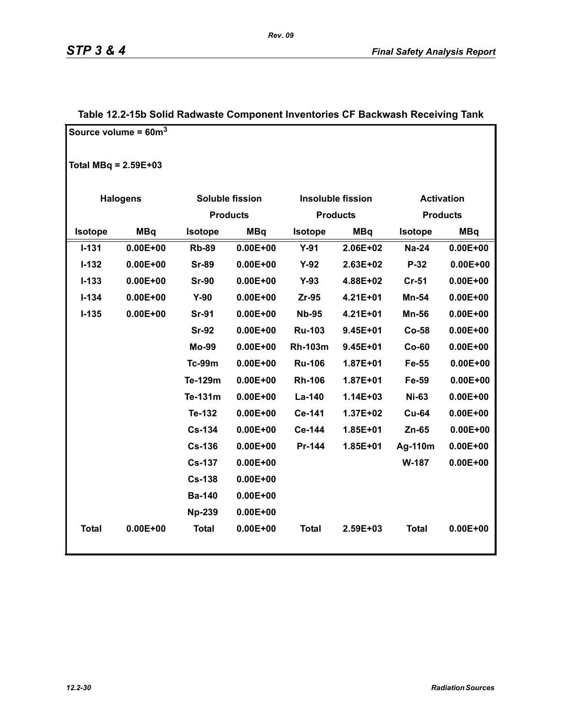**Table 12.2-15b Solid Radwaste Component Inventories CF Backwash Receiving Tank**

Source volume = 60m$^3$

Total MBq = 2.59E+03

| Halogens | | Soluble fission Products | | Insoluble fission Products | | Activation Products | |
|---|---|---|---|---|---|---|---|
| Isotope | MBq | Isotope | MBq | Isotope | MBq | Isotope | MBq |
| I-131 | 0.00E+00 | Rb-89 | 0.00E+00 | Y-91 | 2.06E+02 | Na-24 | 0.00E+00 |
| I-132 | 0.00E+00 | Sr-89 | 0.00E+00 | Y-92 | 2.63E+02 | P-32 | 0.00E+00 |
| I-133 | 0.00E+00 | Sr-90 | 0.00E+00 | Y-93 | 4.88E+02 | Cr-51 | 0.00E+00 |
| I-134 | 0.00E+00 | Y-90 | 0.00E+00 | Zr-95 | 4.21E+01 | Mn-54 | 0.00E+00 |
| I-135 | 0.00E+00 | Sr-91 | 0.00E+00 | Nb-95 | 4.21E+01 | Mn-56 | 0.00E+00 |
| | | Sr-92 | 0.00E+00 | Ru-103 | 9.45E+01 | Co-58 | 0.00E+00 |
| | | Mo-99 | 0.00E+00 | Rh-103m | 9.45E+01 | Co-60 | 0.00E+00 |
| | | Tc-99m | 0.00E+00 | Ru-106 | 1.87E+01 | Fe-55 | 0.00E+00 |
| | | Te-129m | 0.00E+00 | Rh-106 | 1.87E+01 | Fe-59 | 0.00E+00 |
| | | Te-131m | 0.00E+00 | La-140 | 1.14E+03 | Ni-63 | 0.00E+00 |
| | | Te-132 | 0.00E+00 | Ce-141 | 1.37E+02 | Cu-64 | 0.00E+00 |
| | | Cs-134 | 0.00E+00 | Ce-144 | 1.85E+01 | Zn-65 | 0.00E+00 |
| | | Cs-136 | 0.00E+00 | Pr-144 | 1.85E+01 | Ag-110m | 0.00E+00 |
| | | Cs-137 | 0.00E+00 | | | W-187 | 0.00E+00 |
| | | Cs-138 | 0.00E+00 | | | | |
| | | Ba-140 | 0.00E+00 | | | | |
| | | Np-239 | 0.00E+00 | | | | |
| Total | 0.00E+00 | Total | 0.00E+00 | Total | 2.59E+03 | Total | 0.00E+00 |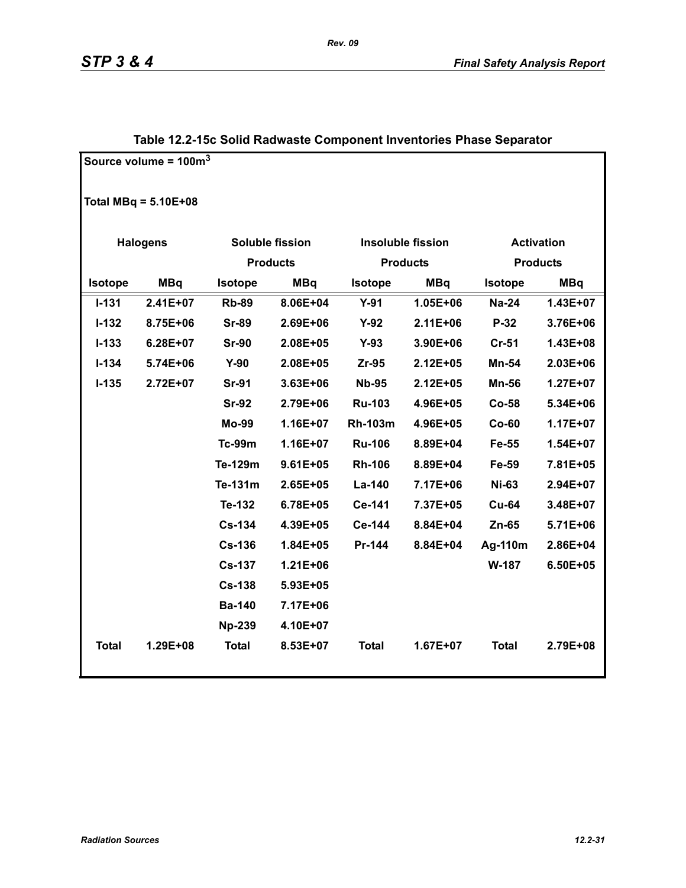**Table 12.2-15c Solid Radwaste Component Inventories Phase Separator**

Source volume = 100m$^3$

Total MBq = 5.10E+08

| Halogens | | Soluble fission Products | | Insoluble fission Products | | Activation Products | |
|---|---|---|---|---|---|---|---|
| **Isotope** | **MBq** | **Isotope** | **MBq** | **Isotope** | **MBq** | **Isotope** | **MBq** |
| I-131 | 2.41E+07 | Rb-89 | 8.06E+04 | Y-91 | 1.05E+06 | Na-24 | 1.43E+07 |
| I-132 | 8.75E+06 | Sr-89 | 2.69E+06 | Y-92 | 2.11E+06 | P-32 | 3.76E+06 |
| I-133 | 6.28E+07 | Sr-90 | 2.08E+05 | Y-93 | 3.90E+06 | Cr-51 | 1.43E+08 |
| I-134 | 5.74E+06 | Y-90 | 2.08E+05 | Zr-95 | 2.12E+05 | Mn-54 | 2.03E+06 |
| I-135 | 2.72E+07 | Sr-91 | 3.63E+06 | Nb-95 | 2.12E+05 | Mn-56 | 1.27E+07 |
| | | Sr-92 | 2.79E+06 | Ru-103 | 4.96E+05 | Co-58 | 5.34E+06 |
| | | Mo-99 | 1.16E+07 | Rh-103m | 4.96E+05 | Co-60 | 1.17E+07 |
| | | Tc-99m | 1.16E+07 | Ru-106 | 8.89E+04 | Fe-55 | 1.54E+07 |
| | | Te-129m | 9.61E+05 | Rh-106 | 8.89E+04 | Fe-59 | 7.81E+05 |
| | | Te-131m | 2.65E+05 | La-140 | 7.17E+06 | Ni-63 | 2.94E+07 |
| | | Te-132 | 6.78E+05 | Ce-141 | 7.37E+05 | Cu-64 | 3.48E+07 |
| | | Cs-134 | 4.39E+05 | Ce-144 | 8.84E+04 | Zn-65 | 5.71E+06 |
| | | Cs-136 | 1.84E+05 | Pr-144 | 8.84E+04 | Ag-110m | 2.86E+04 |
| | | Cs-137 | 1.21E+06 | | | W-187 | 6.50E+05 |
| | | Cs-138 | 5.93E+05 | | | | |
| | | Ba-140 | 7.17E+06 | | | | |
| | | Np-239 | 4.10E+07 | | | | |
| **Total** | 1.29E+08 | **Total** | 8.53E+07 | **Total** | 1.67E+07 | **Total** | 2.79E+08 |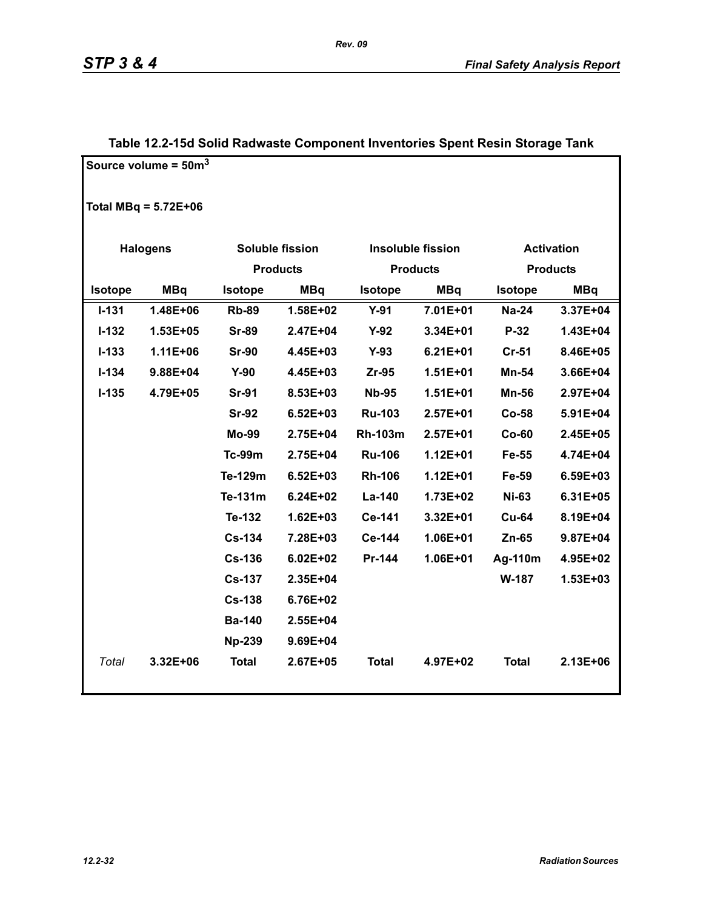**Table 12.2-15d Solid Radwaste Component Inventories Spent Resin Storage Tank**

Source volume = 50m$^3$

Total MBq = 5.72E+06

| Halogens | | Soluble fission Products | | Insoluble fission Products | | Activation Products | |
|---|---|---|---|---|---|---|---|
| **Isotope** | **MBq** | **Isotope** | **MBq** | **Isotope** | **MBq** | **Isotope** | **MBq** |
| I-131 | 1.48E+06 | Rb-89 | 1.58E+02 | Y-91 | 7.01E+01 | Na-24 | 3.37E+04 |
| I-132 | 1.53E+05 | Sr-89 | 2.47E+04 | Y-92 | 3.34E+01 | P-32 | 1.43E+04 |
| I-133 | 1.11E+06 | Sr-90 | 4.45E+03 | Y-93 | 6.21E+01 | Cr-51 | 8.46E+05 |
| I-134 | 9.88E+04 | Y-90 | 4.45E+03 | Zr-95 | 1.51E+01 | Mn-54 | 3.66E+04 |
| I-135 | 4.79E+05 | Sr-91 | 8.53E+03 | Nb-95 | 1.51E+01 | Mn-56 | 2.97E+04 |
| | | Sr-92 | 6.52E+03 | Ru-103 | 2.57E+01 | Co-58 | 5.91E+04 |
| | | Mo-99 | 2.75E+04 | Rh-103m | 2.57E+01 | Co-60 | 2.45E+05 |
| | | Tc-99m | 2.75E+04 | Ru-106 | 1.12E+01 | Fe-55 | 4.74E+04 |
| | | Te-129m | 6.52E+03 | Rh-106 | 1.12E+01 | Fe-59 | 6.59E+03 |
| | | Te-131m | 6.24E+02 | La-140 | 1.73E+02 | Ni-63 | 6.31E+05 |
| | | Te-132 | 1.62E+03 | Ce-141 | 3.32E+01 | Cu-64 | 8.19E+04 |
| | | Cs-134 | 7.28E+03 | Ce-144 | 1.06E+01 | Zn-65 | 9.87E+04 |
| | | Cs-136 | 6.02E+02 | Pr-144 | 1.06E+01 | Ag-110m | 4.95E+02 |
| | | Cs-137 | 2.35E+04 | | | W-187 | 1.53E+03 |
| | | Cs-138 | 6.76E+02 | | | | |
| | | Ba-140 | 2.55E+04 | | | | |
| | | Np-239 | 9.69E+04 | | | | |
| *Total* | 3.32E+06 | Total | 2.67E+05 | Total | 4.97E+02 | Total | 2.13E+06 |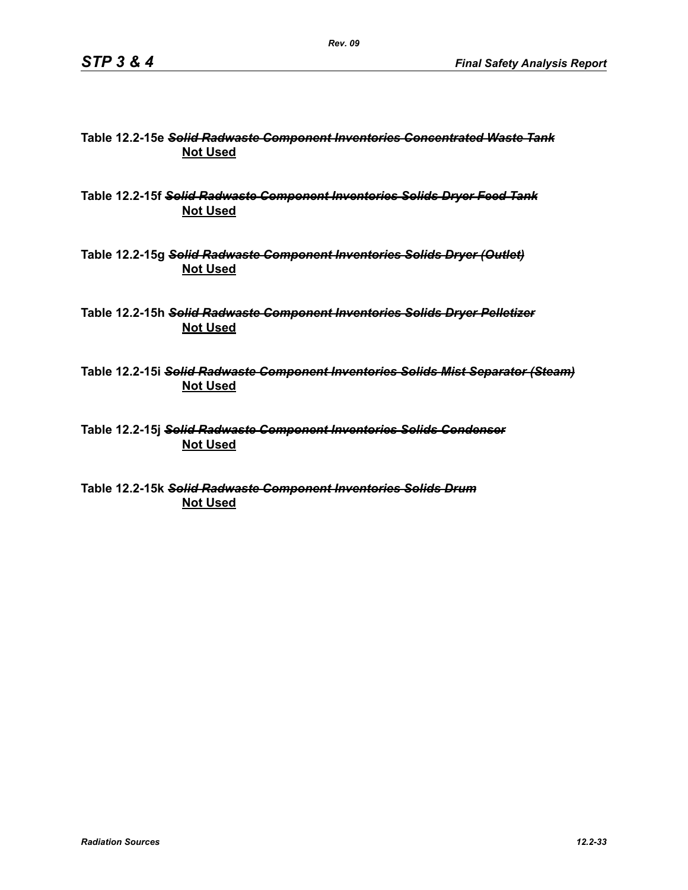**Table 12.2-15e** ~~*Solid Radwaste Component Inventories Concentrated Waste Tank*~~
**Not Used**

**Table 12.2-15f** ~~*Solid Radwaste Component Inventories Solids Dryer Feed Tank*~~
**Not Used**

**Table 12.2-15g** ~~*Solid Radwaste Component Inventories Solids Dryer (Outlet)*~~
**Not Used**

**Table 12.2-15h** ~~*Solid Radwaste Component Inventories Solids Dryer Pelletizer*~~
**Not Used**

**Table 12.2-15i** ~~*Solid Radwaste Component Inventories Solids Mist Separator (Steam)*~~
**Not Used**

**Table 12.2-15j** ~~*Solid Radwaste Component Inventories Solids Condenser*~~
**Not Used**

**Table 12.2-15k** ~~*Solid Radwaste Component Inventories Solids Drum*~~
**Not Used**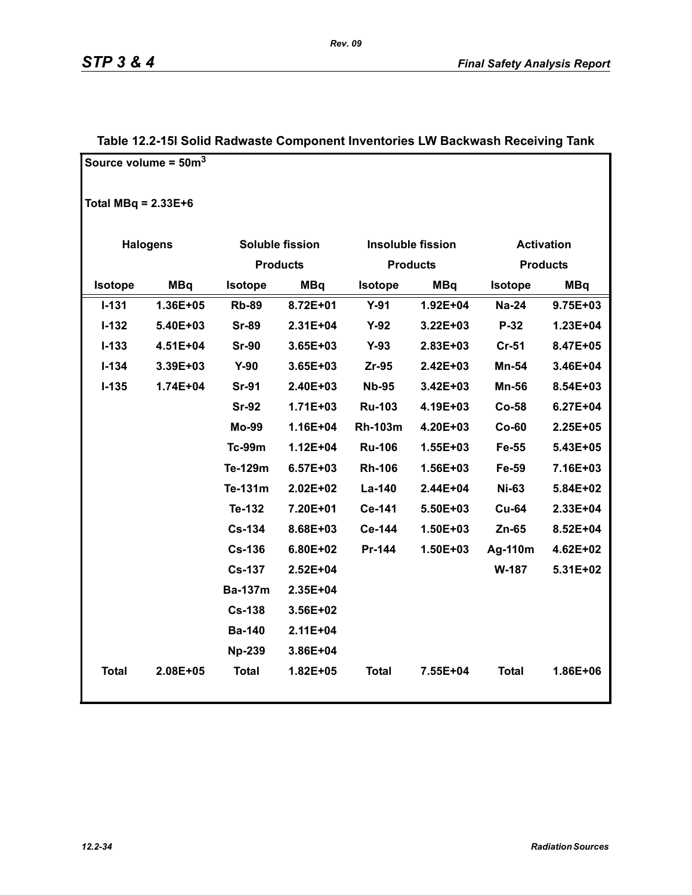## Table 12.2-15l Solid Radwaste Component Inventories LW Backwash Receiving Tank

Source volume = 50m$^3$

Total MBq = 2.33E+6

| Halogens | | Soluble fission Products | | Insoluble fission Products | | Activation Products | |
|---|---|---|---|---|---|---|---|
| **Isotope** | **MBq** | **Isotope** | **MBq** | **Isotope** | **MBq** | **Isotope** | **MBq** |
| I-131 | 1.36E+05 | Rb-89 | 8.72E+01 | Y-91 | 1.92E+04 | Na-24 | 9.75E+03 |
| I-132 | 5.40E+03 | Sr-89 | 2.31E+04 | Y-92 | 3.22E+03 | P-32 | 1.23E+04 |
| I-133 | 4.51E+04 | Sr-90 | 3.65E+03 | Y-93 | 2.83E+03 | Cr-51 | 8.47E+05 |
| I-134 | 3.39E+03 | Y-90 | 3.65E+03 | Zr-95 | 2.42E+03 | Mn-54 | 3.46E+04 |
| I-135 | 1.74E+04 | Sr-91 | 2.40E+03 | Nb-95 | 3.42E+03 | Mn-56 | 8.54E+03 |
| | | Sr-92 | 1.71E+03 | Ru-103 | 4.19E+03 | Co-58 | 6.27E+04 |
| | | Mo-99 | 1.16E+04 | Rh-103m | 4.20E+03 | Co-60 | 2.25E+05 |
| | | Tc-99m | 1.12E+04 | Ru-106 | 1.55E+03 | Fe-55 | 5.43E+05 |
| | | Te-129m | 6.57E+03 | Rh-106 | 1.56E+03 | Fe-59 | 7.16E+03 |
| | | Te-131m | 2.02E+02 | La-140 | 2.44E+04 | Ni-63 | 5.84E+02 |
| | | Te-132 | 7.20E+01 | Ce-141 | 5.50E+03 | Cu-64 | 2.33E+04 |
| | | Cs-134 | 8.68E+03 | Ce-144 | 1.50E+03 | Zn-65 | 8.52E+04 |
| | | Cs-136 | 6.80E+02 | Pr-144 | 1.50E+03 | Ag-110m | 4.62E+02 |
| | | Cs-137 | 2.52E+04 | | | W-187 | 5.31E+02 |
| | | Ba-137m | 2.35E+04 | | | | |
| | | Cs-138 | 3.56E+02 | | | | |
| | | Ba-140 | 2.11E+04 | | | | |
| | | Np-239 | 3.86E+04 | | | | |
| **Total** | 2.08E+05 | **Total** | 1.82E+05 | **Total** | 7.55E+04 | **Total** | 1.86E+06 |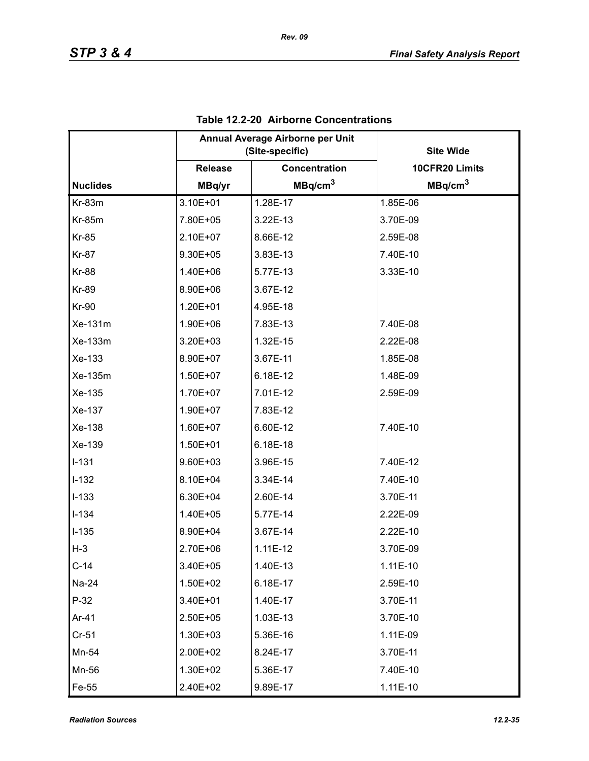**Table 12.2-20 Airborne Concentrations**

| | Annual Average Airborne per Unit (Site-specific) | | Site Wide |
|---|---|---|---|
| | Release | Concentration | 10CFR20 Limits |
| Nuclides | MBq/yr | MBq/cm$^3$ | MBq/cm$^3$ |
| Kr-83m | 3.10E+01 | 1.28E-17 | 1.85E-06 |
| Kr-85m | 7.80E+05 | 3.22E-13 | 3.70E-09 |
| Kr-85 | 2.10E+07 | 8.66E-12 | 2.59E-08 |
| Kr-87 | 9.30E+05 | 3.83E-13 | 7.40E-10 |
| Kr-88 | 1.40E+06 | 5.77E-13 | 3.33E-10 |
| Kr-89 | 8.90E+06 | 3.67E-12 | |
| Kr-90 | 1.20E+01 | 4.95E-18 | |
| Xe-131m | 1.90E+06 | 7.83E-13 | 7.40E-08 |
| Xe-133m | 3.20E+03 | 1.32E-15 | 2.22E-08 |
| Xe-133 | 8.90E+07 | 3.67E-11 | 1.85E-08 |
| Xe-135m | 1.50E+07 | 6.18E-12 | 1.48E-09 |
| Xe-135 | 1.70E+07 | 7.01E-12 | 2.59E-09 |
| Xe-137 | 1.90E+07 | 7.83E-12 | |
| Xe-138 | 1.60E+07 | 6.60E-12 | 7.40E-10 |
| Xe-139 | 1.50E+01 | 6.18E-18 | |
| I-131 | 9.60E+03 | 3.96E-15 | 7.40E-12 |
| I-132 | 8.10E+04 | 3.34E-14 | 7.40E-10 |
| I-133 | 6.30E+04 | 2.60E-14 | 3.70E-11 |
| I-134 | 1.40E+05 | 5.77E-14 | 2.22E-09 |
| I-135 | 8.90E+04 | 3.67E-14 | 2.22E-10 |
| H-3 | 2.70E+06 | 1.11E-12 | 3.70E-09 |
| C-14 | 3.40E+05 | 1.40E-13 | 1.11E-10 |
| Na-24 | 1.50E+02 | 6.18E-17 | 2.59E-10 |
| P-32 | 3.40E+01 | 1.40E-17 | 3.70E-11 |
| Ar-41 | 2.50E+05 | 1.03E-13 | 3.70E-10 |
| Cr-51 | 1.30E+03 | 5.36E-16 | 1.11E-09 |
| Mn-54 | 2.00E+02 | 8.24E-17 | 3.70E-11 |
| Mn-56 | 1.30E+02 | 5.36E-17 | 7.40E-10 |
| Fe-55 | 2.40E+02 | 9.89E-17 | 1.11E-10 |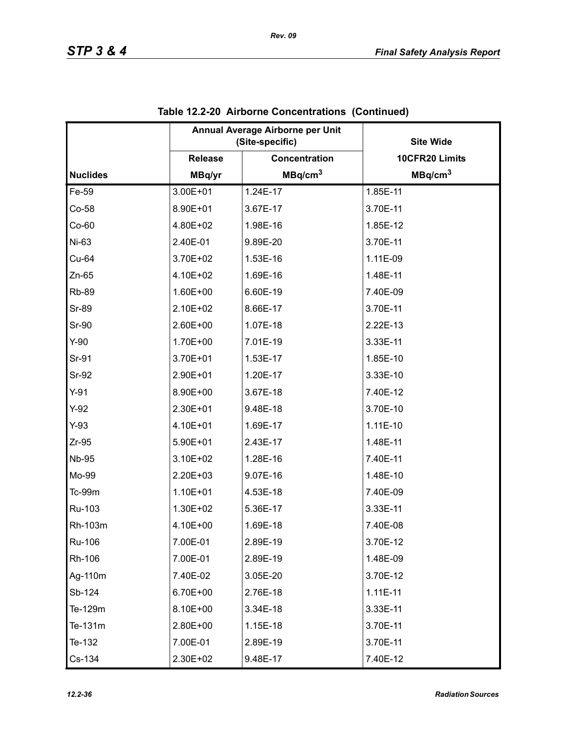**Table 12.2-20 Airborne Concentrations (Continued)**

| | Annual Average Airborne per Unit (Site-specific) | | Site Wide |
|---|---|---|---|
| | Release | Concentration | 10CFR20 Limits |
| Nuclides | MBq/yr | $MBq/cm^3$ | $MBq/cm^3$ |
| Fe-59 | 3.00E+01 | 1.24E-17 | 1.85E-11 |
| Co-58 | 8.90E+01 | 3.67E-17 | 3.70E-11 |
| Co-60 | 4.80E+02 | 1.98E-16 | 1.85E-12 |
| Ni-63 | 2.40E-01 | 9.89E-20 | 3.70E-11 |
| Cu-64 | 3.70E+02 | 1.53E-16 | 1.11E-09 |
| Zn-65 | 4.10E+02 | 1.69E-16 | 1.48E-11 |
| Rb-89 | 1.60E+00 | 6.60E-19 | 7.40E-09 |
| Sr-89 | 2.10E+02 | 8.66E-17 | 3.70E-11 |
| Sr-90 | 2.60E+00 | 1.07E-18 | 2.22E-13 |
| Y-90 | 1.70E+00 | 7.01E-19 | 3.33E-11 |
| Sr-91 | 3.70E+01 | 1.53E-17 | 1.85E-10 |
| Sr-92 | 2.90E+01 | 1.20E-17 | 3.33E-10 |
| Y-91 | 8.90E+00 | 3.67E-18 | 7.40E-12 |
| Y-92 | 2.30E+01 | 9.48E-18 | 3.70E-10 |
| Y-93 | 4.10E+01 | 1.69E-17 | 1.11E-10 |
| Zr-95 | 5.90E+01 | 2.43E-17 | 1.48E-11 |
| Nb-95 | 3.10E+02 | 1.28E-16 | 7.40E-11 |
| Mo-99 | 2.20E+03 | 9.07E-16 | 1.48E-10 |
| Tc-99m | 1.10E+01 | 4.53E-18 | 7.40E-09 |
| Ru-103 | 1.30E+02 | 5.36E-17 | 3.33E-11 |
| Rh-103m | 4.10E+00 | 1.69E-18 | 7.40E-08 |
| Ru-106 | 7.00E-01 | 2.89E-19 | 3.70E-12 |
| Rh-106 | 7.00E-01 | 2.89E-19 | 1.48E-09 |
| Ag-110m | 7.40E-02 | 3.05E-20 | 3.70E-12 |
| Sb-124 | 6.70E+00 | 2.76E-18 | 1.11E-11 |
| Te-129m | 8.10E+00 | 3.34E-18 | 3.33E-11 |
| Te-131m | 2.80E+00 | 1.15E-18 | 3.70E-11 |
| Te-132 | 7.00E-01 | 2.89E-19 | 3.70E-11 |
| Cs-134 | 2.30E+02 | 9.48E-17 | 7.40E-12 |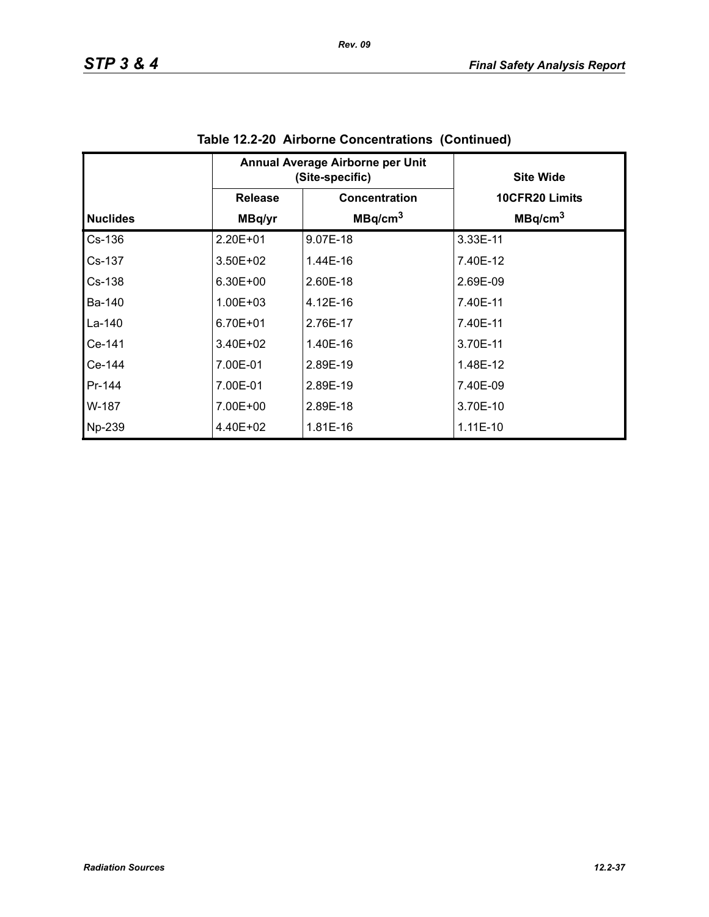**Table 12.2-20 Airborne Concentrations (Continued)**

| | Annual Average Airborne per Unit (Site-specific) | | Site Wide |
|---|---|---|---|
| | Release | Concentration | 10CFR20 Limits |
| Nuclides | MBq/yr | MBq/cm$^3$ | MBq/cm$^3$ |
| Cs-136 | 2.20E+01 | 9.07E-18 | 3.33E-11 |
| Cs-137 | 3.50E+02 | 1.44E-16 | 7.40E-12 |
| Cs-138 | 6.30E+00 | 2.60E-18 | 2.69E-09 |
| Ba-140 | 1.00E+03 | 4.12E-16 | 7.40E-11 |
| La-140 | 6.70E+01 | 2.76E-17 | 7.40E-11 |
| Ce-141 | 3.40E+02 | 1.40E-16 | 3.70E-11 |
| Ce-144 | 7.00E-01 | 2.89E-19 | 1.48E-12 |
| Pr-144 | 7.00E-01 | 2.89E-19 | 7.40E-09 |
| W-187 | 7.00E+00 | 2.89E-18 | 3.70E-10 |
| Np-239 | 4.40E+02 | 1.81E-16 | 1.11E-10 |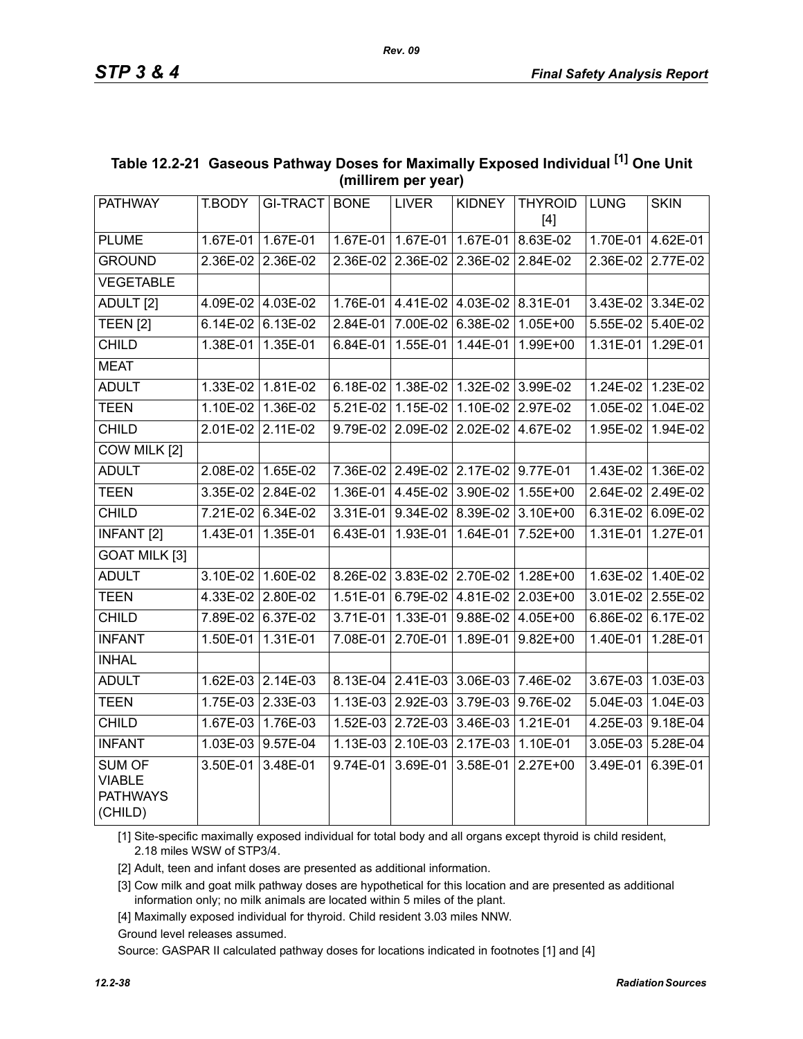## Table 12.2-21 Gaseous Pathway Doses for Maximally Exposed Individual [1] One Unit (millirem per year)

| PATHWAY | T.BODY | GI-TRACT | BONE | LIVER | KIDNEY | THYROID [4] | LUNG | SKIN |
|---|---|---|---|---|---|---|---|---|
| PLUME | 1.67E-01 | 1.67E-01 | 1.67E-01 | 1.67E-01 | 1.67E-01 | 8.63E-02 | 1.70E-01 | 4.62E-01 |
| GROUND | 2.36E-02 | 2.36E-02 | 2.36E-02 | 2.36E-02 | 2.36E-02 | 2.84E-02 | 2.36E-02 | 2.77E-02 |
| VEGETABLE | | | | | | | | |
| ADULT [2] | 4.09E-02 | 4.03E-02 | 1.76E-01 | 4.41E-02 | 4.03E-02 | 8.31E-01 | 3.43E-02 | 3.34E-02 |
| TEEN [2] | 6.14E-02 | 6.13E-02 | 2.84E-01 | 7.00E-02 | 6.38E-02 | 1.05E+00 | 5.55E-02 | 5.40E-02 |
| CHILD | 1.38E-01 | 1.35E-01 | 6.84E-01 | 1.55E-01 | 1.44E-01 | 1.99E+00 | 1.31E-01 | 1.29E-01 |
| MEAT | | | | | | | | |
| ADULT | 1.33E-02 | 1.81E-02 | 6.18E-02 | 1.38E-02 | 1.32E-02 | 3.99E-02 | 1.24E-02 | 1.23E-02 |
| TEEN | 1.10E-02 | 1.36E-02 | 5.21E-02 | 1.15E-02 | 1.10E-02 | 2.97E-02 | 1.05E-02 | 1.04E-02 |
| CHILD | 2.01E-02 | 2.11E-02 | 9.79E-02 | 2.09E-02 | 2.02E-02 | 4.67E-02 | 1.95E-02 | 1.94E-02 |
| COW MILK [2] | | | | | | | | |
| ADULT | 2.08E-02 | 1.65E-02 | 7.36E-02 | 2.49E-02 | 2.17E-02 | 9.77E-01 | 1.43E-02 | 1.36E-02 |
| TEEN | 3.35E-02 | 2.84E-02 | 1.36E-01 | 4.45E-02 | 3.90E-02 | 1.55E+00 | 2.64E-02 | 2.49E-02 |
| CHILD | 7.21E-02 | 6.34E-02 | 3.31E-01 | 9.34E-02 | 8.39E-02 | 3.10E+00 | 6.31E-02 | 6.09E-02 |
| INFANT [2] | 1.43E-01 | 1.35E-01 | 6.43E-01 | 1.93E-01 | 1.64E-01 | 7.52E+00 | 1.31E-01 | 1.27E-01 |
| GOAT MILK [3] | | | | | | | | |
| ADULT | 3.10E-02 | 1.60E-02 | 8.26E-02 | 3.83E-02 | 2.70E-02 | 1.28E+00 | 1.63E-02 | 1.40E-02 |
| TEEN | 4.33E-02 | 2.80E-02 | 1.51E-01 | 6.79E-02 | 4.81E-02 | 2.03E+00 | 3.01E-02 | 2.55E-02 |
| CHILD | 7.89E-02 | 6.37E-02 | 3.71E-01 | 1.33E-01 | 9.88E-02 | 4.05E+00 | 6.86E-02 | 6.17E-02 |
| INFANT | 1.50E-01 | 1.31E-01 | 7.08E-01 | 2.70E-01 | 1.89E-01 | 9.82E+00 | 1.40E-01 | 1.28E-01 |
| INHAL | | | | | | | | |
| ADULT | 1.62E-03 | 2.14E-03 | 8.13E-04 | 2.41E-03 | 3.06E-03 | 7.46E-02 | 3.67E-03 | 1.03E-03 |
| TEEN | 1.75E-03 | 2.33E-03 | 1.13E-03 | 2.92E-03 | 3.79E-03 | 9.76E-02 | 5.04E-03 | 1.04E-03 |
| CHILD | 1.67E-03 | 1.76E-03 | 1.52E-03 | 2.72E-03 | 3.46E-03 | 1.21E-01 | 4.25E-03 | 9.18E-04 |
| INFANT | 1.03E-03 | 9.57E-04 | 1.13E-03 | 2.10E-03 | 2.17E-03 | 1.10E-01 | 3.05E-03 | 5.28E-04 |
| SUM OF VIABLE PATHWAYS (CHILD) | 3.50E-01 | 3.48E-01 | 9.74E-01 | 3.69E-01 | 3.58E-01 | 2.27E+00 | 3.49E-01 | 6.39E-01 |

[1] Site-specific maximally exposed individual for total body and all organs except thyroid is child resident, 2.18 miles WSW of STP3/4.

[2] Adult, teen and infant doses are presented as additional information.

[3] Cow milk and goat milk pathway doses are hypothetical for this location and are presented as additional information only; no milk animals are located within 5 miles of the plant.

[4] Maximally exposed individual for thyroid. Child resident 3.03 miles NNW.

Ground level releases assumed.

Source: GASPAR II calculated pathway doses for locations indicated in footnotes [1] and [4]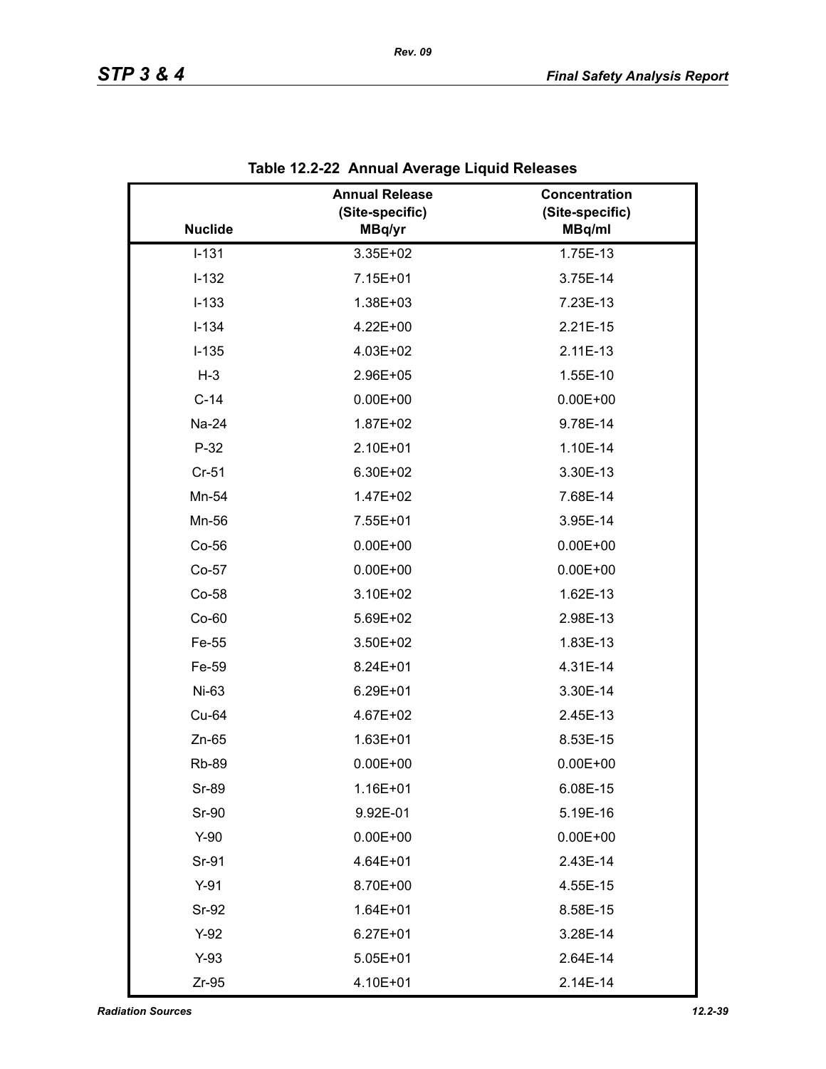**Table 12.2-22 Annual Average Liquid Releases**

| Nuclide | Annual Release (Site-specific) MBq/yr | Concentration (Site-specific) MBq/ml |
|---|---|---|
| I-131 | 3.35E+02 | 1.75E-13 |
| I-132 | 7.15E+01 | 3.75E-14 |
| I-133 | 1.38E+03 | 7.23E-13 |
| I-134 | 4.22E+00 | 2.21E-15 |
| I-135 | 4.03E+02 | 2.11E-13 |
| H-3 | 2.96E+05 | 1.55E-10 |
| C-14 | 0.00E+00 | 0.00E+00 |
| Na-24 | 1.87E+02 | 9.78E-14 |
| P-32 | 2.10E+01 | 1.10E-14 |
| Cr-51 | 6.30E+02 | 3.30E-13 |
| Mn-54 | 1.47E+02 | 7.68E-14 |
| Mn-56 | 7.55E+01 | 3.95E-14 |
| Co-56 | 0.00E+00 | 0.00E+00 |
| Co-57 | 0.00E+00 | 0.00E+00 |
| Co-58 | 3.10E+02 | 1.62E-13 |
| Co-60 | 5.69E+02 | 2.98E-13 |
| Fe-55 | 3.50E+02 | 1.83E-13 |
| Fe-59 | 8.24E+01 | 4.31E-14 |
| Ni-63 | 6.29E+01 | 3.30E-14 |
| Cu-64 | 4.67E+02 | 2.45E-13 |
| Zn-65 | 1.63E+01 | 8.53E-15 |
| Rb-89 | 0.00E+00 | 0.00E+00 |
| Sr-89 | 1.16E+01 | 6.08E-15 |
| Sr-90 | 9.92E-01 | 5.19E-16 |
| Y-90 | 0.00E+00 | 0.00E+00 |
| Sr-91 | 4.64E+01 | 2.43E-14 |
| Y-91 | 8.70E+00 | 4.55E-15 |
| Sr-92 | 1.64E+01 | 8.58E-15 |
| Y-92 | 6.27E+01 | 3.28E-14 |
| Y-93 | 5.05E+01 | 2.64E-14 |
| Zr-95 | 4.10E+01 | 2.14E-14 |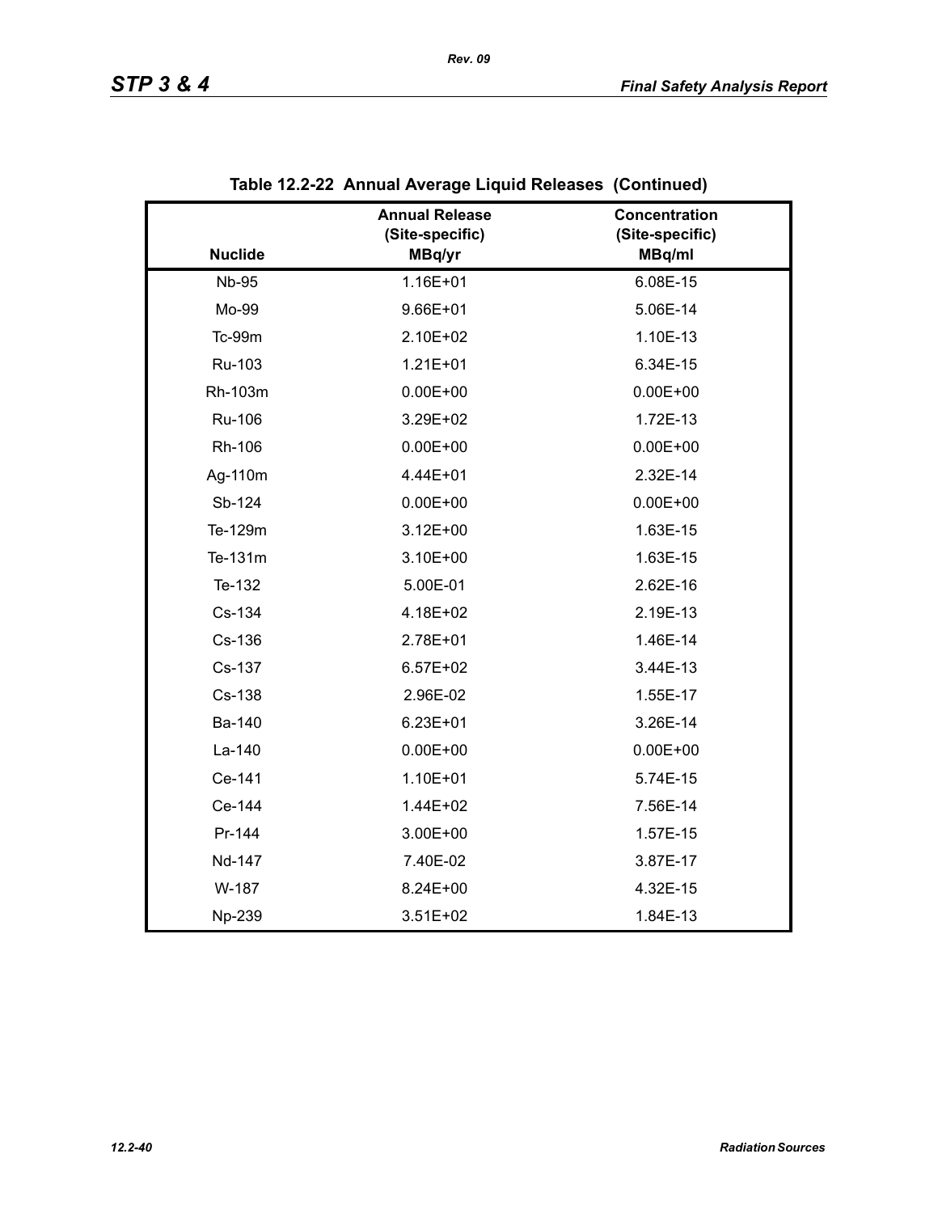**Table 12.2-22 Annual Average Liquid Releases (Continued)**

| Nuclide | Annual Release (Site-specific) MBq/yr | Concentration (Site-specific) MBq/ml |
|---|---|---|
| Nb-95 | 1.16E+01 | 6.08E-15 |
| Mo-99 | 9.66E+01 | 5.06E-14 |
| Tc-99m | 2.10E+02 | 1.10E-13 |
| Ru-103 | 1.21E+01 | 6.34E-15 |
| Rh-103m | 0.00E+00 | 0.00E+00 |
| Ru-106 | 3.29E+02 | 1.72E-13 |
| Rh-106 | 0.00E+00 | 0.00E+00 |
| Ag-110m | 4.44E+01 | 2.32E-14 |
| Sb-124 | 0.00E+00 | 0.00E+00 |
| Te-129m | 3.12E+00 | 1.63E-15 |
| Te-131m | 3.10E+00 | 1.63E-15 |
| Te-132 | 5.00E-01 | 2.62E-16 |
| Cs-134 | 4.18E+02 | 2.19E-13 |
| Cs-136 | 2.78E+01 | 1.46E-14 |
| Cs-137 | 6.57E+02 | 3.44E-13 |
| Cs-138 | 2.96E-02 | 1.55E-17 |
| Ba-140 | 6.23E+01 | 3.26E-14 |
| La-140 | 0.00E+00 | 0.00E+00 |
| Ce-141 | 1.10E+01 | 5.74E-15 |
| Ce-144 | 1.44E+02 | 7.56E-14 |
| Pr-144 | 3.00E+00 | 1.57E-15 |
| Nd-147 | 7.40E-02 | 3.87E-17 |
| W-187 | 8.24E+00 | 4.32E-15 |
| Np-239 | 3.51E+02 | 1.84E-13 |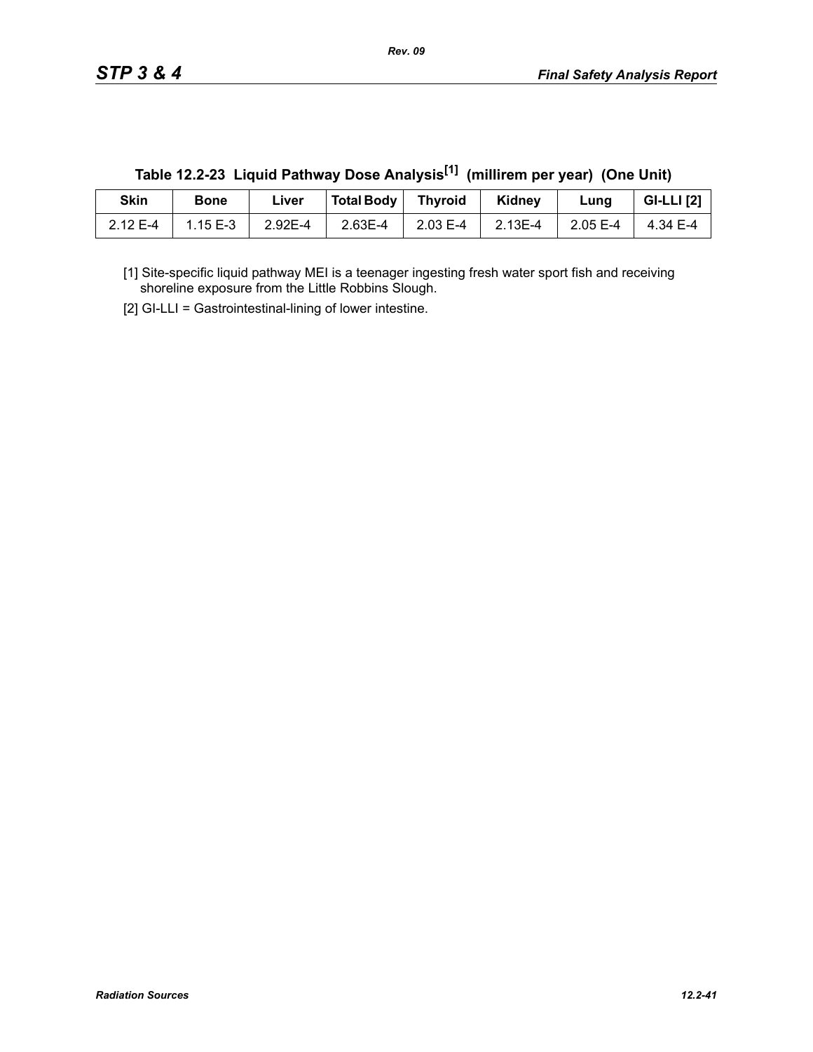**Table 12.2-23 Liquid Pathway Dose Analysis[1] (millirem per year) (One Unit)**

| Skin | Bone | Liver | Total Body | Thyroid | Kidney | Lung | GI-LLI [2] |
|---|---|---|---|---|---|---|---|
| 2.12 E-4 | 1.15 E-3 | 2.92E-4 | 2.63E-4 | 2.03 E-4 | 2.13E-4 | 2.05 E-4 | 4.34 E-4 |

[1] Site-specific liquid pathway MEI is a teenager ingesting fresh water sport fish and receiving shoreline exposure from the Little Robbins Slough.

[2] GI-LLI = Gastrointestinal-lining of lower intestine.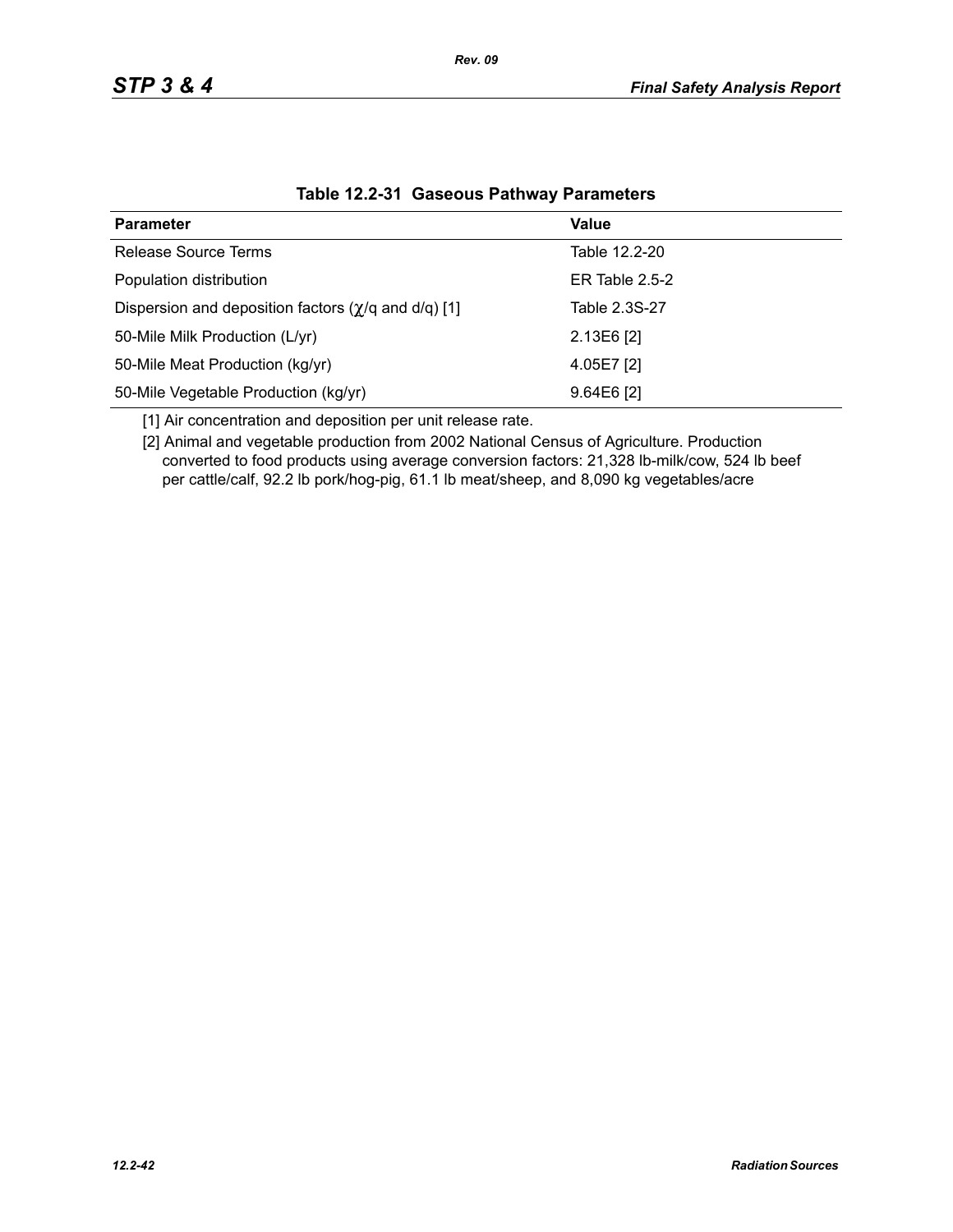**Table 12.2-31 Gaseous Pathway Parameters**

| Parameter | Value |
|---|---|
| Release Source Terms | Table 12.2-20 |
| Population distribution | ER Table 2.5-2 |
| Dispersion and deposition factors ($\chi$/q and d/q) [1] | Table 2.3S-27 |
| 50-Mile Milk Production (L/yr) | 2.13E6 [2] |
| 50-Mile Meat Production (kg/yr) | 4.05E7 [2] |
| 50-Mile Vegetable Production (kg/yr) | 9.64E6 [2] |

[1] Air concentration and deposition per unit release rate.

[2] Animal and vegetable production from 2002 National Census of Agriculture. Production converted to food products using average conversion factors: 21,328 lb-milk/cow, 524 lb beef per cattle/calf, 92.2 lb pork/hog-pig, 61.1 lb meat/sheep, and 8,090 kg vegetables/acre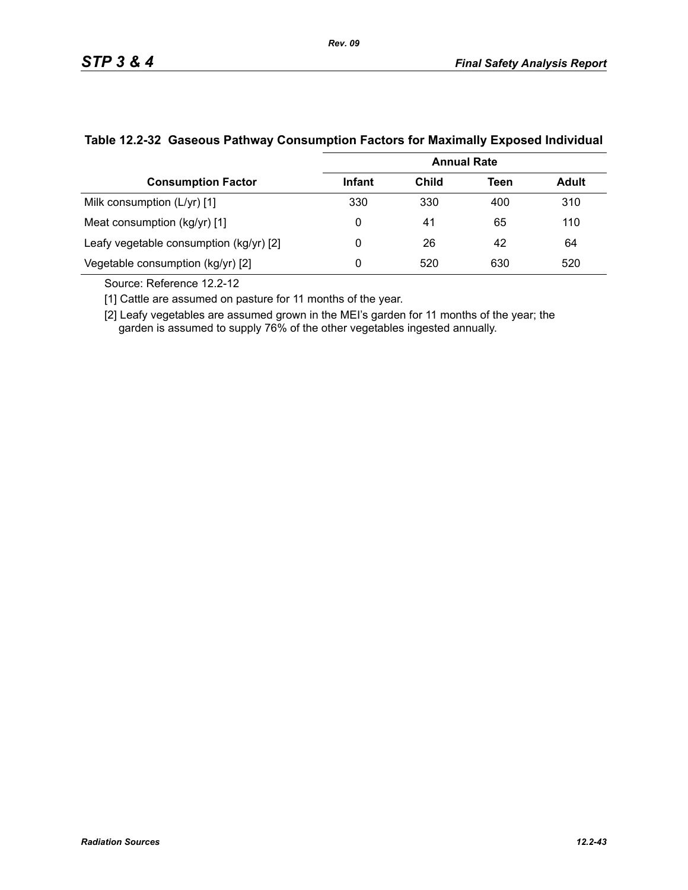## Table 12.2-32 Gaseous Pathway Consumption Factors for Maximally Exposed Individual

| Consumption Factor | Annual Rate | | | |
|---|---|---|---|---|
| | Infant | Child | Teen | Adult |
| Milk consumption (L/yr) [1] | 330 | 330 | 400 | 310 |
| Meat consumption (kg/yr) [1] | 0 | 41 | 65 | 110 |
| Leafy vegetable consumption (kg/yr) [2] | 0 | 26 | 42 | 64 |
| Vegetable consumption (kg/yr) [2] | 0 | 520 | 630 | 520 |

Source: Reference 12.2-12

[1] Cattle are assumed on pasture for 11 months of the year.

[2] Leafy vegetables are assumed grown in the MEI's garden for 11 months of the year; the garden is assumed to supply 76% of the other vegetables ingested annually.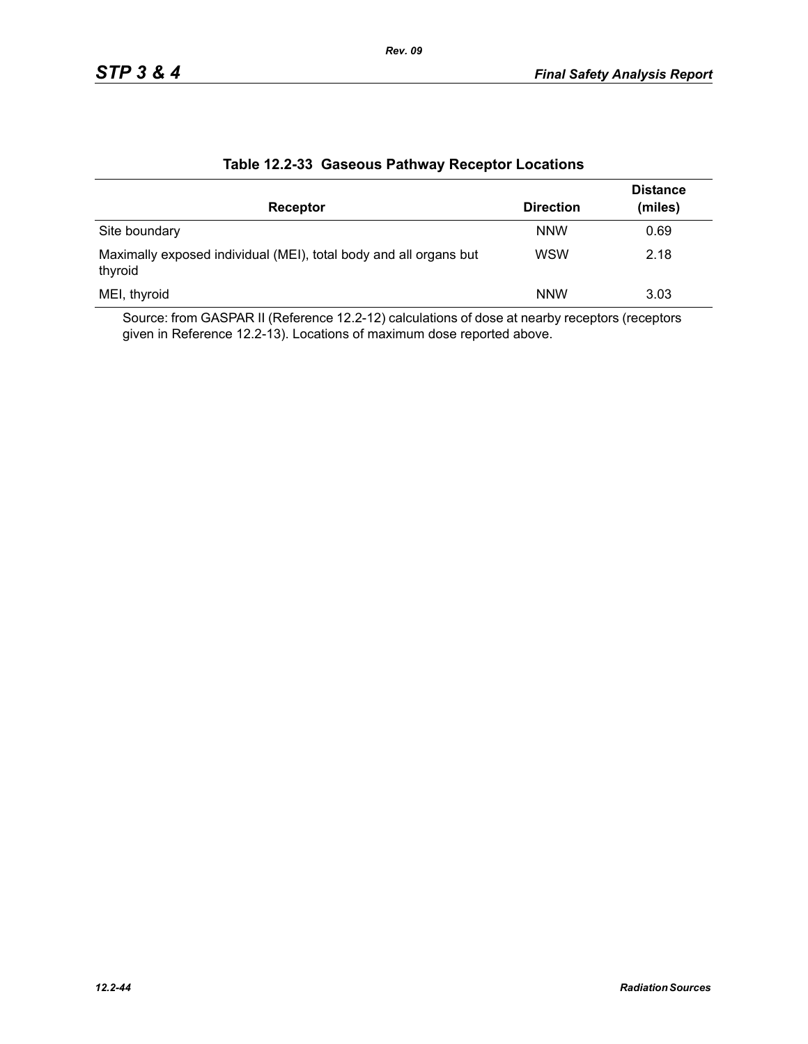## Table 12.2-33 Gaseous Pathway Receptor Locations

| Receptor | Direction | Distance (miles) |
|---|---|---|
| Site boundary | NNW | 0.69 |
| Maximally exposed individual (MEI), total body and all organs but thyroid | WSW | 2.18 |
| MEI, thyroid | NNW | 3.03 |

Source: from GASPAR II (Reference 12.2-12) calculations of dose at nearby receptors (receptors given in Reference 12.2-13). Locations of maximum dose reported above.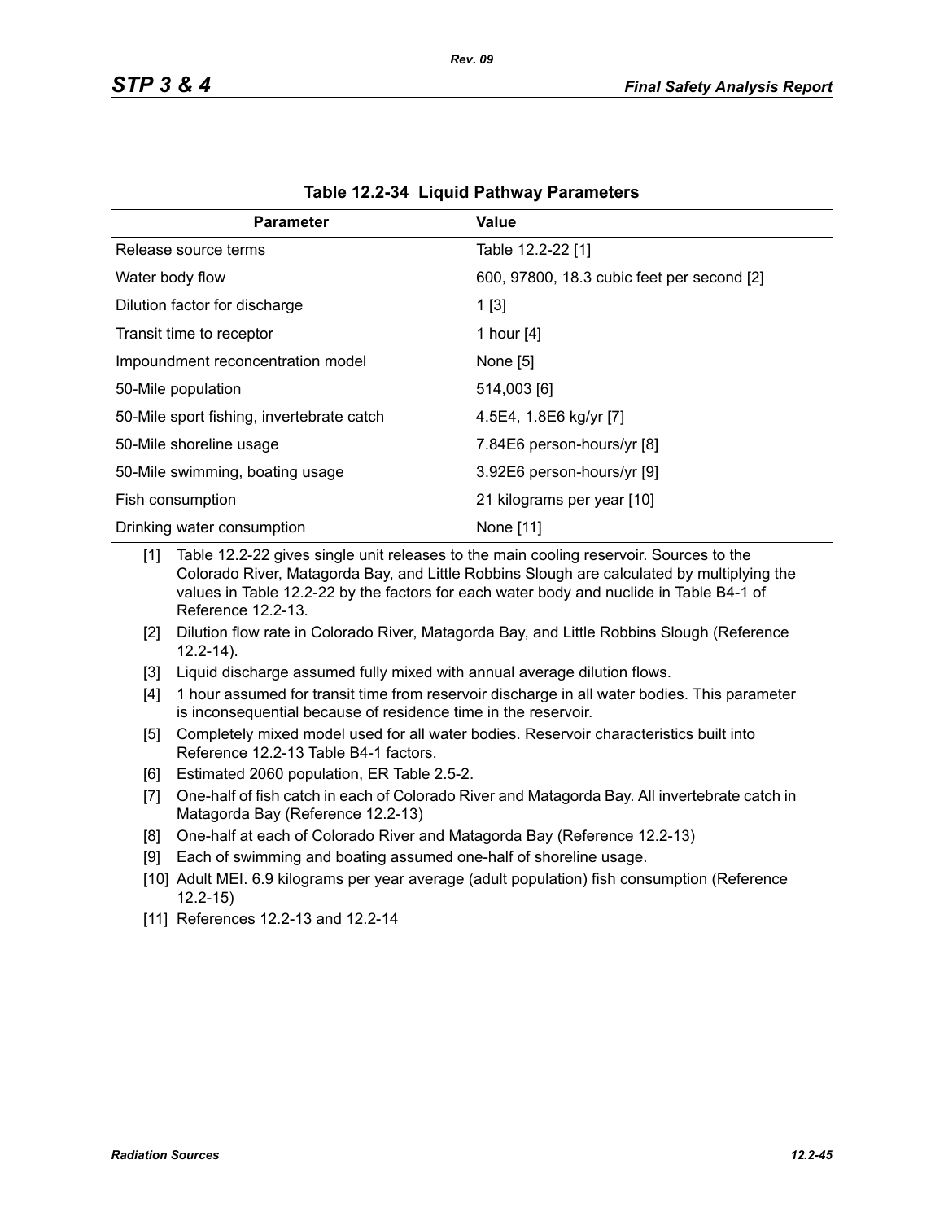**Table 12.2-34 Liquid Pathway Parameters**

| Parameter | Value |
|---|---|
| Release source terms | Table 12.2-22 [1] |
| Water body flow | 600, 97800, 18.3 cubic feet per second [2] |
| Dilution factor for discharge | 1 [3] |
| Transit time to receptor | 1 hour [4] |
| Impoundment reconcentration model | None [5] |
| 50-Mile population | 514,003 [6] |
| 50-Mile sport fishing, invertebrate catch | 4.5E4, 1.8E6 kg/yr [7] |
| 50-Mile shoreline usage | 7.84E6 person-hours/yr [8] |
| 50-Mile swimming, boating usage | 3.92E6 person-hours/yr [9] |
| Fish consumption | 21 kilograms per year [10] |
| Drinking water consumption | None [11] |

[1] Table 12.2-22 gives single unit releases to the main cooling reservoir. Sources to the Colorado River, Matagorda Bay, and Little Robbins Slough are calculated by multiplying the values in Table 12.2-22 by the factors for each water body and nuclide in Table B4-1 of Reference 12.2-13.

[2] Dilution flow rate in Colorado River, Matagorda Bay, and Little Robbins Slough (Reference 12.2-14).

[3] Liquid discharge assumed fully mixed with annual average dilution flows.

[4] 1 hour assumed for transit time from reservoir discharge in all water bodies. This parameter is inconsequential because of residence time in the reservoir.

[5] Completely mixed model used for all water bodies. Reservoir characteristics built into Reference 12.2-13 Table B4-1 factors.

[6] Estimated 2060 population, ER Table 2.5-2.

[7] One-half of fish catch in each of Colorado River and Matagorda Bay. All invertebrate catch in Matagorda Bay (Reference 12.2-13)

[8] One-half at each of Colorado River and Matagorda Bay (Reference 12.2-13)

[9] Each of swimming and boating assumed one-half of shoreline usage.

[10] Adult MEI. 6.9 kilograms per year average (adult population) fish consumption (Reference 12.2-15)

[11] References 12.2-13 and 12.2-14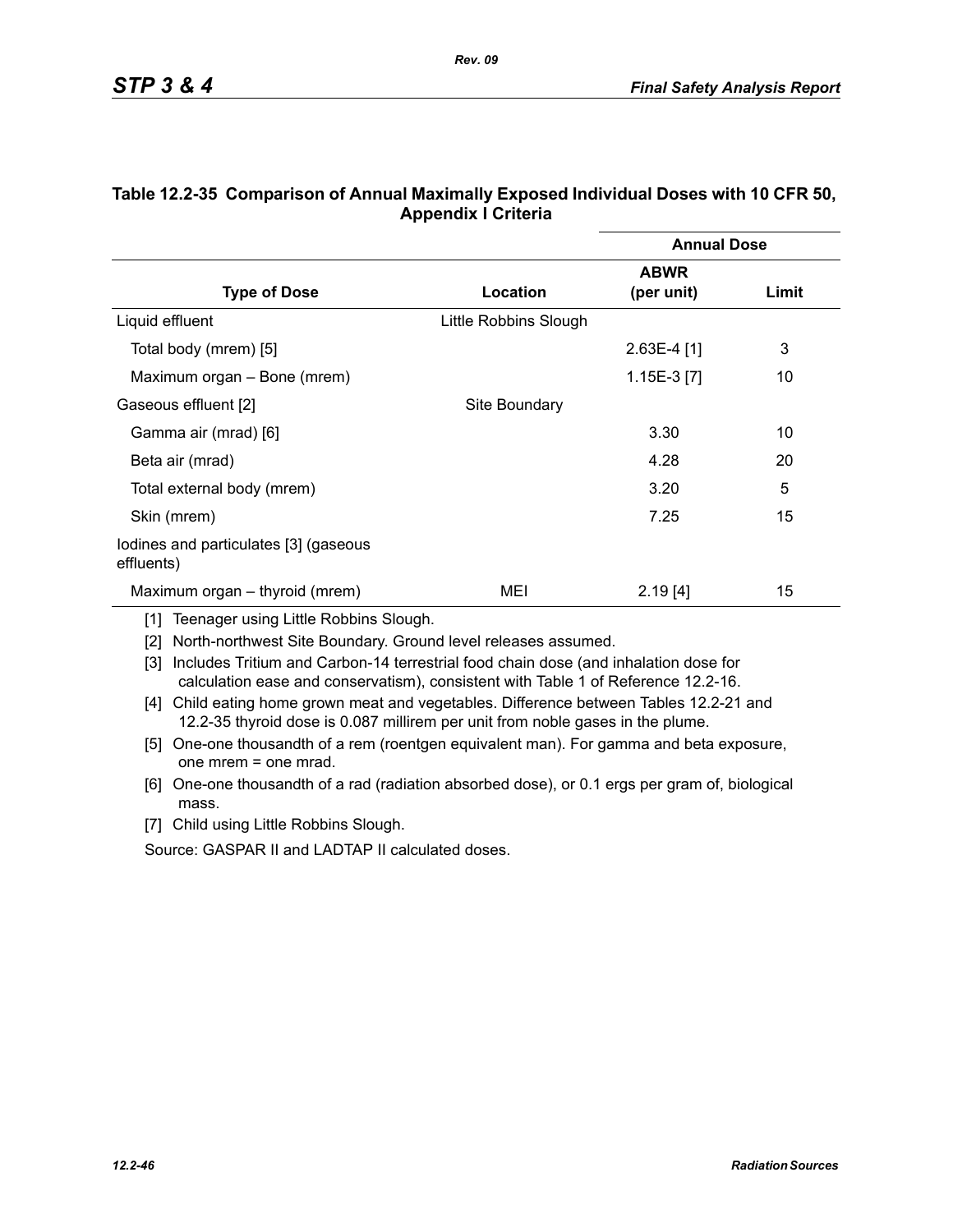## Table 12.2-35 Comparison of Annual Maximally Exposed Individual Doses with 10 CFR 50, Appendix I Criteria

| Type of Dose | Location | Annual Dose | |
|---|---|---|---|
| | | ABWR (per unit) | Limit |
| Liquid effluent | Little Robbins Slough | | |
| Total body (mrem) [5] | | 2.63E-4 [1] | 3 |
| Maximum organ – Bone (mrem) | | 1.15E-3 [7] | 10 |
| Gaseous effluent [2] | Site Boundary | | |
| Gamma air (mrad) [6] | | 3.30 | 10 |
| Beta air (mrad) | | 4.28 | 20 |
| Total external body (mrem) | | 3.20 | 5 |
| Skin (mrem) | | 7.25 | 15 |
| Iodines and particulates [3] (gaseous effluents) | | | |
| Maximum organ – thyroid (mrem) | MEI | 2.19 [4] | 15 |

[1] Teenager using Little Robbins Slough.

[2] North-northwest Site Boundary. Ground level releases assumed.

[3] Includes Tritium and Carbon-14 terrestrial food chain dose (and inhalation dose for calculation ease and conservatism), consistent with Table 1 of Reference 12.2-16.

[4] Child eating home grown meat and vegetables. Difference between Tables 12.2-21 and 12.2-35 thyroid dose is 0.087 millirem per unit from noble gases in the plume.

[5] One-one thousandth of a rem (roentgen equivalent man). For gamma and beta exposure, one mrem = one mrad.

[6] One-one thousandth of a rad (radiation absorbed dose), or 0.1 ergs per gram of, biological mass.

[7] Child using Little Robbins Slough.

Source: GASPAR II and LADTAP II calculated doses.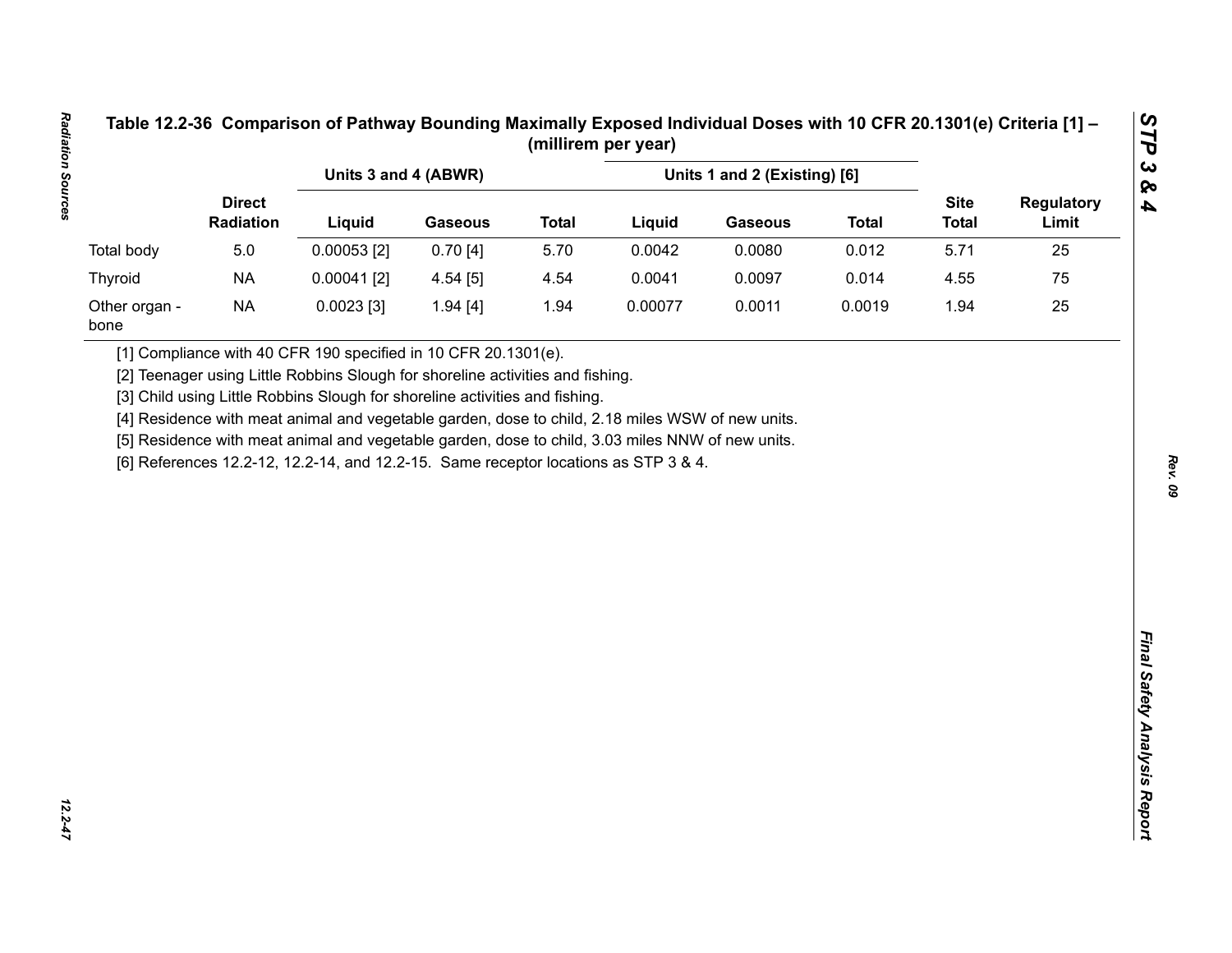## Table 12.2-36 Comparison of Pathway Bounding Maximally Exposed Individual Doses with 10 CFR 20.1301(e) Criteria [1] – (millirem per year)

| | Direct Radiation | Units 3 and 4 (ABWR) | | | Units 1 and 2 (Existing) [6] | | | Site Total | Regulatory Limit |
|---|---|---|---|---|---|---|---|---|---|
| | | Liquid | Gaseous | Total | Liquid | Gaseous | Total | | |
| Total body | 5.0 | 0.00053 [2] | 0.70 [4] | 5.70 | 0.0042 | 0.0080 | 0.012 | 5.71 | 25 |
| Thyroid | NA | 0.00041 [2] | 4.54 [5] | 4.54 | 0.0041 | 0.0097 | 0.014 | 4.55 | 75 |
| Other organ - bone | NA | 0.0023 [3] | 1.94 [4] | 1.94 | 0.00077 | 0.0011 | 0.0019 | 1.94 | 25 |

[1] Compliance with 40 CFR 190 specified in 10 CFR 20.1301(e).

[2] Teenager using Little Robbins Slough for shoreline activities and fishing.

[3] Child using Little Robbins Slough for shoreline activities and fishing.

[4] Residence with meat animal and vegetable garden, dose to child, 2.18 miles WSW of new units.

[5] Residence with meat animal and vegetable garden, dose to child, 3.03 miles NNW of new units.

[6] References 12.2-12, 12.2-14, and 12.2-15. Same receptor locations as STP 3 & 4.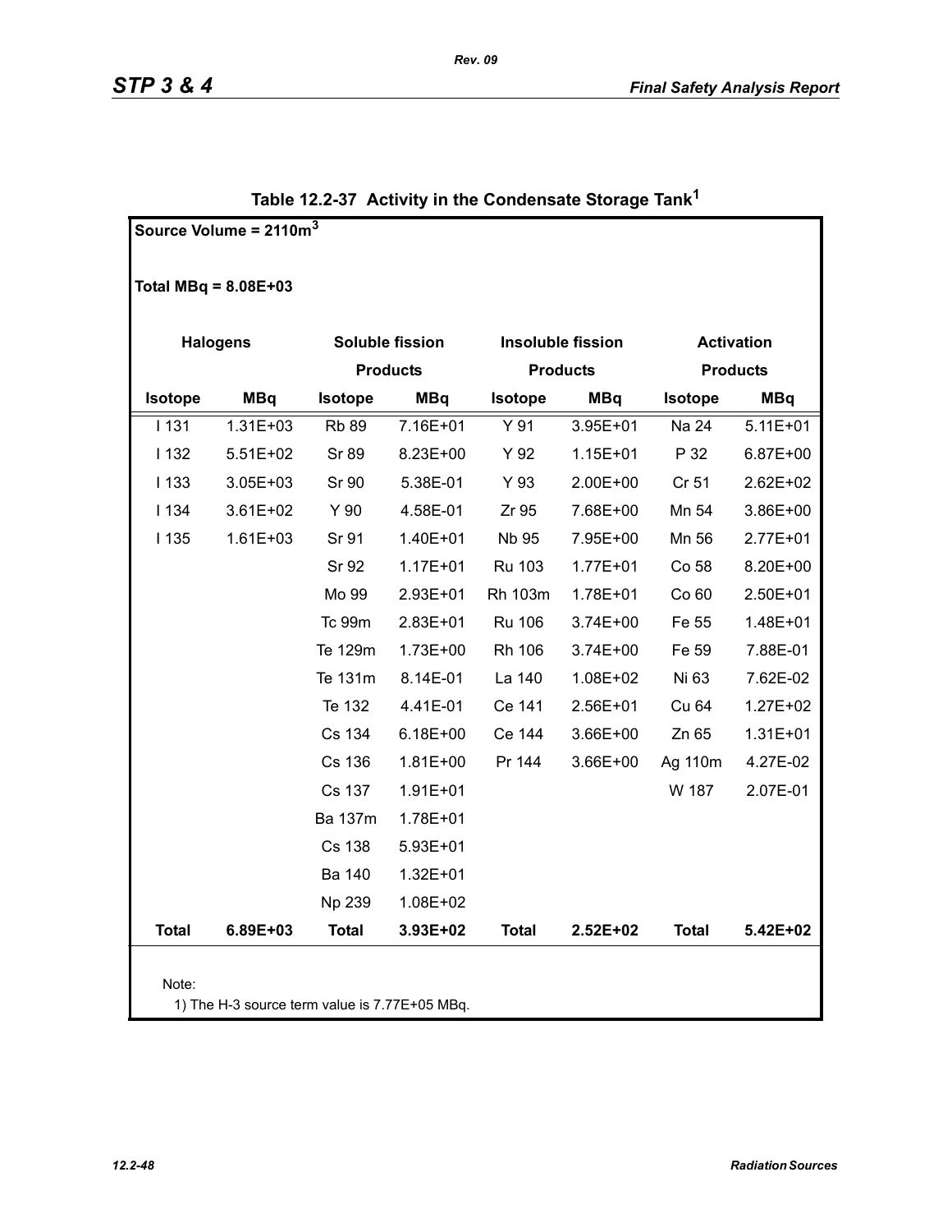# Table 12.2-37 Activity in the Condensate Storage Tank[1]

**Source Volume = 2110m³**

**Total MBq = 8.08E+03**

| Halogens | | Soluble fission Products | | Insoluble fission Products | | Activation Products | |
|---|---|---|---|---|---|---|---|
| **Isotope** | **MBq** | **Isotope** | **MBq** | **Isotope** | **MBq** | **Isotope** | **MBq** |
| I 131 | 1.31E+03 | Rb 89 | 7.16E+01 | Y 91 | 3.95E+01 | Na 24 | 5.11E+01 |
| I 132 | 5.51E+02 | Sr 89 | 8.23E+00 | Y 92 | 1.15E+01 | P 32 | 6.87E+00 |
| I 133 | 3.05E+03 | Sr 90 | 5.38E-01 | Y 93 | 2.00E+00 | Cr 51 | 2.62E+02 |
| I 134 | 3.61E+02 | Y 90 | 4.58E-01 | Zr 95 | 7.68E+00 | Mn 54 | 3.86E+00 |
| I 135 | 1.61E+03 | Sr 91 | 1.40E+01 | Nb 95 | 7.95E+00 | Mn 56 | 2.77E+01 |
| | | Sr 92 | 1.17E+01 | Ru 103 | 1.77E+01 | Co 58 | 8.20E+00 |
| | | Mo 99 | 2.93E+01 | Rh 103m | 1.78E+01 | Co 60 | 2.50E+01 |
| | | Tc 99m | 2.83E+01 | Ru 106 | 3.74E+00 | Fe 55 | 1.48E+01 |
| | | Te 129m | 1.73E+00 | Rh 106 | 3.74E+00 | Fe 59 | 7.88E-01 |
| | | Te 131m | 8.14E-01 | La 140 | 1.08E+02 | Ni 63 | 7.62E-02 |
| | | Te 132 | 4.41E-01 | Ce 141 | 2.56E+01 | Cu 64 | 1.27E+02 |
| | | Cs 134 | 6.18E+00 | Ce 144 | 3.66E+00 | Zn 65 | 1.31E+01 |
| | | Cs 136 | 1.81E+00 | Pr 144 | 3.66E+00 | Ag 110m | 4.27E-02 |
| | | Cs 137 | 1.91E+01 | | | W 187 | 2.07E-01 |
| | | Ba 137m | 1.78E+01 | | | | |
| | | Cs 138 | 5.93E+01 | | | | |
| | | Ba 140 | 1.32E+01 | | | | |
| | | Np 239 | 1.08E+02 | | | | |
| **Total** | **6.89E+03** | **Total** | **3.93E+02** | **Total** | **2.52E+02** | **Total** | **5.42E+02** |

Note:

1) The H-3 source term value is 7.77E+05 MBq.